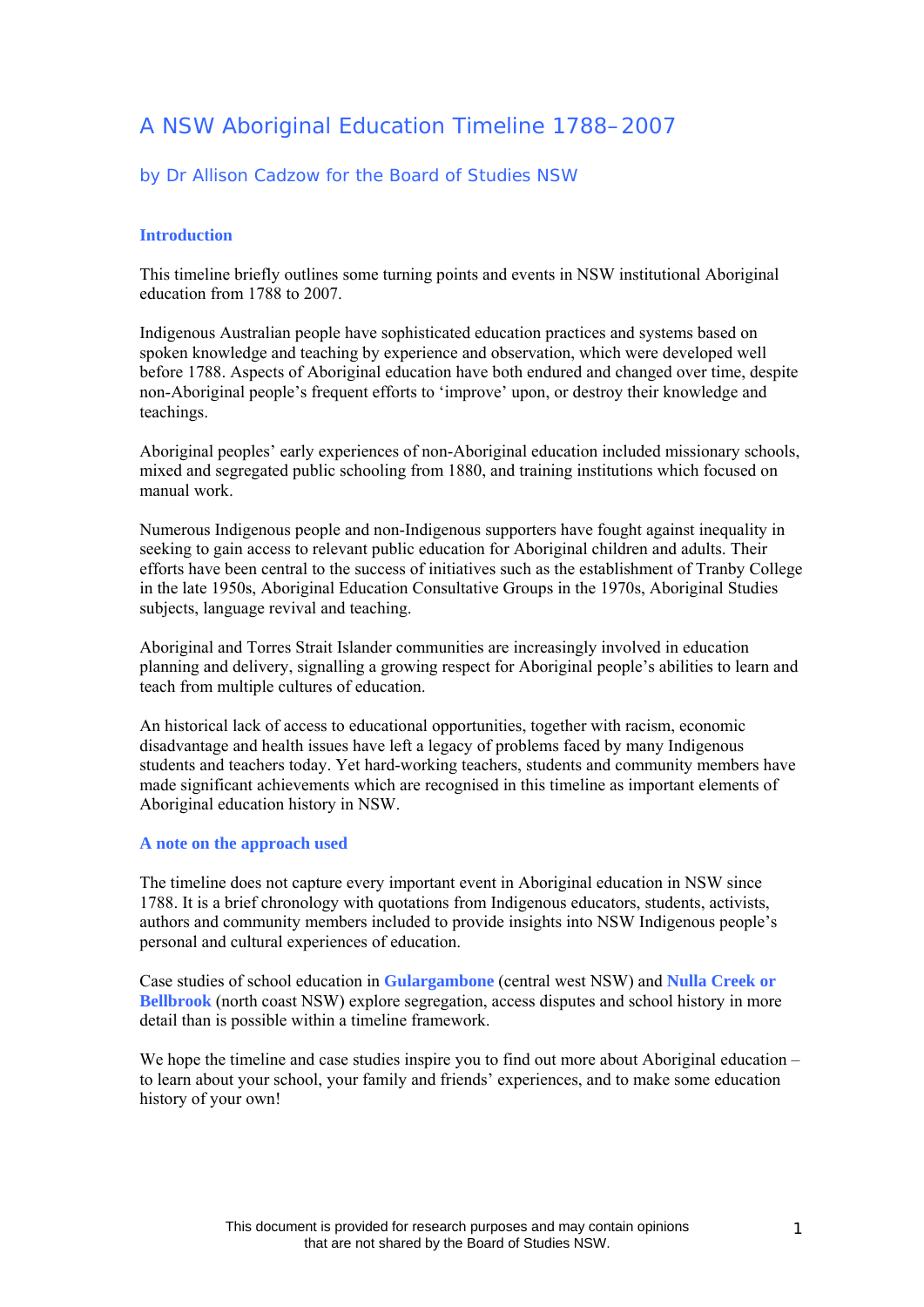# A NSW Aboriginal Education Timeline 1788–2007

## by Dr Allison Cadzow for the Board of Studies NSW

### Introduction

This timeline briefly outlines some turning points and events in NSW institutional Aboriginal education from 1788 to 2007.

Indigenous Australian people have sophisticated education practices and systems based on spoken knowledge and teaching by experience and observation, which were developed well before 1788. Aspects of Aboriginal education have both endured and changed over time, despite non-Aboriginal people's frequent efforts to 'improve' upon, or destroy their knowledge and teachings.

Aboriginal peoples' early experiences of non-Aboriginal education included missionary schools, mixed and segregated public schooling from 1880, and training institutions which focused on manual work.

Numerous Indigenous people and non-Indigenous supporters have fought against inequality in seeking to gain access to relevant public education for Aboriginal children and adults. Their efforts have been central to the success of initiatives such as the establishment of Tranby College in the late 1950s, Aboriginal Education Consultative Groups in the 1970s, Aboriginal Studies subjects, language revival and teaching.

Aboriginal and Torres Strait Islander communities are increasingly involved in education planning and delivery, signalling a growing respect for Aboriginal people's abilities to learn and teach from multiple cultures of education.

An historical lack of access to educational opportunities, together with racism, economic disadvantage and health issues have left a legacy of problems faced by many Indigenous students and teachers today. Yet hard-working teachers, students and community members have made significant achievements which are recognised in this timeline as important elements of Aboriginal education history in NSW.

### A note on the approach used

The timeline does not capture every important event in Aboriginal education in NSW since 1788. It is a brief chronology with quotations from Indigenous educators, students, activists, authors and community members included to provide insights into NSW Indigenous people's personal and cultural experiences of education.

Case studies of school education in **Gulargambone** (central west NSW) and **Nulla Creek or Bellbrook** (north coast NSW) explore segregation, access disputes and school history in more detail than is possible within a timeline framework.

We hope the timeline and case studies inspire you to find out more about Aboriginal education – to learn about your school, your family and friends' experiences, and to make some education history of your own!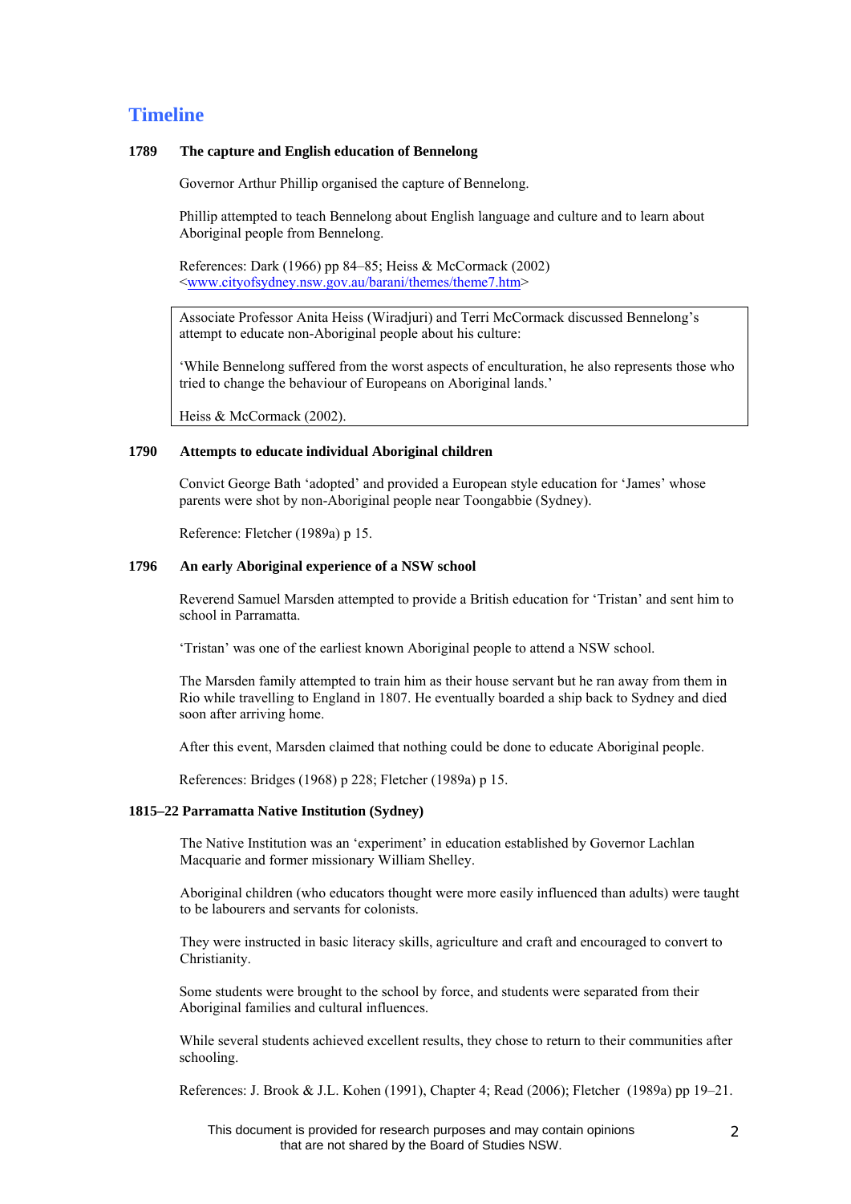## Timeline

**1789 The capture and English education of Bennelong**

Governor Arthur Phillip organised the capture of Bennelong.

Phillip attempted to teach Bennelong about English language and culture and to learn about Aboriginal people from Bennelong.

References: Dark (1966) pp 84–85; Heiss & McCormack (2002) <www.cityofsydney.nsw.gov.au/barani/themes/theme7.htm>

> Associate Professor Anita Heiss (Wiradjuri) and Terri McCormack discussed Bennelong's attempt to educate non-Aboriginal people about his culture:
>
> 'While Bennelong suffered from the worst aspects of enculturation, he also represents those who tried to change the behaviour of Europeans on Aboriginal lands.'
>
> Heiss & McCormack (2002).

**1790 Attempts to educate individual Aboriginal children**

Convict George Bath 'adopted' and provided a European style education for 'James' whose parents were shot by non-Aboriginal people near Toongabbie (Sydney).

Reference: Fletcher (1989a) p 15.

**1796 An early Aboriginal experience of a NSW school**

Reverend Samuel Marsden attempted to provide a British education for 'Tristan' and sent him to school in Parramatta.

'Tristan' was one of the earliest known Aboriginal people to attend a NSW school.

The Marsden family attempted to train him as their house servant but he ran away from them in Rio while travelling to England in 1807. He eventually boarded a ship back to Sydney and died soon after arriving home.

After this event, Marsden claimed that nothing could be done to educate Aboriginal people.

References: Bridges (1968) p 228; Fletcher (1989a) p 15.

**1815–22 Parramatta Native Institution (Sydney)**

The Native Institution was an 'experiment' in education established by Governor Lachlan Macquarie and former missionary William Shelley.

Aboriginal children (who educators thought were more easily influenced than adults) were taught to be labourers and servants for colonists.

They were instructed in basic literacy skills, agriculture and craft and encouraged to convert to Christianity.

Some students were brought to the school by force, and students were separated from their Aboriginal families and cultural influences.

While several students achieved excellent results, they chose to return to their communities after schooling.

References: J. Brook & J.L. Kohen (1991), Chapter 4; Read (2006); Fletcher (1989a) pp 19–21.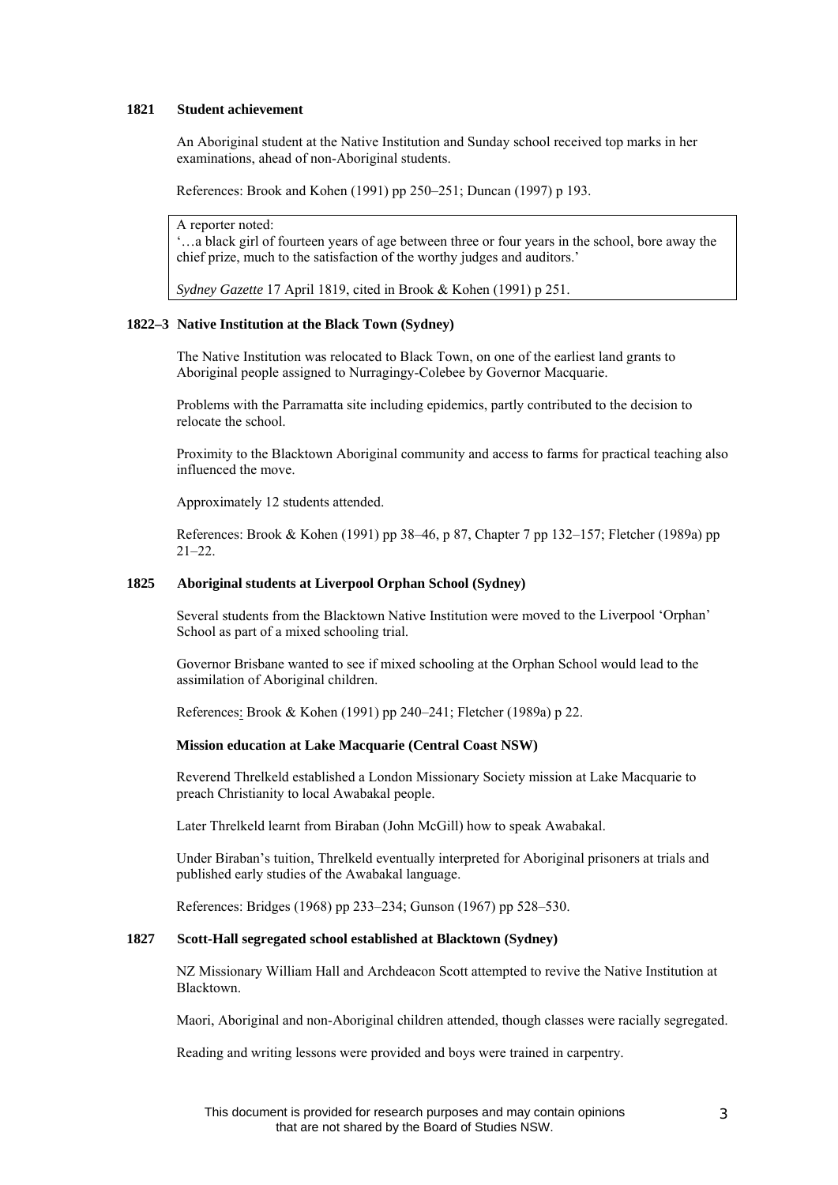**1821 Student achievement**

An Aboriginal student at the Native Institution and Sunday school received top marks in her examinations, ahead of non-Aboriginal students.

References: Brook and Kohen (1991) pp 250–251; Duncan (1997) p 193.

> A reporter noted:
> '…a black girl of fourteen years of age between three or four years in the school, bore away the chief prize, much to the satisfaction of the worthy judges and auditors.'
>
> *Sydney Gazette* 17 April 1819, cited in Brook & Kohen (1991) p 251.

**1822–3 Native Institution at the Black Town (Sydney)**

The Native Institution was relocated to Black Town, on one of the earliest land grants to Aboriginal people assigned to Nurragingy-Colebee by Governor Macquarie.

Problems with the Parramatta site including epidemics, partly contributed to the decision to relocate the school.

Proximity to the Blacktown Aboriginal community and access to farms for practical teaching also influenced the move.

Approximately 12 students attended.

References: Brook & Kohen (1991) pp 38–46, p 87, Chapter 7 pp 132–157; Fletcher (1989a) pp 21–22.

**1825 Aboriginal students at Liverpool Orphan School (Sydney)**

Several students from the Blacktown Native Institution were moved to the Liverpool 'Orphan' School as part of a mixed schooling trial.

Governor Brisbane wanted to see if mixed schooling at the Orphan School would lead to the assimilation of Aboriginal children.

References: Brook & Kohen (1991) pp 240–241; Fletcher (1989a) p 22.

**Mission education at Lake Macquarie (Central Coast NSW)**

Reverend Threlkeld established a London Missionary Society mission at Lake Macquarie to preach Christianity to local Awabakal people.

Later Threlkeld learnt from Biraban (John McGill) how to speak Awabakal.

Under Biraban's tuition, Threlkeld eventually interpreted for Aboriginal prisoners at trials and published early studies of the Awabakal language.

References: Bridges (1968) pp 233–234; Gunson (1967) pp 528–530.

**1827 Scott-Hall segregated school established at Blacktown (Sydney)**

NZ Missionary William Hall and Archdeacon Scott attempted to revive the Native Institution at Blacktown.

Maori, Aboriginal and non-Aboriginal children attended, though classes were racially segregated.

Reading and writing lessons were provided and boys were trained in carpentry.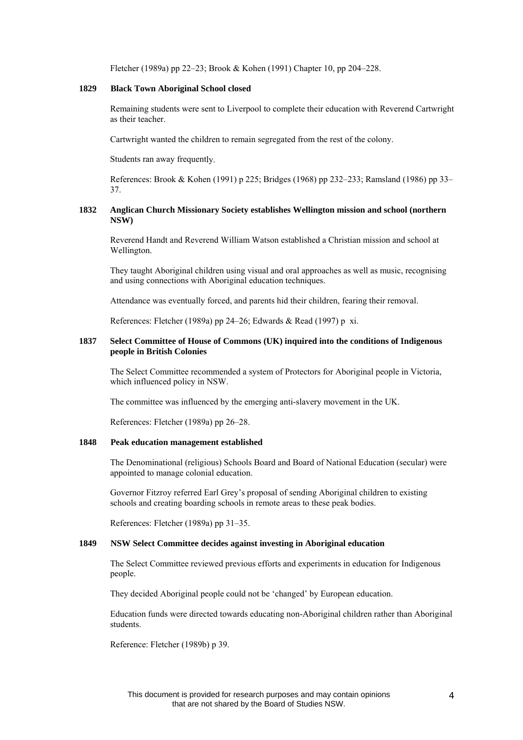Fletcher (1989a) pp 22–23; Brook & Kohen (1991) Chapter 10, pp 204–228.

**1829 Black Town Aboriginal School closed**

Remaining students were sent to Liverpool to complete their education with Reverend Cartwright as their teacher.

Cartwright wanted the children to remain segregated from the rest of the colony.

Students ran away frequently.

References: Brook & Kohen (1991) p 225; Bridges (1968) pp 232–233; Ramsland (1986) pp 33–37.

**1832 Anglican Church Missionary Society establishes Wellington mission and school (northern NSW)**

Reverend Handt and Reverend William Watson established a Christian mission and school at Wellington.

They taught Aboriginal children using visual and oral approaches as well as music, recognising and using connections with Aboriginal education techniques.

Attendance was eventually forced, and parents hid their children, fearing their removal.

References: Fletcher (1989a) pp 24–26; Edwards & Read (1997) p xi.

**1837 Select Committee of House of Commons (UK) inquired into the conditions of Indigenous people in British Colonies**

The Select Committee recommended a system of Protectors for Aboriginal people in Victoria, which influenced policy in NSW.

The committee was influenced by the emerging anti-slavery movement in the UK.

References: Fletcher (1989a) pp 26–28.

**1848 Peak education management established**

The Denominational (religious) Schools Board and Board of National Education (secular) were appointed to manage colonial education.

Governor Fitzroy referred Earl Grey's proposal of sending Aboriginal children to existing schools and creating boarding schools in remote areas to these peak bodies.

References: Fletcher (1989a) pp 31–35.

**1849 NSW Select Committee decides against investing in Aboriginal education**

The Select Committee reviewed previous efforts and experiments in education for Indigenous people.

They decided Aboriginal people could not be 'changed' by European education.

Education funds were directed towards educating non-Aboriginal children rather than Aboriginal students.

Reference: Fletcher (1989b) p 39.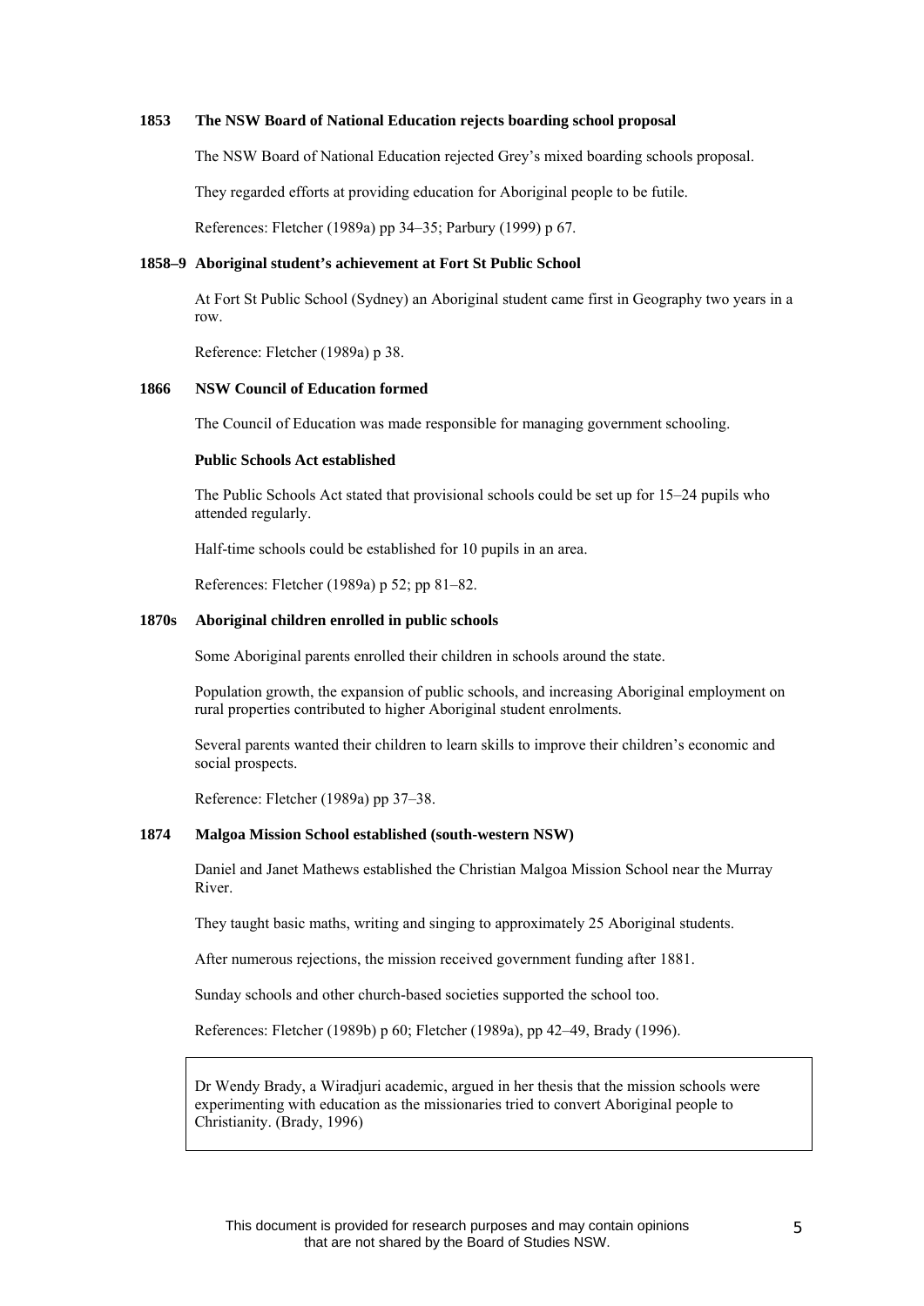**1853 The NSW Board of National Education rejects boarding school proposal**

The NSW Board of National Education rejected Grey's mixed boarding schools proposal.

They regarded efforts at providing education for Aboriginal people to be futile.

References: Fletcher (1989a) pp 34–35; Parbury (1999) p 67.

**1858–9 Aboriginal student's achievement at Fort St Public School**

At Fort St Public School (Sydney) an Aboriginal student came first in Geography two years in a row.

Reference: Fletcher (1989a) p 38.

**1866 NSW Council of Education formed**

The Council of Education was made responsible for managing government schooling.

**Public Schools Act established**

The Public Schools Act stated that provisional schools could be set up for 15–24 pupils who attended regularly.

Half-time schools could be established for 10 pupils in an area.

References: Fletcher (1989a) p 52; pp 81–82.

**1870s Aboriginal children enrolled in public schools**

Some Aboriginal parents enrolled their children in schools around the state.

Population growth, the expansion of public schools, and increasing Aboriginal employment on rural properties contributed to higher Aboriginal student enrolments.

Several parents wanted their children to learn skills to improve their children's economic and social prospects.

Reference: Fletcher (1989a) pp 37–38.

**1874 Malgoa Mission School established (south-western NSW)**

Daniel and Janet Mathews established the Christian Malgoa Mission School near the Murray River.

They taught basic maths, writing and singing to approximately 25 Aboriginal students.

After numerous rejections, the mission received government funding after 1881.

Sunday schools and other church-based societies supported the school too.

References: Fletcher (1989b) p 60; Fletcher (1989a), pp 42–49, Brady (1996).

> Dr Wendy Brady, a Wiradjuri academic, argued in her thesis that the mission schools were experimenting with education as the missionaries tried to convert Aboriginal people to Christianity. (Brady, 1996)

This document is provided for research purposes and may contain opinions that are not shared by the Board of Studies NSW.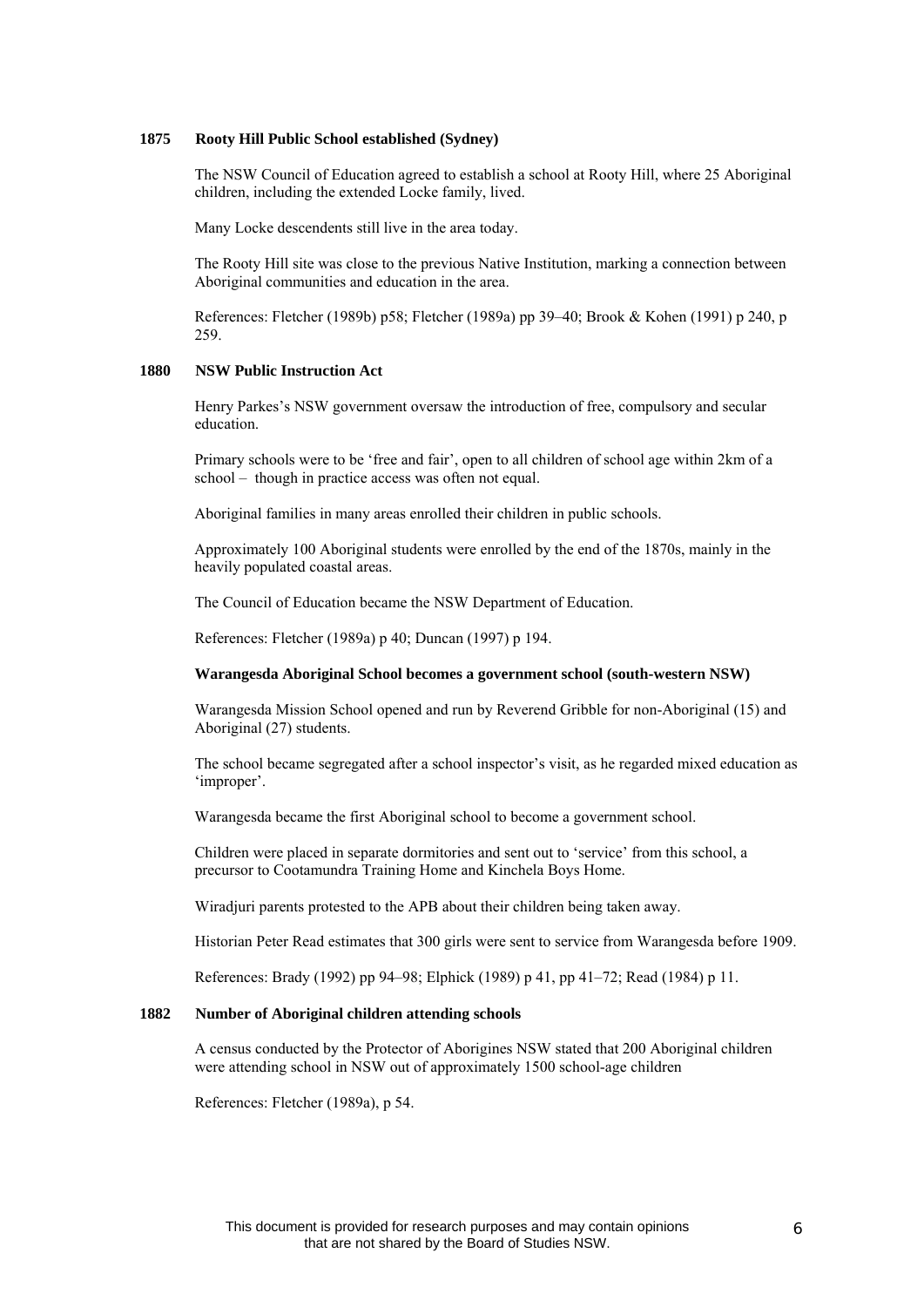**1875 Rooty Hill Public School established (Sydney)**

The NSW Council of Education agreed to establish a school at Rooty Hill, where 25 Aboriginal children, including the extended Locke family, lived.

Many Locke descendents still live in the area today.

The Rooty Hill site was close to the previous Native Institution, marking a connection between Aboriginal communities and education in the area.

References: Fletcher (1989b) p58; Fletcher (1989a) pp 39–40; Brook & Kohen (1991) p 240, p 259.

**1880 NSW Public Instruction Act**

Henry Parkes's NSW government oversaw the introduction of free, compulsory and secular education.

Primary schools were to be 'free and fair', open to all children of school age within 2km of a school – though in practice access was often not equal.

Aboriginal families in many areas enrolled their children in public schools.

Approximately 100 Aboriginal students were enrolled by the end of the 1870s, mainly in the heavily populated coastal areas.

The Council of Education became the NSW Department of Education.

References: Fletcher (1989a) p 40; Duncan (1997) p 194.

**Warangesda Aboriginal School becomes a government school (south-western NSW)**

Warangesda Mission School opened and run by Reverend Gribble for non-Aboriginal (15) and Aboriginal (27) students.

The school became segregated after a school inspector's visit, as he regarded mixed education as 'improper'.

Warangesda became the first Aboriginal school to become a government school.

Children were placed in separate dormitories and sent out to 'service' from this school, a precursor to Cootamundra Training Home and Kinchela Boys Home.

Wiradjuri parents protested to the APB about their children being taken away.

Historian Peter Read estimates that 300 girls were sent to service from Warangesda before 1909.

References: Brady (1992) pp 94–98; Elphick (1989) p 41, pp 41–72; Read (1984) p 11.

**1882 Number of Aboriginal children attending schools**

A census conducted by the Protector of Aborigines NSW stated that 200 Aboriginal children were attending school in NSW out of approximately 1500 school-age children

References: Fletcher (1989a), p 54.

This document is provided for research purposes and may contain opinions that are not shared by the Board of Studies NSW.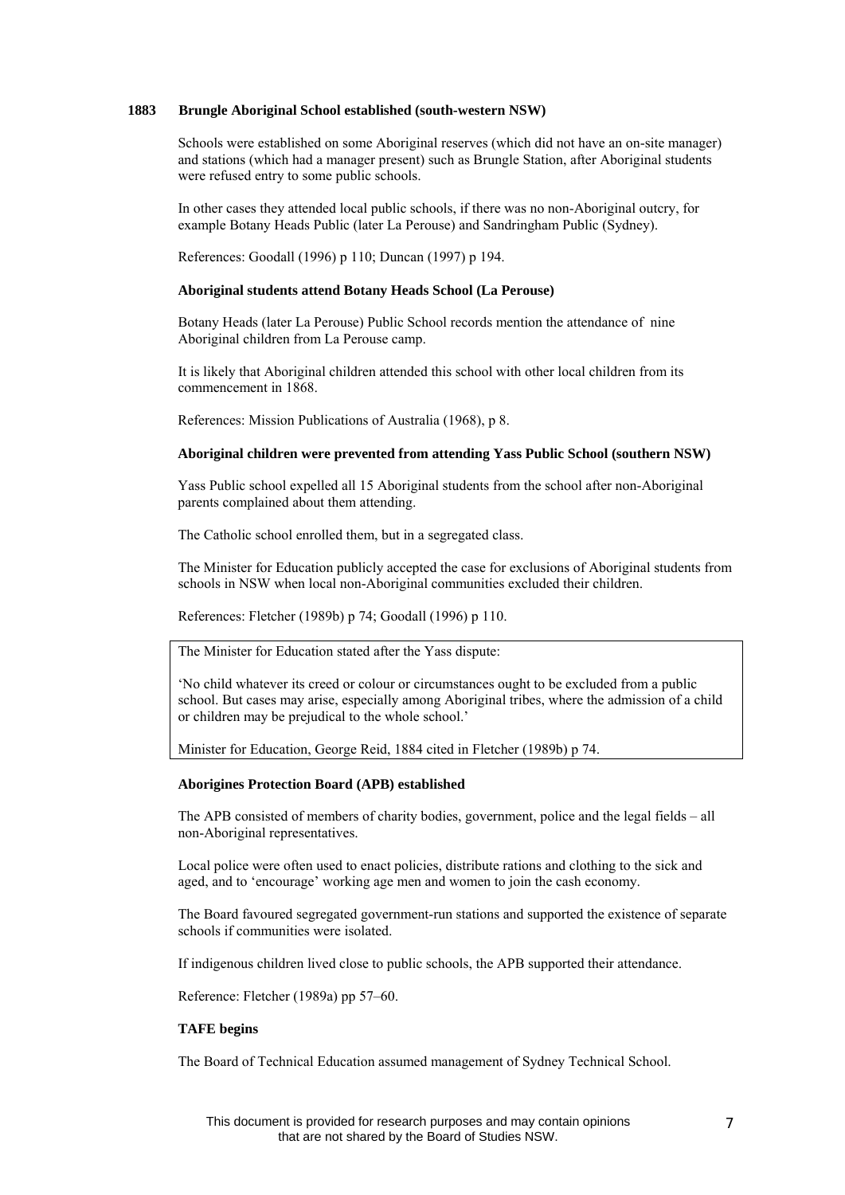**1883 Brungle Aboriginal School established (south-western NSW)**

Schools were established on some Aboriginal reserves (which did not have an on-site manager) and stations (which had a manager present) such as Brungle Station, after Aboriginal students were refused entry to some public schools.

In other cases they attended local public schools, if there was no non-Aboriginal outcry, for example Botany Heads Public (later La Perouse) and Sandringham Public (Sydney).

References: Goodall (1996) p 110; Duncan (1997) p 194.

**Aboriginal students attend Botany Heads School (La Perouse)**

Botany Heads (later La Perouse) Public School records mention the attendance of nine Aboriginal children from La Perouse camp.

It is likely that Aboriginal children attended this school with other local children from its commencement in 1868.

References: Mission Publications of Australia (1968), p 8.

**Aboriginal children were prevented from attending Yass Public School (southern NSW)**

Yass Public school expelled all 15 Aboriginal students from the school after non-Aboriginal parents complained about them attending.

The Catholic school enrolled them, but in a segregated class.

The Minister for Education publicly accepted the case for exclusions of Aboriginal students from schools in NSW when local non-Aboriginal communities excluded their children.

References: Fletcher (1989b) p 74; Goodall (1996) p 110.

> The Minister for Education stated after the Yass dispute:
>
> 'No child whatever its creed or colour or circumstances ought to be excluded from a public school. But cases may arise, especially among Aboriginal tribes, where the admission of a child or children may be prejudical to the whole school.'
>
> Minister for Education, George Reid, 1884 cited in Fletcher (1989b) p 74.

**Aborigines Protection Board (APB) established**

The APB consisted of members of charity bodies, government, police and the legal fields – all non-Aboriginal representatives.

Local police were often used to enact policies, distribute rations and clothing to the sick and aged, and to 'encourage' working age men and women to join the cash economy.

The Board favoured segregated government-run stations and supported the existence of separate schools if communities were isolated.

If indigenous children lived close to public schools, the APB supported their attendance.

Reference: Fletcher (1989a) pp 57–60.

**TAFE begins**

The Board of Technical Education assumed management of Sydney Technical School.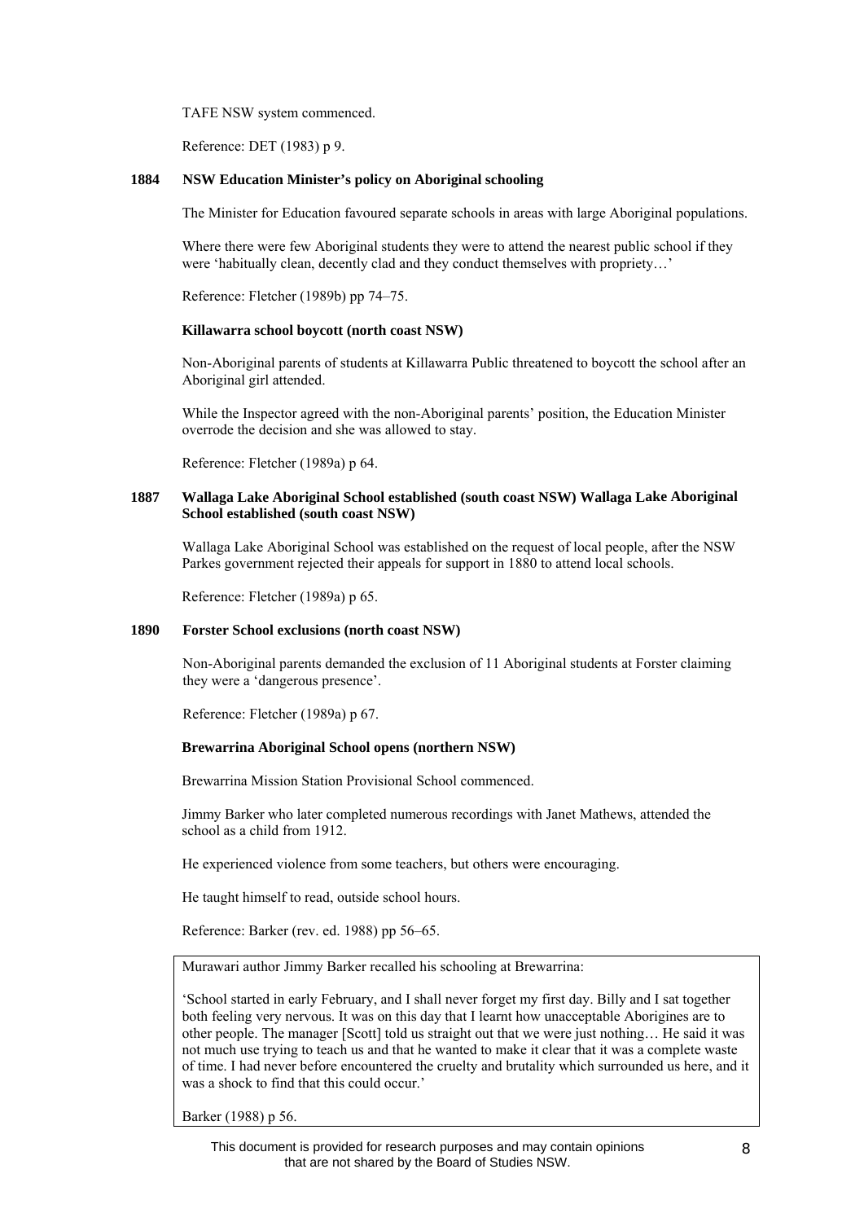TAFE NSW system commenced.

Reference: DET (1983) p 9.

**1884 NSW Education Minister's policy on Aboriginal schooling**

The Minister for Education favoured separate schools in areas with large Aboriginal populations.

Where there were few Aboriginal students they were to attend the nearest public school if they were 'habitually clean, decently clad and they conduct themselves with propriety…'

Reference: Fletcher (1989b) pp 74–75.

**Killawarra school boycott (north coast NSW)**

Non-Aboriginal parents of students at Killawarra Public threatened to boycott the school after an Aboriginal girl attended.

While the Inspector agreed with the non-Aboriginal parents' position, the Education Minister overrode the decision and she was allowed to stay.

Reference: Fletcher (1989a) p 64.

**1887 Wallaga Lake Aboriginal School established (south coast NSW) Wallaga Lake Aboriginal School established (south coast NSW)**

Wallaga Lake Aboriginal School was established on the request of local people, after the NSW Parkes government rejected their appeals for support in 1880 to attend local schools.

Reference: Fletcher (1989a) p 65.

**1890 Forster School exclusions (north coast NSW)**

Non-Aboriginal parents demanded the exclusion of 11 Aboriginal students at Forster claiming they were a 'dangerous presence'.

Reference: Fletcher (1989a) p 67.

**Brewarrina Aboriginal School opens (northern NSW)**

Brewarrina Mission Station Provisional School commenced.

Jimmy Barker who later completed numerous recordings with Janet Mathews, attended the school as a child from 1912.

He experienced violence from some teachers, but others were encouraging.

He taught himself to read, outside school hours.

Reference: Barker (rev. ed. 1988) pp 56–65.

> Murawari author Jimmy Barker recalled his schooling at Brewarrina:
>
> 'School started in early February, and I shall never forget my first day. Billy and I sat together both feeling very nervous. It was on this day that I learnt how unacceptable Aborigines are to other people. The manager [Scott] told us straight out that we were just nothing… He said it was not much use trying to teach us and that he wanted to make it clear that it was a complete waste of time. I had never before encountered the cruelty and brutality which surrounded us here, and it was a shock to find that this could occur.'
>
> Barker (1988) p 56.

This document is provided for research purposes and may contain opinions that are not shared by the Board of Studies NSW.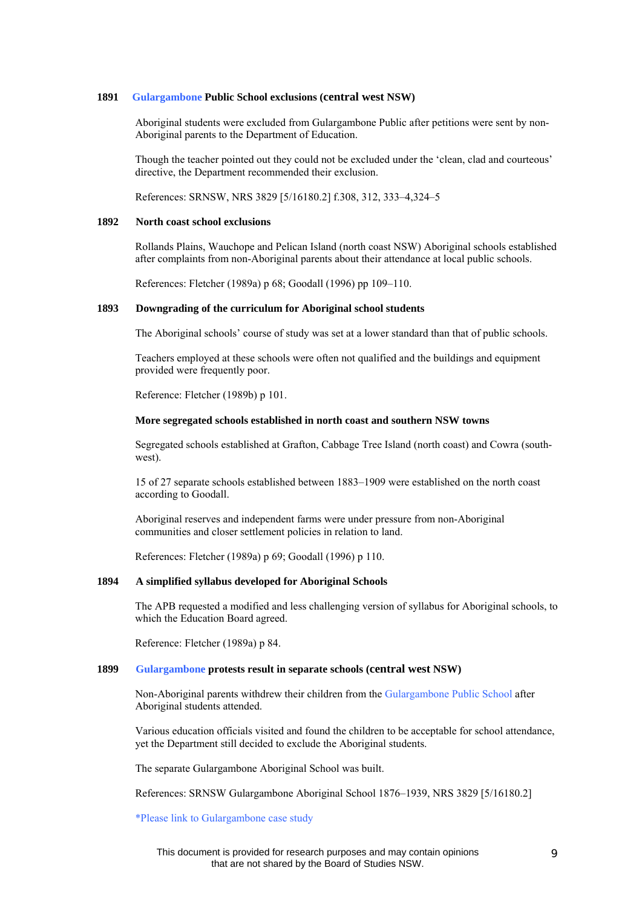**1891 Gulargambone Public School exclusions (central west NSW)**

Aboriginal students were excluded from Gulargambone Public after petitions were sent by non-Aboriginal parents to the Department of Education.

Though the teacher pointed out they could not be excluded under the 'clean, clad and courteous' directive, the Department recommended their exclusion.

References: SRNSW, NRS 3829 [5/16180.2] f.308, 312, 333–4,324–5

**1892 North coast school exclusions**

Rollands Plains, Wauchope and Pelican Island (north coast NSW) Aboriginal schools established after complaints from non-Aboriginal parents about their attendance at local public schools.

References: Fletcher (1989a) p 68; Goodall (1996) pp 109–110.

**1893 Downgrading of the curriculum for Aboriginal school students**

The Aboriginal schools' course of study was set at a lower standard than that of public schools.

Teachers employed at these schools were often not qualified and the buildings and equipment provided were frequently poor.

Reference: Fletcher (1989b) p 101.

**More segregated schools established in north coast and southern NSW towns**

Segregated schools established at Grafton, Cabbage Tree Island (north coast) and Cowra (south-west).

15 of 27 separate schools established between 1883–1909 were established on the north coast according to Goodall.

Aboriginal reserves and independent farms were under pressure from non-Aboriginal communities and closer settlement policies in relation to land.

References: Fletcher (1989a) p 69; Goodall (1996) p 110.

**1894 A simplified syllabus developed for Aboriginal Schools**

The APB requested a modified and less challenging version of syllabus for Aboriginal schools, to which the Education Board agreed.

Reference: Fletcher (1989a) p 84.

**1899 Gulargambone protests result in separate schools (central west NSW)**

Non-Aboriginal parents withdrew their children from the Gulargambone Public School after Aboriginal students attended.

Various education officials visited and found the children to be acceptable for school attendance, yet the Department still decided to exclude the Aboriginal students.

The separate Gulargambone Aboriginal School was built.

References: SRNSW Gulargambone Aboriginal School 1876–1939, NRS 3829 [5/16180.2]

*Please link to Gulargambone case study

This document is provided for research purposes and may contain opinions that are not shared by the Board of Studies NSW.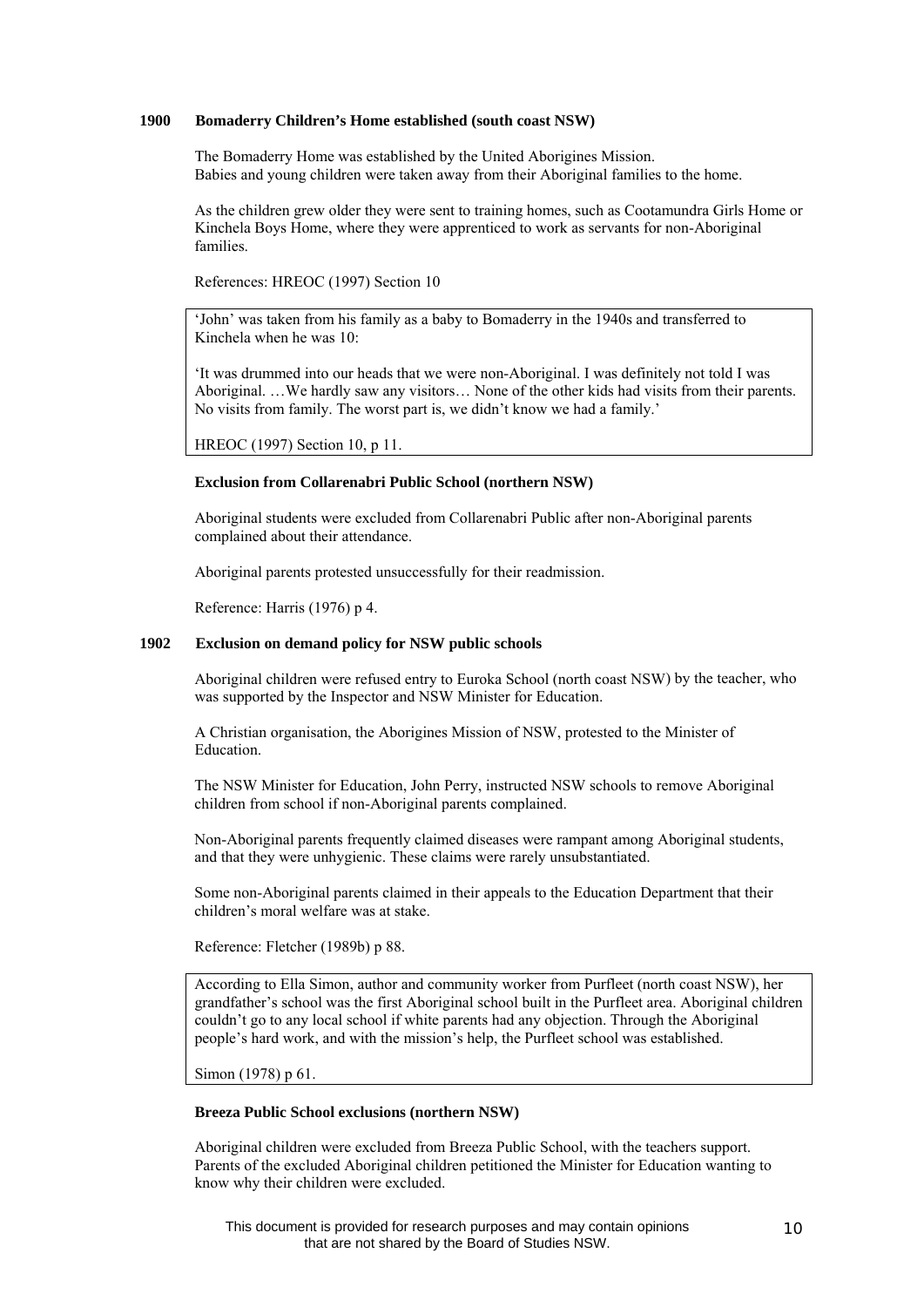**1900 Bomaderry Children's Home established (south coast NSW)**

The Bomaderry Home was established by the United Aborigines Mission.
Babies and young children were taken away from their Aboriginal families to the home.

As the children grew older they were sent to training homes, such as Cootamundra Girls Home or Kinchela Boys Home, where they were apprenticed to work as servants for non-Aboriginal families.

References: HREOC (1997) Section 10

> 'John' was taken from his family as a baby to Bomaderry in the 1940s and transferred to Kinchela when he was 10:
>
> 'It was drummed into our heads that we were non-Aboriginal. I was definitely not told I was Aboriginal. …We hardly saw any visitors… None of the other kids had visits from their parents. No visits from family. The worst part is, we didn't know we had a family.'
>
> HREOC (1997) Section 10, p 11.

**Exclusion from Collarenabri Public School (northern NSW)**

Aboriginal students were excluded from Collarenabri Public after non-Aboriginal parents complained about their attendance.

Aboriginal parents protested unsuccessfully for their readmission.

Reference: Harris (1976) p 4.

**1902 Exclusion on demand policy for NSW public schools**

Aboriginal children were refused entry to Euroka School (north coast NSW) by the teacher, who was supported by the Inspector and NSW Minister for Education.

A Christian organisation, the Aborigines Mission of NSW, protested to the Minister of Education.

The NSW Minister for Education, John Perry, instructed NSW schools to remove Aboriginal children from school if non-Aboriginal parents complained.

Non-Aboriginal parents frequently claimed diseases were rampant among Aboriginal students, and that they were unhygienic. These claims were rarely unsubstantiated.

Some non-Aboriginal parents claimed in their appeals to the Education Department that their children's moral welfare was at stake.

Reference: Fletcher (1989b) p 88.

> According to Ella Simon, author and community worker from Purfleet (north coast NSW), her grandfather's school was the first Aboriginal school built in the Purfleet area. Aboriginal children couldn't go to any local school if white parents had any objection. Through the Aboriginal people's hard work, and with the mission's help, the Purfleet school was established.
>
> Simon (1978) p 61.

**Breeza Public School exclusions (northern NSW)**

Aboriginal children were excluded from Breeza Public School, with the teachers support. Parents of the excluded Aboriginal children petitioned the Minister for Education wanting to know why their children were excluded.

This document is provided for research purposes and may contain opinions that are not shared by the Board of Studies NSW.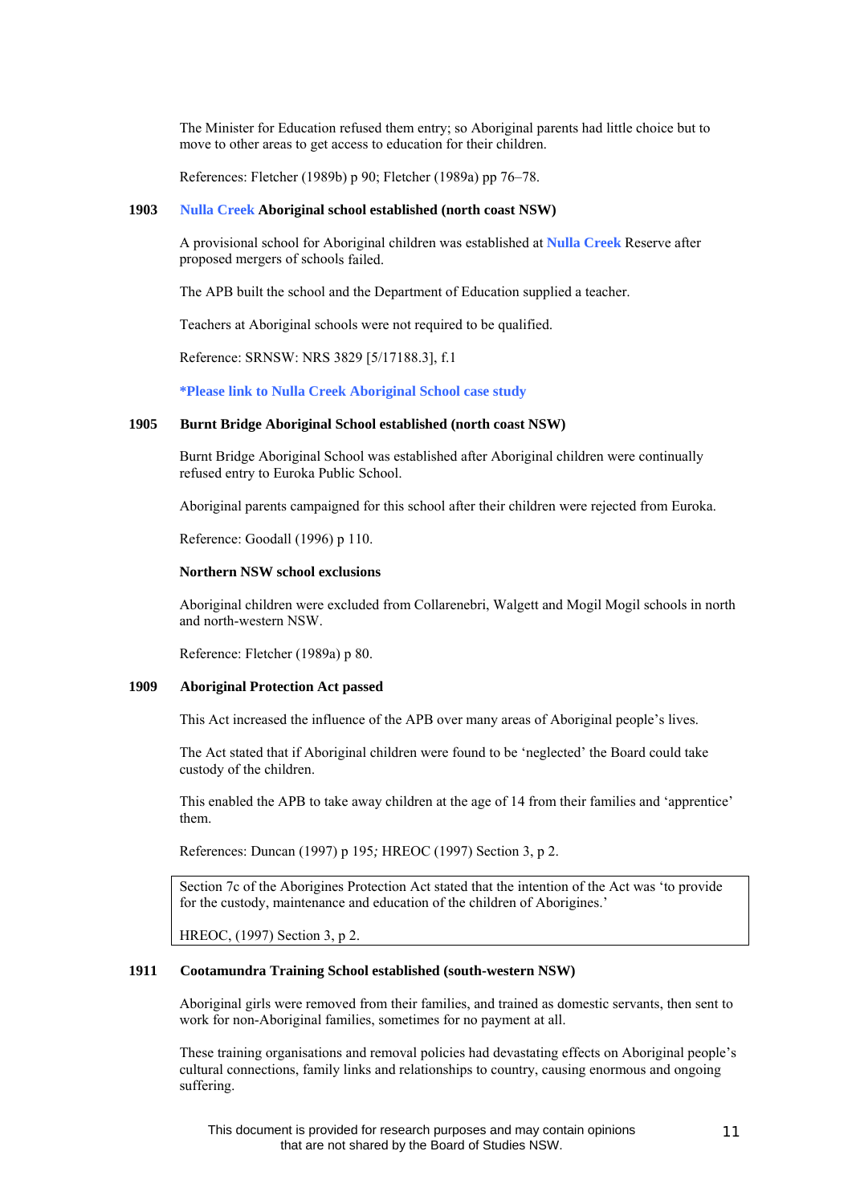The Minister for Education refused them entry; so Aboriginal parents had little choice but to move to other areas to get access to education for their children.

References: Fletcher (1989b) p 90; Fletcher (1989a) pp 76–78.

**1903 Nulla Creek Aboriginal school established (north coast NSW)**

A provisional school for Aboriginal children was established at Nulla Creek Reserve after proposed mergers of schools failed.

The APB built the school and the Department of Education supplied a teacher.

Teachers at Aboriginal schools were not required to be qualified.

Reference: SRNSW: NRS 3829 [5/17188.3], f.1

**\*Please link to Nulla Creek Aboriginal School case study**

**1905 Burnt Bridge Aboriginal School established (north coast NSW)**

Burnt Bridge Aboriginal School was established after Aboriginal children were continually refused entry to Euroka Public School.

Aboriginal parents campaigned for this school after their children were rejected from Euroka.

Reference: Goodall (1996) p 110.

**Northern NSW school exclusions**

Aboriginal children were excluded from Collarenebri, Walgett and Mogil Mogil schools in north and north-western NSW.

Reference: Fletcher (1989a) p 80.

**1909 Aboriginal Protection Act passed**

This Act increased the influence of the APB over many areas of Aboriginal people's lives.

The Act stated that if Aboriginal children were found to be 'neglected' the Board could take custody of the children.

This enabled the APB to take away children at the age of 14 from their families and 'apprentice' them.

References: Duncan (1997) p 195*;* HREOC (1997) Section 3, p 2.

> Section 7c of the Aborigines Protection Act stated that the intention of the Act was 'to provide for the custody, maintenance and education of the children of Aborigines.'
>
> HREOC, (1997) Section 3, p 2.

**1911 Cootamundra Training School established (south-western NSW)**

Aboriginal girls were removed from their families, and trained as domestic servants, then sent to work for non-Aboriginal families, sometimes for no payment at all.

These training organisations and removal policies had devastating effects on Aboriginal people's cultural connections, family links and relationships to country, causing enormous and ongoing suffering.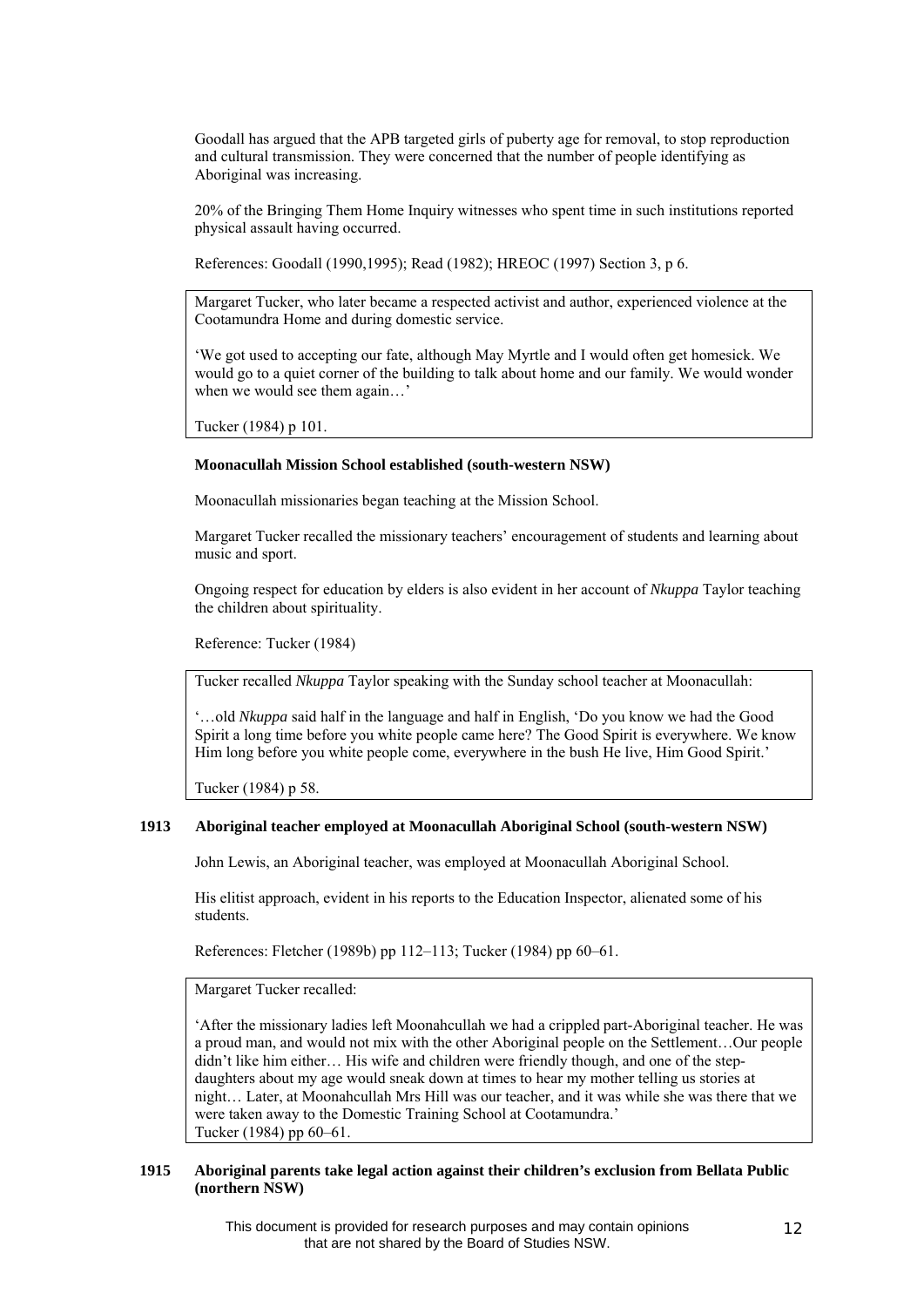Goodall has argued that the APB targeted girls of puberty age for removal, to stop reproduction and cultural transmission. They were concerned that the number of people identifying as Aboriginal was increasing.

20% of the Bringing Them Home Inquiry witnesses who spent time in such institutions reported physical assault having occurred.

References: Goodall (1990,1995); Read (1982); HREOC (1997) Section 3, p 6.

> Margaret Tucker, who later became a respected activist and author, experienced violence at the Cootamundra Home and during domestic service.
>
> 'We got used to accepting our fate, although May Myrtle and I would often get homesick. We would go to a quiet corner of the building to talk about home and our family. We would wonder when we would see them again…'
>
> Tucker (1984) p 101.

**Moonacullah Mission School established (south-western NSW)**

Moonacullah missionaries began teaching at the Mission School.

Margaret Tucker recalled the missionary teachers' encouragement of students and learning about music and sport.

Ongoing respect for education by elders is also evident in her account of *Nkuppa* Taylor teaching the children about spirituality.

Reference: Tucker (1984)

> Tucker recalled *Nkuppa* Taylor speaking with the Sunday school teacher at Moonacullah:
>
> '…old *Nkuppa* said half in the language and half in English, 'Do you know we had the Good Spirit a long time before you white people came here? The Good Spirit is everywhere. We know Him long before you white people come, everywhere in the bush He live, Him Good Spirit.'
>
> Tucker (1984) p 58.

**1913 Aboriginal teacher employed at Moonacullah Aboriginal School (south-western NSW)**

John Lewis, an Aboriginal teacher, was employed at Moonacullah Aboriginal School.

His elitist approach, evident in his reports to the Education Inspector, alienated some of his students.

References: Fletcher (1989b) pp 112–113; Tucker (1984) pp 60–61.

> Margaret Tucker recalled:
>
> 'After the missionary ladies left Moonahcullah we had a crippled part-Aboriginal teacher. He was a proud man, and would not mix with the other Aboriginal people on the Settlement…Our people didn't like him either… His wife and children were friendly though, and one of the step-daughters about my age would sneak down at times to hear my mother telling us stories at night… Later, at Moonahcullah Mrs Hill was our teacher, and it was while she was there that we were taken away to the Domestic Training School at Cootamundra.'
> Tucker (1984) pp 60–61.

**1915 Aboriginal parents take legal action against their children's exclusion from Bellata Public (northern NSW)**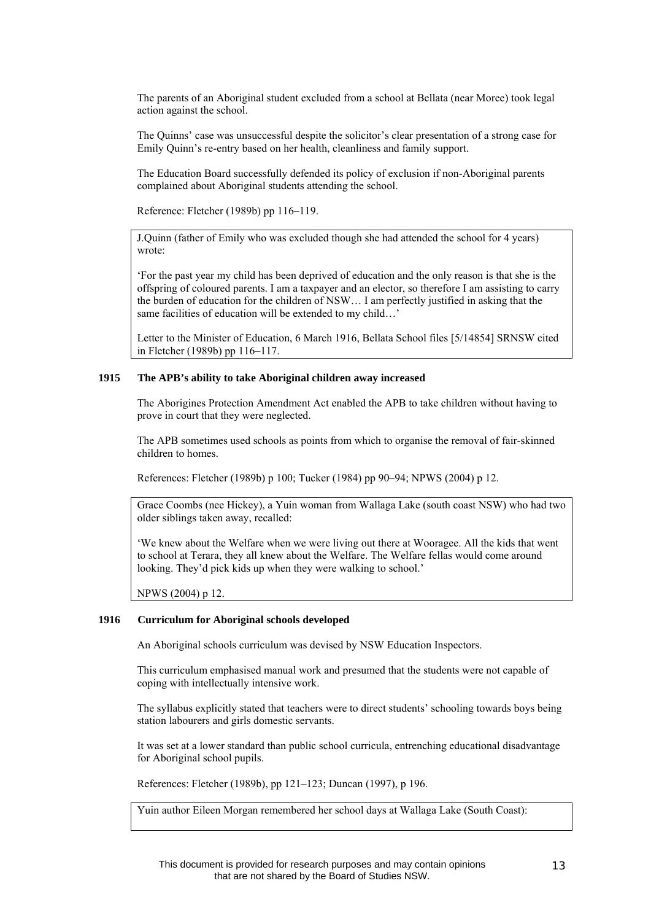The parents of an Aboriginal student excluded from a school at Bellata (near Moree) took legal action against the school.

The Quinns' case was unsuccessful despite the solicitor's clear presentation of a strong case for Emily Quinn's re-entry based on her health, cleanliness and family support.

The Education Board successfully defended its policy of exclusion if non-Aboriginal parents complained about Aboriginal students attending the school.

Reference: Fletcher (1989b) pp 116–119.

> J.Quinn (father of Emily who was excluded though she had attended the school for 4 years) wrote:
>
> 'For the past year my child has been deprived of education and the only reason is that she is the offspring of coloured parents. I am a taxpayer and an elector, so therefore I am assisting to carry the burden of education for the children of NSW… I am perfectly justified in asking that the same facilities of education will be extended to my child…'
>
> Letter to the Minister of Education, 6 March 1916, Bellata School files [5/14854] SRNSW cited in Fletcher (1989b) pp 116–117.

**1915 The APB's ability to take Aboriginal children away increased**

The Aborigines Protection Amendment Act enabled the APB to take children without having to prove in court that they were neglected.

The APB sometimes used schools as points from which to organise the removal of fair-skinned children to homes.

References: Fletcher (1989b) p 100; Tucker (1984) pp 90–94; NPWS (2004) p 12.

> Grace Coombs (nee Hickey), a Yuin woman from Wallaga Lake (south coast NSW) who had two older siblings taken away, recalled:
>
> 'We knew about the Welfare when we were living out there at Wooragee. All the kids that went to school at Terara, they all knew about the Welfare. The Welfare fellas would come around looking. They'd pick kids up when they were walking to school.'
>
> NPWS (2004) p 12.

**1916 Curriculum for Aboriginal schools developed**

An Aboriginal schools curriculum was devised by NSW Education Inspectors.

This curriculum emphasised manual work and presumed that the students were not capable of coping with intellectually intensive work.

The syllabus explicitly stated that teachers were to direct students' schooling towards boys being station labourers and girls domestic servants.

It was set at a lower standard than public school curricula, entrenching educational disadvantage for Aboriginal school pupils.

References: Fletcher (1989b), pp 121–123; Duncan (1997), p 196.

> Yuin author Eileen Morgan remembered her school days at Wallaga Lake (South Coast):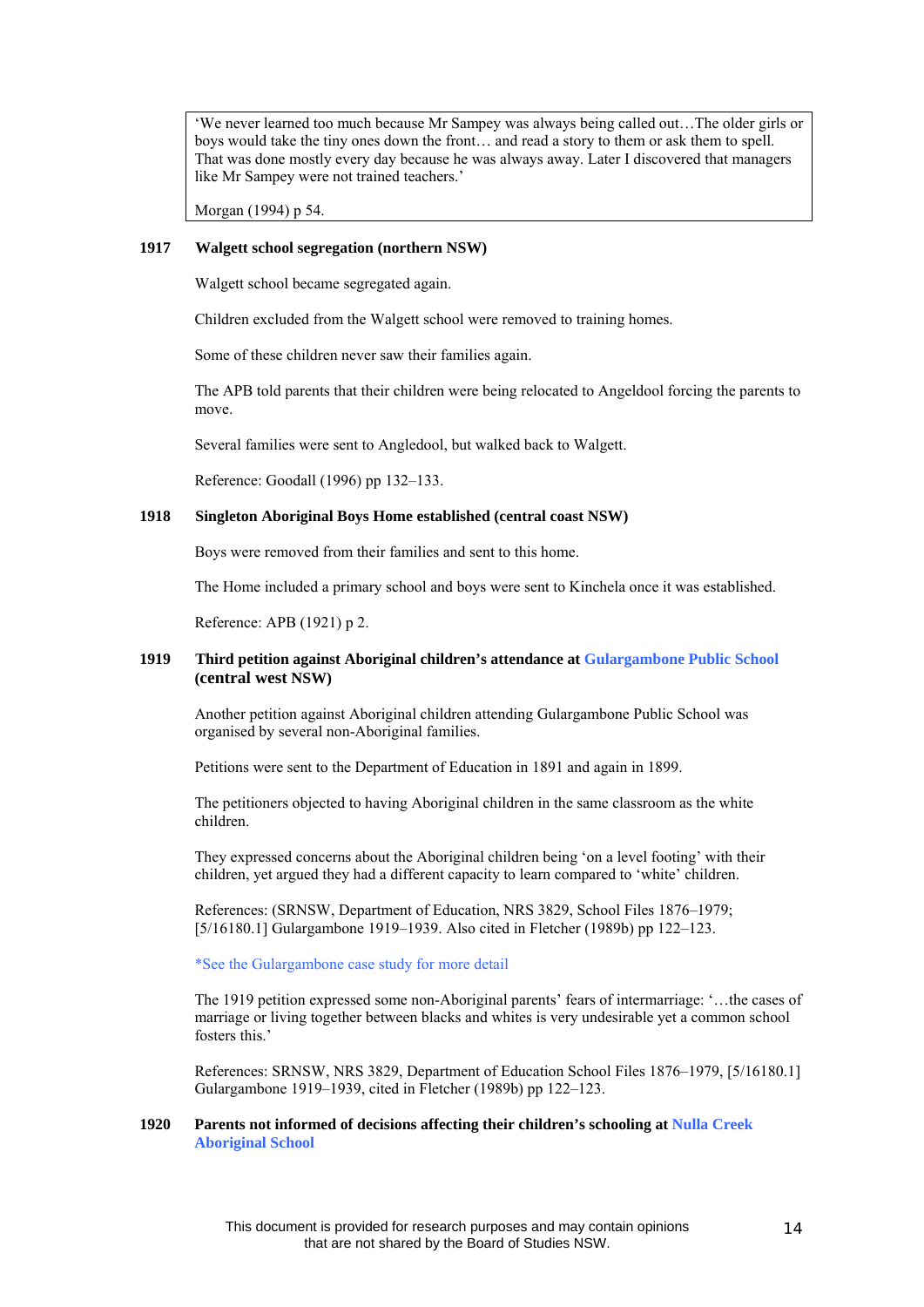> 'We never learned too much because Mr Sampey was always being called out…The older girls or boys would take the tiny ones down the front… and read a story to them or ask them to spell. That was done mostly every day because he was always away. Later I discovered that managers like Mr Sampey were not trained teachers.'
>
> Morgan (1994) p 54.

**1917 Walgett school segregation (northern NSW)**

Walgett school became segregated again.

Children excluded from the Walgett school were removed to training homes.

Some of these children never saw their families again.

The APB told parents that their children were being relocated to Angeldool forcing the parents to move.

Several families were sent to Angledool, but walked back to Walgett.

Reference: Goodall (1996) pp 132–133.

**1918 Singleton Aboriginal Boys Home established (central coast NSW)**

Boys were removed from their families and sent to this home.

The Home included a primary school and boys were sent to Kinchela once it was established.

Reference: APB (1921) p 2.

**1919 Third petition against Aboriginal children's attendance at Gulargambone Public School (central west NSW)**

Another petition against Aboriginal children attending Gulargambone Public School was organised by several non-Aboriginal families.

Petitions were sent to the Department of Education in 1891 and again in 1899.

The petitioners objected to having Aboriginal children in the same classroom as the white children.

They expressed concerns about the Aboriginal children being 'on a level footing' with their children, yet argued they had a different capacity to learn compared to 'white' children.

References: (SRNSW, Department of Education, NRS 3829, School Files 1876–1979; [5/16180.1] Gulargambone 1919–1939. Also cited in Fletcher (1989b) pp 122–123.

*See the Gulargambone case study for more detail

The 1919 petition expressed some non-Aboriginal parents' fears of intermarriage: '…the cases of marriage or living together between blacks and whites is very undesirable yet a common school fosters this.'

References: SRNSW, NRS 3829, Department of Education School Files 1876–1979, [5/16180.1] Gulargambone 1919–1939, cited in Fletcher (1989b) pp 122–123.

**1920 Parents not informed of decisions affecting their children's schooling at Nulla Creek Aboriginal School**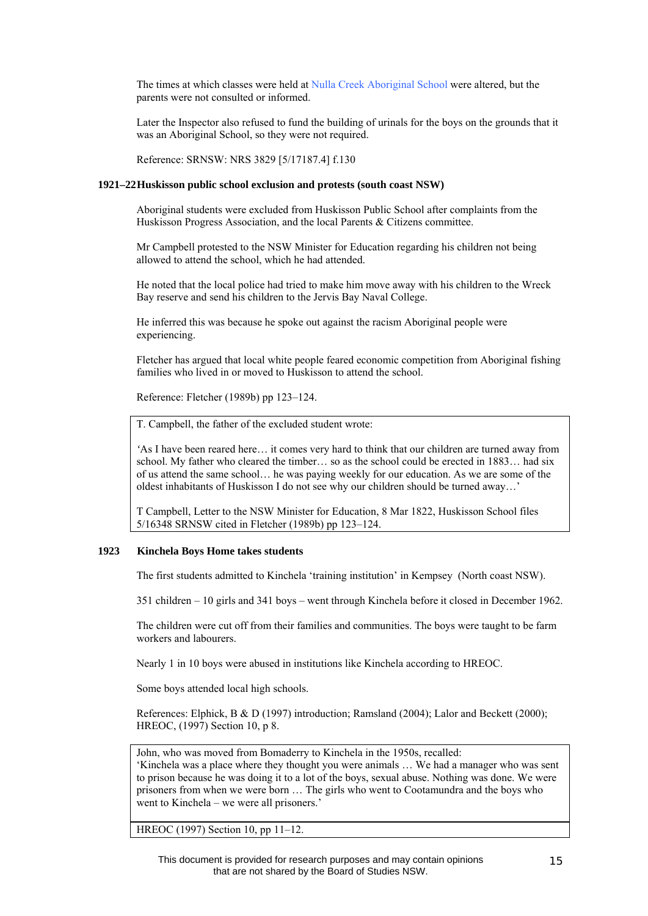The times at which classes were held at Nulla Creek Aboriginal School were altered, but the parents were not consulted or informed.

Later the Inspector also refused to fund the building of urinals for the boys on the grounds that it was an Aboriginal School, so they were not required.

Reference: SRNSW: NRS 3829 [5/17187.4] f.130

### 1921–22 Huskisson public school exclusion and protests (south coast NSW)

Aboriginal students were excluded from Huskisson Public School after complaints from the Huskisson Progress Association, and the local Parents & Citizens committee.

Mr Campbell protested to the NSW Minister for Education regarding his children not being allowed to attend the school, which he had attended.

He noted that the local police had tried to make him move away with his children to the Wreck Bay reserve and send his children to the Jervis Bay Naval College.

He inferred this was because he spoke out against the racism Aboriginal people were experiencing.

Fletcher has argued that local white people feared economic competition from Aboriginal fishing families who lived in or moved to Huskisson to attend the school.

Reference: Fletcher (1989b) pp 123–124.

> T. Campbell, the father of the excluded student wrote:
>
> 'As I have been reared here… it comes very hard to think that our children are turned away from school. My father who cleared the timber… so as the school could be erected in 1883… had six of us attend the same school… he was paying weekly for our education. As we are some of the oldest inhabitants of Huskisson I do not see why our children should be turned away…'
>
> T Campbell, Letter to the NSW Minister for Education, 8 Mar 1822, Huskisson School files 5/16348 SRNSW cited in Fletcher (1989b) pp 123–124.

### 1923 Kinchela Boys Home takes students

The first students admitted to Kinchela 'training institution' in Kempsey (North coast NSW).

351 children – 10 girls and 341 boys – went through Kinchela before it closed in December 1962.

The children were cut off from their families and communities. The boys were taught to be farm workers and labourers.

Nearly 1 in 10 boys were abused in institutions like Kinchela according to HREOC.

Some boys attended local high schools.

References: Elphick, B & D (1997) introduction; Ramsland (2004); Lalor and Beckett (2000); HREOC, (1997) Section 10, p 8.

> John, who was moved from Bomaderry to Kinchela in the 1950s, recalled:
> 'Kinchela was a place where they thought you were animals … We had a manager who was sent to prison because he was doing it to a lot of the boys, sexual abuse. Nothing was done. We were prisoners from when we were born … The girls who went to Cootamundra and the boys who went to Kinchela – we were all prisoners.'
>
> HREOC (1997) Section 10, pp 11–12.

This document is provided for research purposes and may contain opinions that are not shared by the Board of Studies NSW.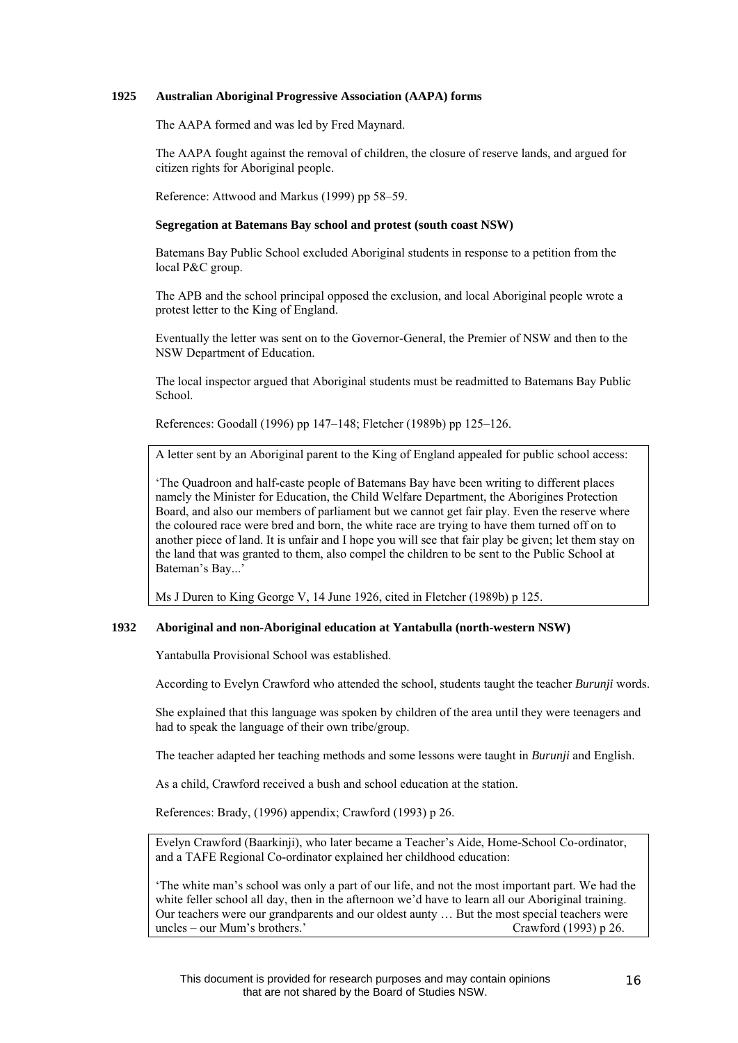**1925 Australian Aboriginal Progressive Association (AAPA) forms**

The AAPA formed and was led by Fred Maynard.

The AAPA fought against the removal of children, the closure of reserve lands, and argued for citizen rights for Aboriginal people.

Reference: Attwood and Markus (1999) pp 58–59.

**Segregation at Batemans Bay school and protest (south coast NSW)**

Batemans Bay Public School excluded Aboriginal students in response to a petition from the local P&C group.

The APB and the school principal opposed the exclusion, and local Aboriginal people wrote a protest letter to the King of England.

Eventually the letter was sent on to the Governor-General, the Premier of NSW and then to the NSW Department of Education.

The local inspector argued that Aboriginal students must be readmitted to Batemans Bay Public School.

References: Goodall (1996) pp 147–148; Fletcher (1989b) pp 125–126.

> A letter sent by an Aboriginal parent to the King of England appealed for public school access:
>
> 'The Quadroon and half-caste people of Batemans Bay have been writing to different places namely the Minister for Education, the Child Welfare Department, the Aborigines Protection Board, and also our members of parliament but we cannot get fair play. Even the reserve where the coloured race were bred and born, the white race are trying to have them turned off on to another piece of land. It is unfair and I hope you will see that fair play be given; let them stay on the land that was granted to them, also compel the children to be sent to the Public School at Bateman's Bay...'
>
> Ms J Duren to King George V, 14 June 1926, cited in Fletcher (1989b) p 125.

**1932 Aboriginal and non-Aboriginal education at Yantabulla (north-western NSW)**

Yantabulla Provisional School was established.

According to Evelyn Crawford who attended the school, students taught the teacher *Burunji* words.

She explained that this language was spoken by children of the area until they were teenagers and had to speak the language of their own tribe/group.

The teacher adapted her teaching methods and some lessons were taught in *Burunji* and English.

As a child, Crawford received a bush and school education at the station.

References: Brady, (1996) appendix; Crawford (1993) p 26.

> Evelyn Crawford (Baarkinji), who later became a Teacher's Aide, Home-School Co-ordinator, and a TAFE Regional Co-ordinator explained her childhood education:
>
> 'The white man's school was only a part of our life, and not the most important part. We had the white feller school all day, then in the afternoon we'd have to learn all our Aboriginal training. Our teachers were our grandparents and our oldest aunty … But the most special teachers were uncles – our Mum's brothers.' Crawford (1993) p 26.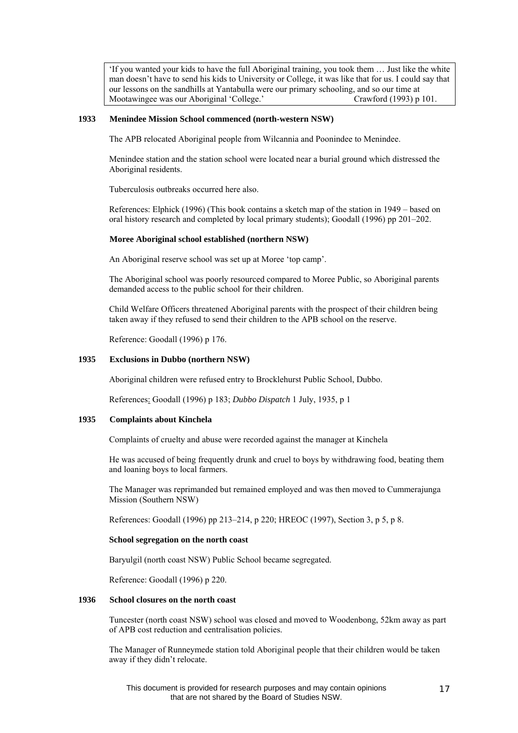> 'If you wanted your kids to have the full Aboriginal training, you took them … Just like the white man doesn't have to send his kids to University or College, it was like that for us. I could say that our lessons on the sandhills at Yantabulla were our primary schooling, and so our time at Mootawingee was our Aboriginal 'College.' Crawford (1993) p 101.

**1933 Menindee Mission School commenced (north-western NSW)**

The APB relocated Aboriginal people from Wilcannia and Poonindee to Menindee.

Menindee station and the station school were located near a burial ground which distressed the Aboriginal residents.

Tuberculosis outbreaks occurred here also.

References: Elphick (1996) (This book contains a sketch map of the station in 1949 – based on oral history research and completed by local primary students); Goodall (1996) pp 201–202.

**Moree Aboriginal school established (northern NSW)**

An Aboriginal reserve school was set up at Moree 'top camp'.

The Aboriginal school was poorly resourced compared to Moree Public, so Aboriginal parents demanded access to the public school for their children.

Child Welfare Officers threatened Aboriginal parents with the prospect of their children being taken away if they refused to send their children to the APB school on the reserve.

Reference: Goodall (1996) p 176.

**1935 Exclusions in Dubbo (northern NSW)**

Aboriginal children were refused entry to Brocklehurst Public School, Dubbo.

References: Goodall (1996) p 183; *Dubbo Dispatch* 1 July, 1935, p 1

**1935 Complaints about Kinchela**

Complaints of cruelty and abuse were recorded against the manager at Kinchela

He was accused of being frequently drunk and cruel to boys by withdrawing food, beating them and loaning boys to local farmers.

The Manager was reprimanded but remained employed and was then moved to Cummerajunga Mission (Southern NSW)

References: Goodall (1996) pp 213–214, p 220; HREOC (1997), Section 3, p 5, p 8.

**School segregation on the north coast**

Baryulgil (north coast NSW) Public School became segregated.

Reference: Goodall (1996) p 220.

**1936 School closures on the north coast**

Tuncester (north coast NSW) school was closed and moved to Woodenbong, 52km away as part of APB cost reduction and centralisation policies.

The Manager of Runneymede station told Aboriginal people that their children would be taken away if they didn't relocate.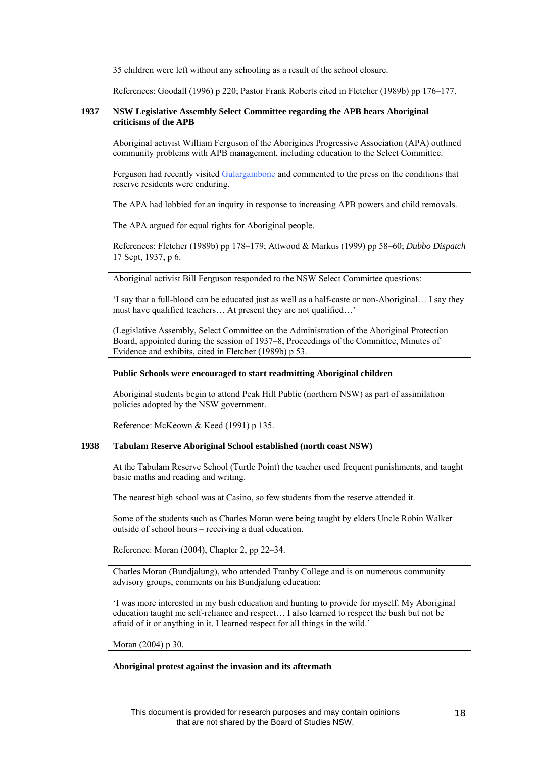35 children were left without any schooling as a result of the school closure.

References: Goodall (1996) p 220; Pastor Frank Roberts cited in Fletcher (1989b) pp 176–177.

**1937 NSW Legislative Assembly Select Committee regarding the APB hears Aboriginal criticisms of the APB**

Aboriginal activist William Ferguson of the Aborigines Progressive Association (APA) outlined community problems with APB management, including education to the Select Committee.

Ferguson had recently visited Gulargambone and commented to the press on the conditions that reserve residents were enduring.

The APA had lobbied for an inquiry in response to increasing APB powers and child removals.

The APA argued for equal rights for Aboriginal people.

References: Fletcher (1989b) pp 178–179; Attwood & Markus (1999) pp 58–60; *Dubbo Dispatch* 17 Sept, 1937, p 6.

> Aboriginal activist Bill Ferguson responded to the NSW Select Committee questions:
>
> 'I say that a full-blood can be educated just as well as a half-caste or non-Aboriginal… I say they must have qualified teachers… At present they are not qualified…'
>
> (Legislative Assembly, Select Committee on the Administration of the Aboriginal Protection Board, appointed during the session of 1937–8, Proceedings of the Committee, Minutes of Evidence and exhibits, cited in Fletcher (1989b) p 53.

**Public Schools were encouraged to start readmitting Aboriginal children**

Aboriginal students begin to attend Peak Hill Public (northern NSW) as part of assimilation policies adopted by the NSW government.

Reference: McKeown & Keed (1991) p 135.

**1938 Tabulam Reserve Aboriginal School established (north coast NSW)**

At the Tabulam Reserve School (Turtle Point) the teacher used frequent punishments, and taught basic maths and reading and writing.

The nearest high school was at Casino, so few students from the reserve attended it.

Some of the students such as Charles Moran were being taught by elders Uncle Robin Walker outside of school hours – receiving a dual education.

Reference: Moran (2004), Chapter 2, pp 22–34.

> Charles Moran (Bundjalung), who attended Tranby College and is on numerous community advisory groups, comments on his Bundjalung education:
>
> 'I was more interested in my bush education and hunting to provide for myself. My Aboriginal education taught me self-reliance and respect… I also learned to respect the bush but not be afraid of it or anything in it. I learned respect for all things in the wild.'
>
> Moran (2004) p 30.

**Aboriginal protest against the invasion and its aftermath**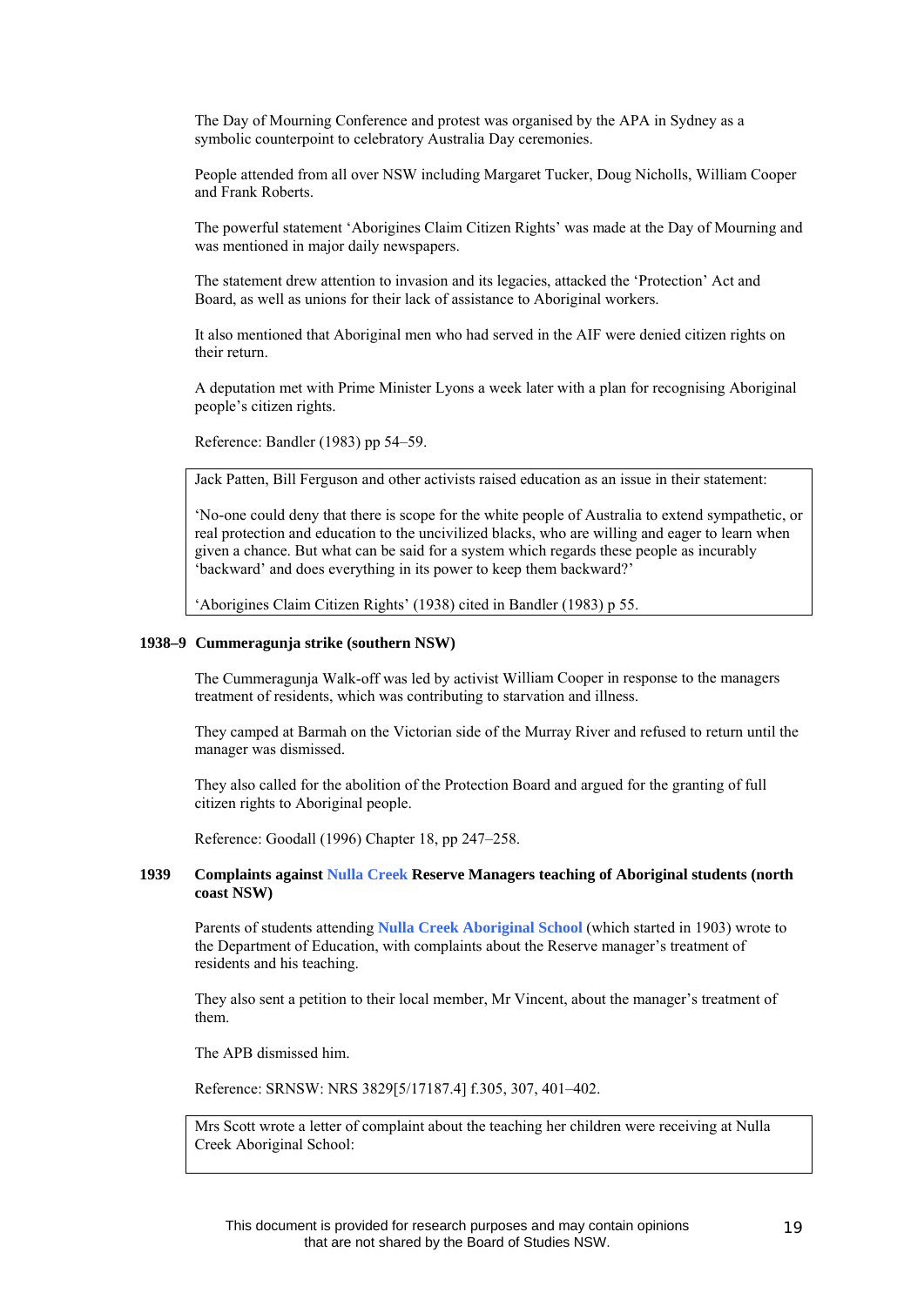The Day of Mourning Conference and protest was organised by the APA in Sydney as a symbolic counterpoint to celebratory Australia Day ceremonies.

People attended from all over NSW including Margaret Tucker, Doug Nicholls, William Cooper and Frank Roberts.

The powerful statement 'Aborigines Claim Citizen Rights' was made at the Day of Mourning and was mentioned in major daily newspapers.

The statement drew attention to invasion and its legacies, attacked the 'Protection' Act and Board, as well as unions for their lack of assistance to Aboriginal workers.

It also mentioned that Aboriginal men who had served in the AIF were denied citizen rights on their return.

A deputation met with Prime Minister Lyons a week later with a plan for recognising Aboriginal people's citizen rights.

Reference: Bandler (1983) pp 54–59.

> Jack Patten, Bill Ferguson and other activists raised education as an issue in their statement:
>
> 'No-one could deny that there is scope for the white people of Australia to extend sympathetic, or real protection and education to the uncivilized blacks, who are willing and eager to learn when given a chance. But what can be said for a system which regards these people as incurably 'backward' and does everything in its power to keep them backward?'
>
> 'Aborigines Claim Citizen Rights' (1938) cited in Bandler (1983) p 55.

**1938–9 Cummeragunja strike (southern NSW)**

The Cummeragunja Walk-off was led by activist William Cooper in response to the managers treatment of residents, which was contributing to starvation and illness.

They camped at Barmah on the Victorian side of the Murray River and refused to return until the manager was dismissed.

They also called for the abolition of the Protection Board and argued for the granting of full citizen rights to Aboriginal people.

Reference: Goodall (1996) Chapter 18, pp 247–258.

**1939 Complaints against Nulla Creek Reserve Managers teaching of Aboriginal students (north coast NSW)**

Parents of students attending **Nulla Creek Aboriginal School** (which started in 1903) wrote to the Department of Education, with complaints about the Reserve manager's treatment of residents and his teaching.

They also sent a petition to their local member, Mr Vincent, about the manager's treatment of them.

The APB dismissed him.

Reference: SRNSW: NRS 3829[5/17187.4] f.305, 307, 401–402.

> Mrs Scott wrote a letter of complaint about the teaching her children were receiving at Nulla Creek Aboriginal School: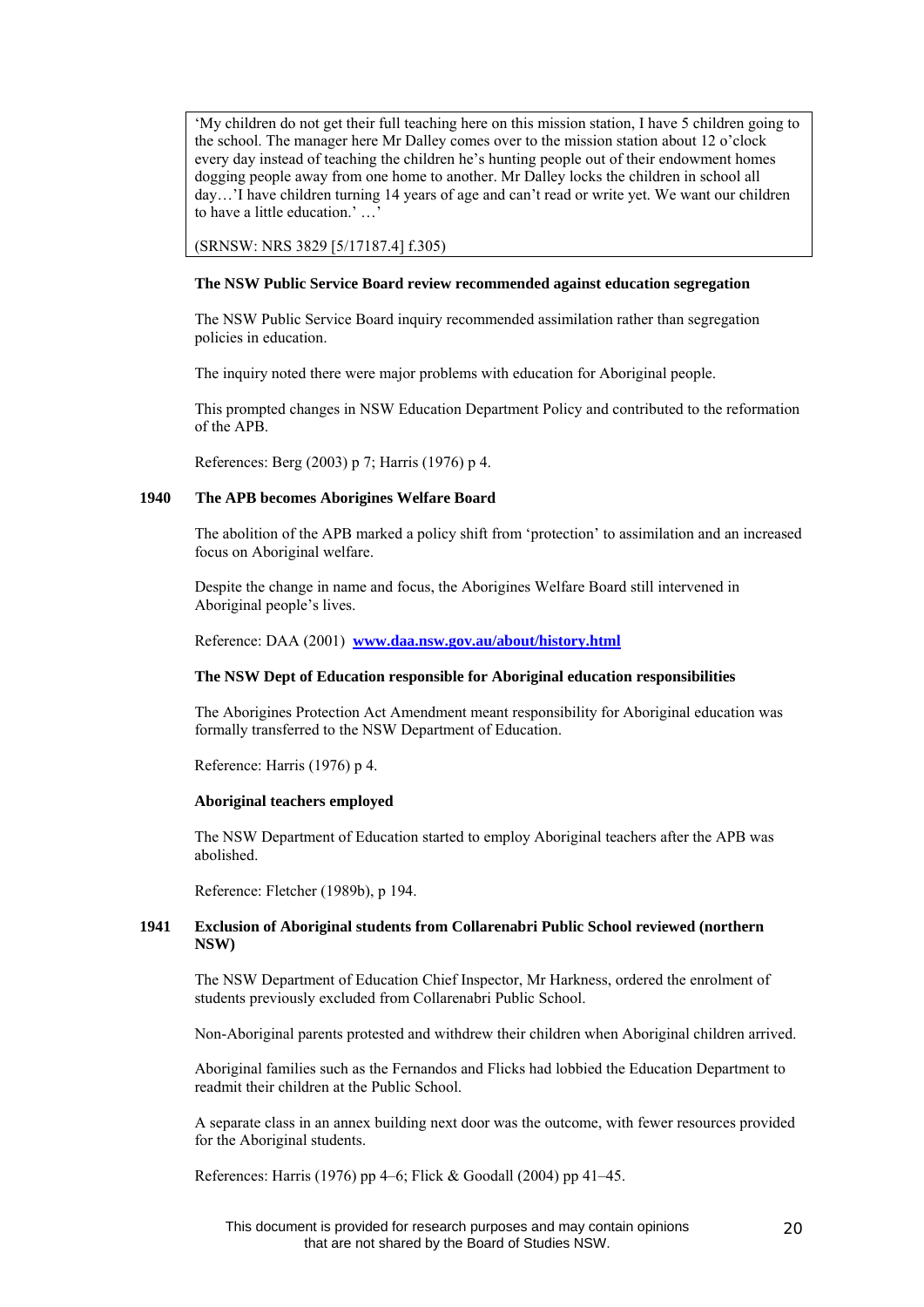> 'My children do not get their full teaching here on this mission station, I have 5 children going to the school. The manager here Mr Dalley comes over to the mission station about 12 o'clock every day instead of teaching the children he's hunting people out of their endowment homes dogging people away from one home to another. Mr Dalley locks the children in school all day…'I have children turning 14 years of age and can't read or write yet. We want our children to have a little education.' …'
>
> (SRNSW: NRS 3829 [5/17187.4] f.305)

**The NSW Public Service Board review recommended against education segregation**

The NSW Public Service Board inquiry recommended assimilation rather than segregation policies in education.

The inquiry noted there were major problems with education for Aboriginal people.

This prompted changes in NSW Education Department Policy and contributed to the reformation of the APB.

References: Berg (2003) p 7; Harris (1976) p 4.

**1940 The APB becomes Aborigines Welfare Board**

The abolition of the APB marked a policy shift from 'protection' to assimilation and an increased focus on Aboriginal welfare.

Despite the change in name and focus, the Aborigines Welfare Board still intervened in Aboriginal people's lives.

Reference: DAA (2001) [www.daa.nsw.gov.au/about/history.html](www.daa.nsw.gov.au/about/history.html)

**The NSW Dept of Education responsible for Aboriginal education responsibilities**

The Aborigines Protection Act Amendment meant responsibility for Aboriginal education was formally transferred to the NSW Department of Education.

Reference: Harris (1976) p 4.

**Aboriginal teachers employed**

The NSW Department of Education started to employ Aboriginal teachers after the APB was abolished.

Reference: Fletcher (1989b), p 194.

**1941 Exclusion of Aboriginal students from Collarenabri Public School reviewed (northern NSW)**

The NSW Department of Education Chief Inspector, Mr Harkness, ordered the enrolment of students previously excluded from Collarenabri Public School.

Non-Aboriginal parents protested and withdrew their children when Aboriginal children arrived.

Aboriginal families such as the Fernandos and Flicks had lobbied the Education Department to readmit their children at the Public School.

A separate class in an annex building next door was the outcome, with fewer resources provided for the Aboriginal students.

References: Harris (1976) pp 4–6; Flick & Goodall (2004) pp 41–45.

This document is provided for research purposes and may contain opinions that are not shared by the Board of Studies NSW.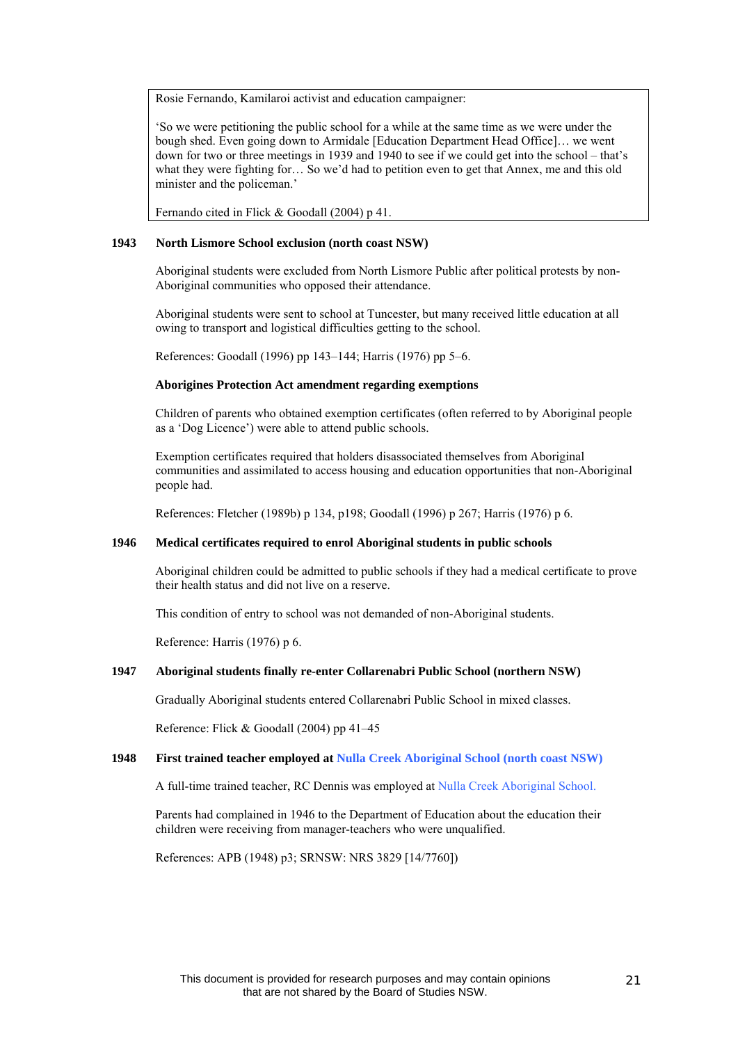> Rosie Fernando, Kamilaroi activist and education campaigner:
>
> 'So we were petitioning the public school for a while at the same time as we were under the bough shed. Even going down to Armidale [Education Department Head Office]… we went down for two or three meetings in 1939 and 1940 to see if we could get into the school – that's what they were fighting for… So we'd had to petition even to get that Annex, me and this old minister and the policeman.'
>
> Fernando cited in Flick & Goodall (2004) p 41.

**1943 North Lismore School exclusion (north coast NSW)**

Aboriginal students were excluded from North Lismore Public after political protests by non-Aboriginal communities who opposed their attendance.

Aboriginal students were sent to school at Tuncester, but many received little education at all owing to transport and logistical difficulties getting to the school.

References: Goodall (1996) pp 143–144; Harris (1976) pp 5–6.

**Aborigines Protection Act amendment regarding exemptions**

Children of parents who obtained exemption certificates (often referred to by Aboriginal people as a 'Dog Licence') were able to attend public schools.

Exemption certificates required that holders disassociated themselves from Aboriginal communities and assimilated to access housing and education opportunities that non-Aboriginal people had.

References: Fletcher (1989b) p 134, p198; Goodall (1996) p 267; Harris (1976) p 6.

**1946 Medical certificates required to enrol Aboriginal students in public schools**

Aboriginal children could be admitted to public schools if they had a medical certificate to prove their health status and did not live on a reserve.

This condition of entry to school was not demanded of non-Aboriginal students.

Reference: Harris (1976) p 6.

**1947 Aboriginal students finally re-enter Collarenabri Public School (northern NSW)**

Gradually Aboriginal students entered Collarenabri Public School in mixed classes.

Reference: Flick & Goodall (2004) pp 41–45

**1948 First trained teacher employed at Nulla Creek Aboriginal School (north coast NSW)**

A full-time trained teacher, RC Dennis was employed at Nulla Creek Aboriginal School.

Parents had complained in 1946 to the Department of Education about the education their children were receiving from manager-teachers who were unqualified.

References: APB (1948) p3; SRNSW: NRS 3829 [14/7760])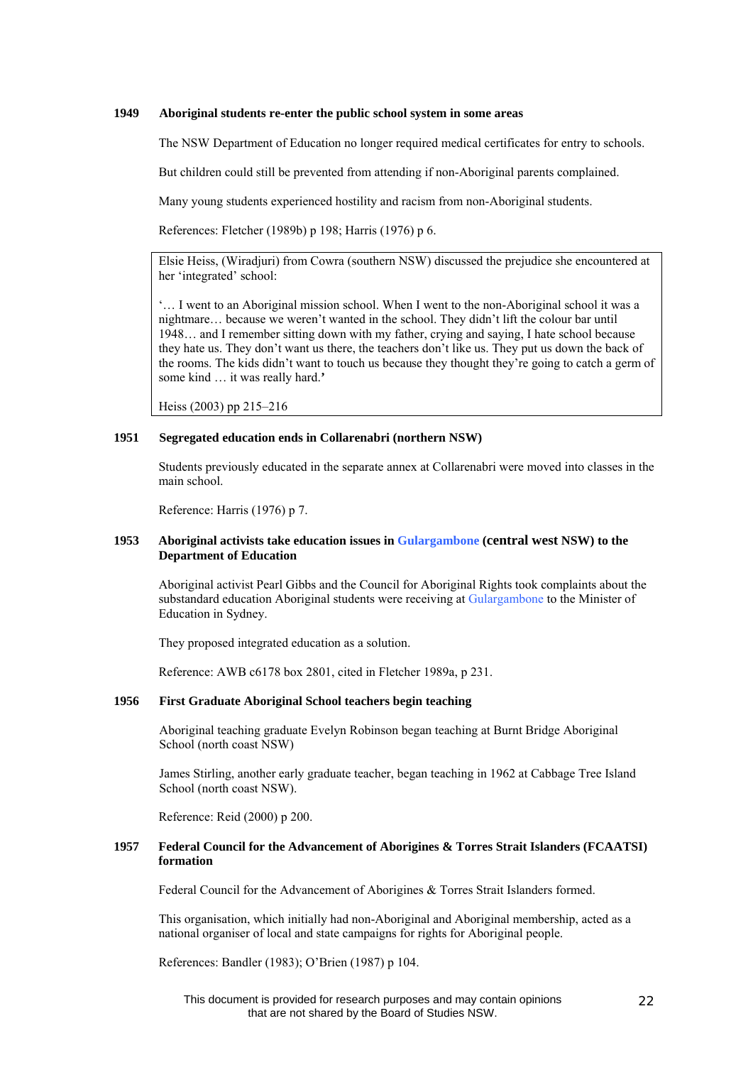**1949 Aboriginal students re-enter the public school system in some areas**

The NSW Department of Education no longer required medical certificates for entry to schools.

But children could still be prevented from attending if non-Aboriginal parents complained.

Many young students experienced hostility and racism from non-Aboriginal students.

References: Fletcher (1989b) p 198; Harris (1976) p 6.

> Elsie Heiss, (Wiradjuri) from Cowra (southern NSW) discussed the prejudice she encountered at her 'integrated' school:
>
> '… I went to an Aboriginal mission school. When I went to the non-Aboriginal school it was a nightmare… because we weren't wanted in the school. They didn't lift the colour bar until 1948… and I remember sitting down with my father, crying and saying, I hate school because they hate us. They don't want us there, the teachers don't like us. They put us down the back of the rooms. The kids didn't want to touch us because they thought they're going to catch a germ of some kind … it was really hard.'
>
> Heiss (2003) pp 215–216

**1951 Segregated education ends in Collarenabri (northern NSW)**

Students previously educated in the separate annex at Collarenabri were moved into classes in the main school.

Reference: Harris (1976) p 7.

**1953 Aboriginal activists take education issues in Gulargambone (central west NSW) to the Department of Education**

Aboriginal activist Pearl Gibbs and the Council for Aboriginal Rights took complaints about the substandard education Aboriginal students were receiving at Gulargambone to the Minister of Education in Sydney.

They proposed integrated education as a solution.

Reference: AWB c6178 box 2801, cited in Fletcher 1989a, p 231.

**1956 First Graduate Aboriginal School teachers begin teaching**

Aboriginal teaching graduate Evelyn Robinson began teaching at Burnt Bridge Aboriginal School (north coast NSW)

James Stirling, another early graduate teacher, began teaching in 1962 at Cabbage Tree Island School (north coast NSW).

Reference: Reid (2000) p 200.

**1957 Federal Council for the Advancement of Aborigines & Torres Strait Islanders (FCAATSI) formation**

Federal Council for the Advancement of Aborigines & Torres Strait Islanders formed.

This organisation, which initially had non-Aboriginal and Aboriginal membership, acted as a national organiser of local and state campaigns for rights for Aboriginal people.

References: Bandler (1983); O'Brien (1987) p 104.

This document is provided for research purposes and may contain opinions that are not shared by the Board of Studies NSW.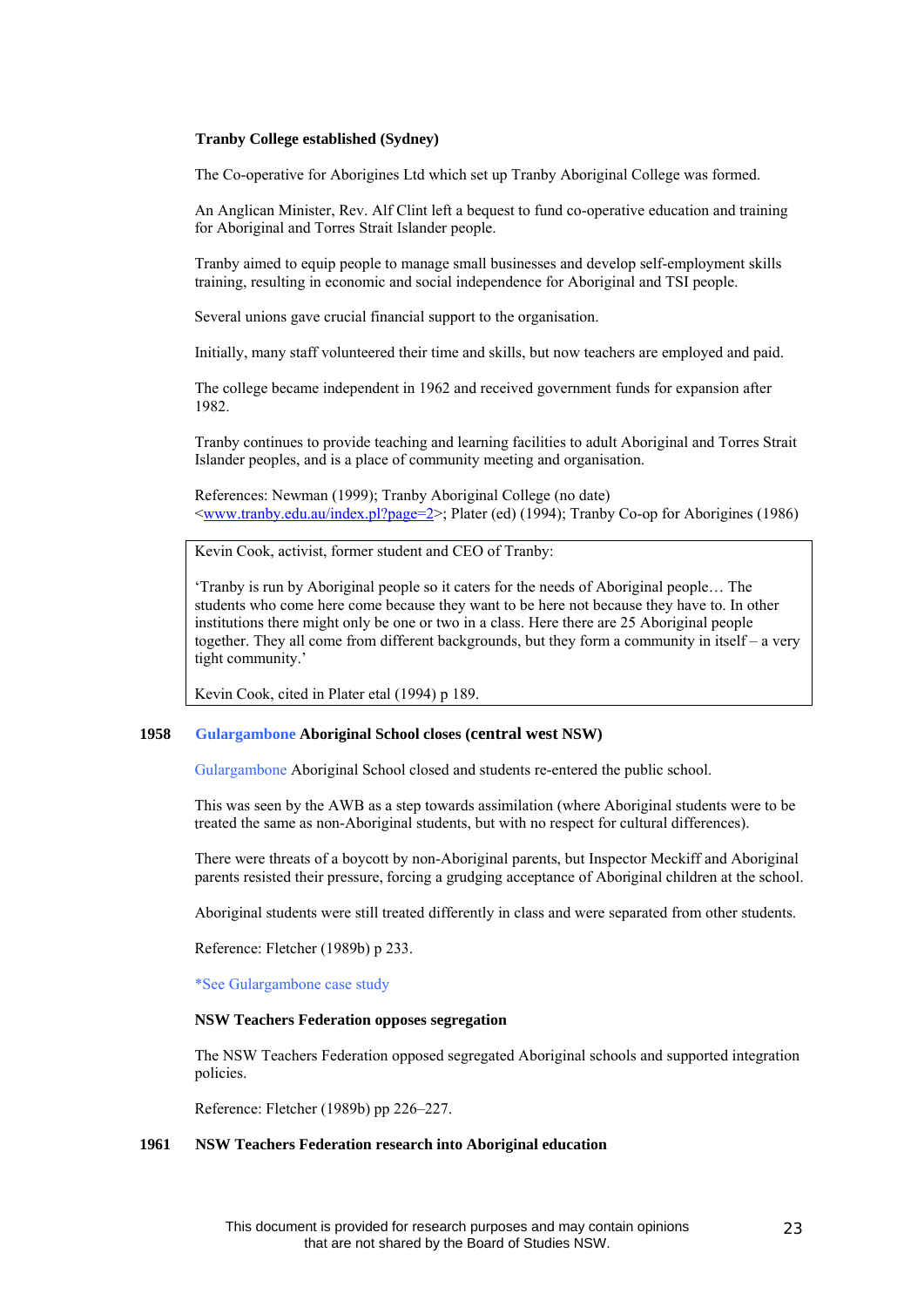**Tranby College established (Sydney)**

The Co-operative for Aborigines Ltd which set up Tranby Aboriginal College was formed.

An Anglican Minister, Rev. Alf Clint left a bequest to fund co-operative education and training for Aboriginal and Torres Strait Islander people.

Tranby aimed to equip people to manage small businesses and develop self-employment skills training, resulting in economic and social independence for Aboriginal and TSI people.

Several unions gave crucial financial support to the organisation.

Initially, many staff volunteered their time and skills, but now teachers are employed and paid.

The college became independent in 1962 and received government funds for expansion after 1982.

Tranby continues to provide teaching and learning facilities to adult Aboriginal and Torres Strait Islander peoples, and is a place of community meeting and organisation.

References: Newman (1999); Tranby Aboriginal College (no date) <www.tranby.edu.au/index.pl?page=2>; Plater (ed) (1994); Tranby Co-op for Aborigines (1986)

> Kevin Cook, activist, former student and CEO of Tranby:
>
> 'Tranby is run by Aboriginal people so it caters for the needs of Aboriginal people… The students who come here come because they want to be here not because they have to. In other institutions there might only be one or two in a class. Here there are 25 Aboriginal people together. They all come from different backgrounds, but they form a community in itself – a very tight community.'
>
> Kevin Cook, cited in Plater etal (1994) p 189.

**1958 Gulargambone Aboriginal School closes (central west NSW)**

Gulargambone Aboriginal School closed and students re-entered the public school.

This was seen by the AWB as a step towards assimilation (where Aboriginal students were to be treated the same as non-Aboriginal students, but with no respect for cultural differences).

There were threats of a boycott by non-Aboriginal parents, but Inspector Meckiff and Aboriginal parents resisted their pressure, forcing a grudging acceptance of Aboriginal children at the school.

Aboriginal students were still treated differently in class and were separated from other students.

Reference: Fletcher (1989b) p 233.

*See Gulargambone case study

**NSW Teachers Federation opposes segregation**

The NSW Teachers Federation opposed segregated Aboriginal schools and supported integration policies.

Reference: Fletcher (1989b) pp 226–227.

**1961 NSW Teachers Federation research into Aboriginal education**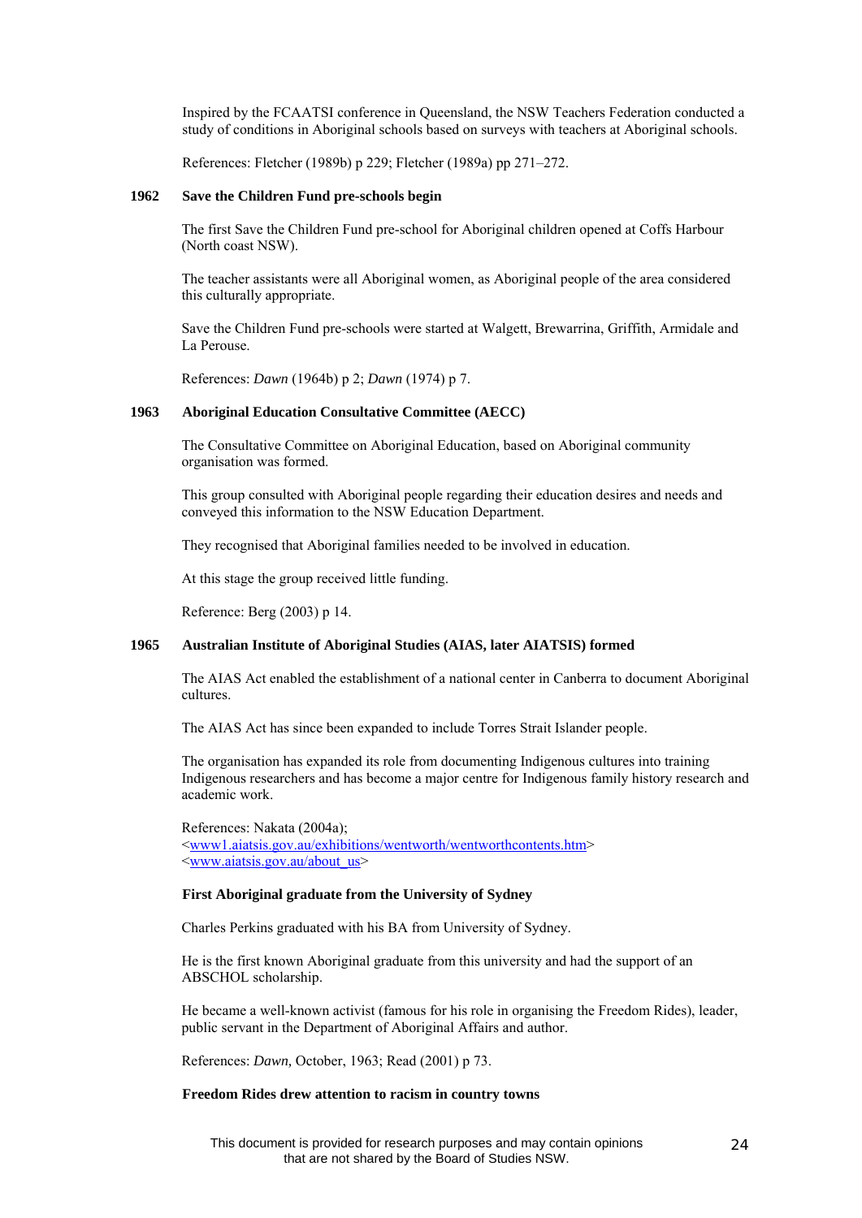Inspired by the FCAATSI conference in Queensland, the NSW Teachers Federation conducted a study of conditions in Aboriginal schools based on surveys with teachers at Aboriginal schools.

References: Fletcher (1989b) p 229; Fletcher (1989a) pp 271–272.

**1962 Save the Children Fund pre-schools begin**

The first Save the Children Fund pre-school for Aboriginal children opened at Coffs Harbour (North coast NSW).

The teacher assistants were all Aboriginal women, as Aboriginal people of the area considered this culturally appropriate.

Save the Children Fund pre-schools were started at Walgett, Brewarrina, Griffith, Armidale and La Perouse.

References: *Dawn* (1964b) p 2; *Dawn* (1974) p 7.

**1963 Aboriginal Education Consultative Committee (AECC)**

The Consultative Committee on Aboriginal Education, based on Aboriginal community organisation was formed.

This group consulted with Aboriginal people regarding their education desires and needs and conveyed this information to the NSW Education Department.

They recognised that Aboriginal families needed to be involved in education.

At this stage the group received little funding.

Reference: Berg (2003) p 14.

**1965 Australian Institute of Aboriginal Studies (AIAS, later AIATSIS) formed**

The AIAS Act enabled the establishment of a national center in Canberra to document Aboriginal cultures.

The AIAS Act has since been expanded to include Torres Strait Islander people.

The organisation has expanded its role from documenting Indigenous cultures into training Indigenous researchers and has become a major centre for Indigenous family history research and academic work.

References: Nakata (2004a);
<www1.aiatsis.gov.au/exhibitions/wentworth/wentworthcontents.htm>
<www.aiatsis.gov.au/about_us>

**First Aboriginal graduate from the University of Sydney**

Charles Perkins graduated with his BA from University of Sydney.

He is the first known Aboriginal graduate from this university and had the support of an ABSCHOL scholarship.

He became a well-known activist (famous for his role in organising the Freedom Rides), leader, public servant in the Department of Aboriginal Affairs and author.

References: *Dawn,* October, 1963; Read (2001) p 73.

**Freedom Rides drew attention to racism in country towns**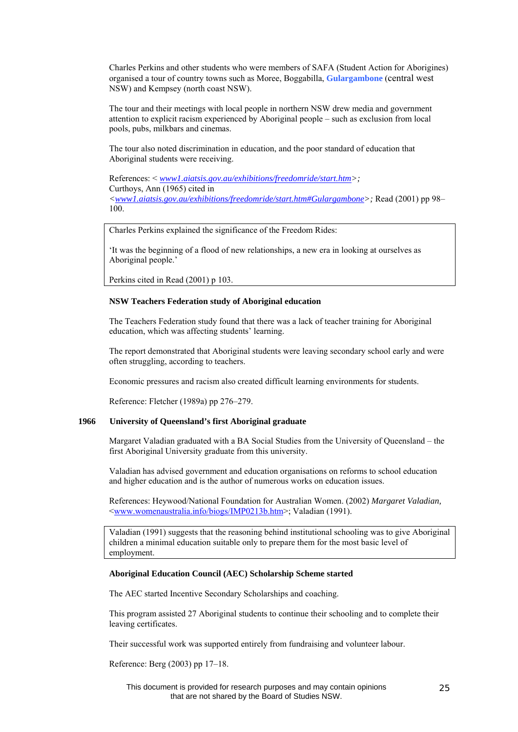Charles Perkins and other students who were members of SAFA (Student Action for Aborigines) organised a tour of country towns such as Moree, Boggabilla, **Gulargambone** (central west NSW) and Kempsey (north coast NSW).

The tour and their meetings with local people in northern NSW drew media and government attention to explicit racism experienced by Aboriginal people – such as exclusion from local pools, pubs, milkbars and cinemas.

The tour also noted discrimination in education, and the poor standard of education that Aboriginal students were receiving.

References: < *www1.aiatsis.gov.au/exhibitions/freedomride/start.htm*>*;* Curthoys, Ann (1965) cited in <*www1.aiatsis.gov.au/exhibitions/freedomride/start.htm#Gulargambone*>*;* Read (2001) pp 98–100.

> Charles Perkins explained the significance of the Freedom Rides:
>
> 'It was the beginning of a flood of new relationships, a new era in looking at ourselves as Aboriginal people.'
>
> Perkins cited in Read (2001) p 103.

**NSW Teachers Federation study of Aboriginal education**

The Teachers Federation study found that there was a lack of teacher training for Aboriginal education, which was affecting students' learning.

The report demonstrated that Aboriginal students were leaving secondary school early and were often struggling, according to teachers.

Economic pressures and racism also created difficult learning environments for students.

Reference: Fletcher (1989a) pp 276–279.

**1966 University of Queensland's first Aboriginal graduate**

Margaret Valadian graduated with a BA Social Studies from the University of Queensland – the first Aboriginal University graduate from this university.

Valadian has advised government and education organisations on reforms to school education and higher education and is the author of numerous works on education issues.

References: Heywood/National Foundation for Australian Women. (2002) *Margaret Valadian,* <www.womenaustralia.info/biogs/IMP0213b.htm>; Valadian (1991).

> Valadian (1991) suggests that the reasoning behind institutional schooling was to give Aboriginal children a minimal education suitable only to prepare them for the most basic level of employment.

**Aboriginal Education Council (AEC) Scholarship Scheme started**

The AEC started Incentive Secondary Scholarships and coaching.

This program assisted 27 Aboriginal students to continue their schooling and to complete their leaving certificates.

Their successful work was supported entirely from fundraising and volunteer labour.

Reference: Berg (2003) pp 17–18.

This document is provided for research purposes and may contain opinions that are not shared by the Board of Studies NSW.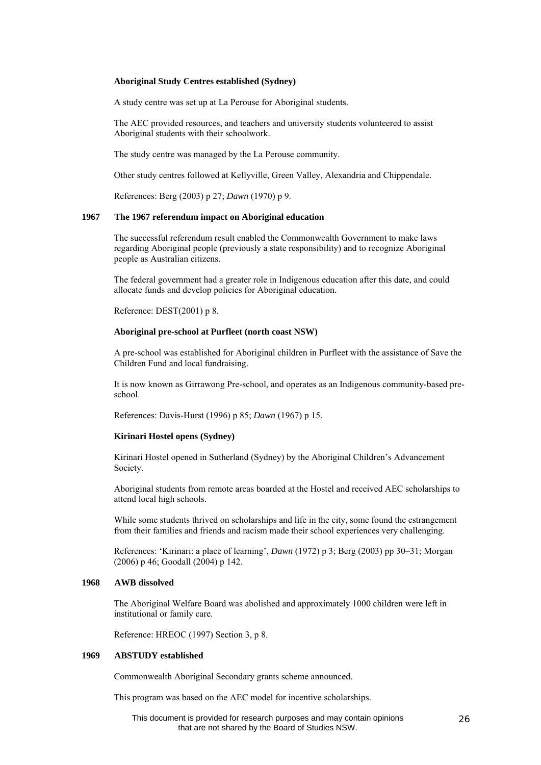**Aboriginal Study Centres established (Sydney)**

A study centre was set up at La Perouse for Aboriginal students.

The AEC provided resources, and teachers and university students volunteered to assist Aboriginal students with their schoolwork.

The study centre was managed by the La Perouse community.

Other study centres followed at Kellyville, Green Valley, Alexandria and Chippendale.

References: Berg (2003) p 27; *Dawn* (1970) p 9.

**1967 The 1967 referendum impact on Aboriginal education**

The successful referendum result enabled the Commonwealth Government to make laws regarding Aboriginal people (previously a state responsibility) and to recognize Aboriginal people as Australian citizens.

The federal government had a greater role in Indigenous education after this date, and could allocate funds and develop policies for Aboriginal education.

Reference: DEST(2001) p 8.

**Aboriginal pre-school at Purfleet (north coast NSW)**

A pre-school was established for Aboriginal children in Purfleet with the assistance of Save the Children Fund and local fundraising.

It is now known as Girrawong Pre-school, and operates as an Indigenous community-based pre-school.

References: Davis-Hurst (1996) p 85; *Dawn* (1967) p 15.

**Kirinari Hostel opens (Sydney)**

Kirinari Hostel opened in Sutherland (Sydney) by the Aboriginal Children's Advancement Society.

Aboriginal students from remote areas boarded at the Hostel and received AEC scholarships to attend local high schools.

While some students thrived on scholarships and life in the city, some found the estrangement from their families and friends and racism made their school experiences very challenging.

References: 'Kirinari: a place of learning', *Dawn* (1972) p 3; Berg (2003) pp 30–31; Morgan (2006) p 46; Goodall (2004) p 142.

**1968 AWB dissolved**

The Aboriginal Welfare Board was abolished and approximately 1000 children were left in institutional or family care.

Reference: HREOC (1997) Section 3, p 8.

**1969 ABSTUDY established**

Commonwealth Aboriginal Secondary grants scheme announced.

This program was based on the AEC model for incentive scholarships.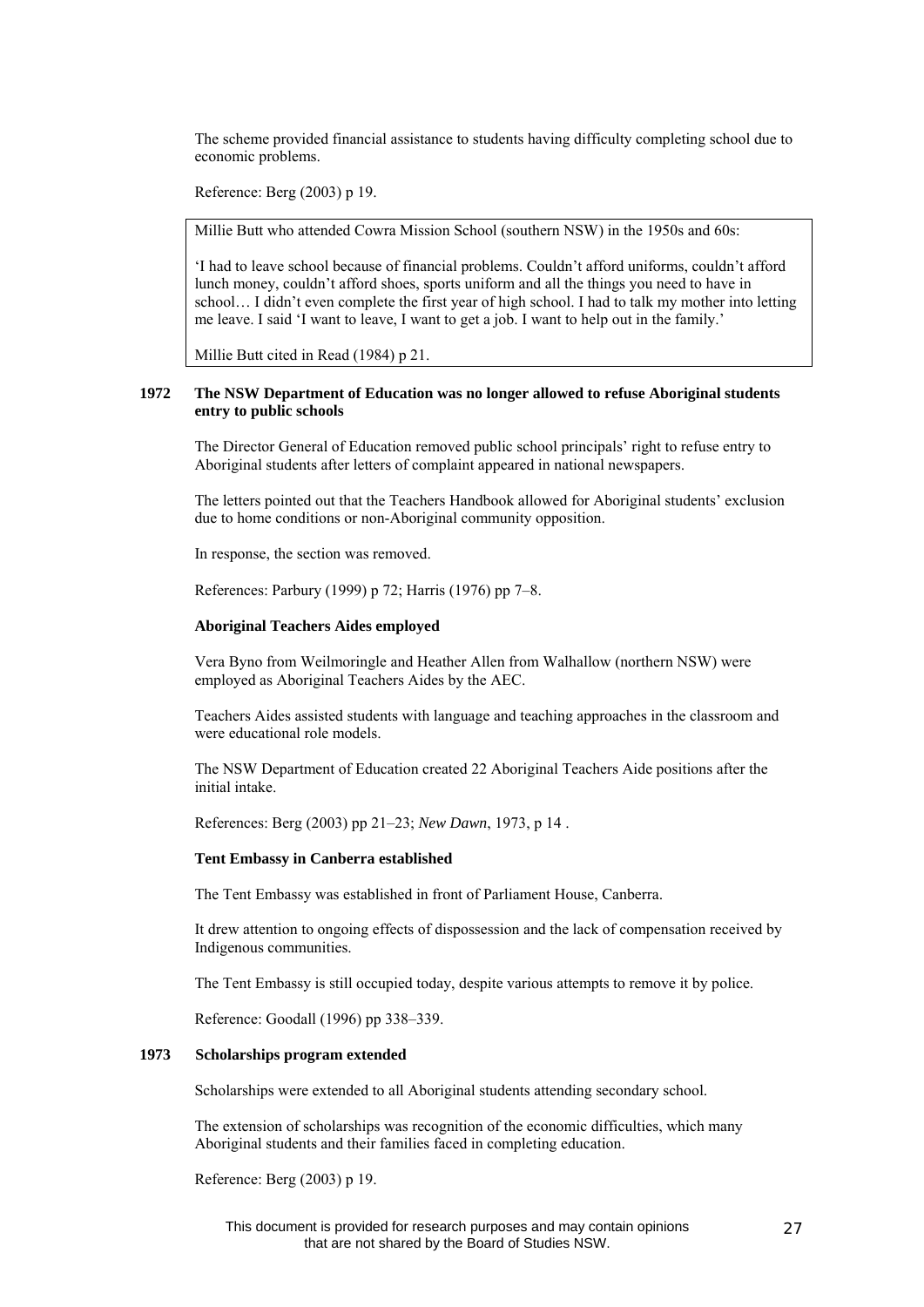The scheme provided financial assistance to students having difficulty completing school due to economic problems.

Reference: Berg (2003) p 19.

> Millie Butt who attended Cowra Mission School (southern NSW) in the 1950s and 60s:
>
> 'I had to leave school because of financial problems. Couldn't afford uniforms, couldn't afford lunch money, couldn't afford shoes, sports uniform and all the things you need to have in school… I didn't even complete the first year of high school. I had to talk my mother into letting me leave. I said 'I want to leave, I want to get a job. I want to help out in the family.'
>
> Millie Butt cited in Read (1984) p 21.

**1972 The NSW Department of Education was no longer allowed to refuse Aboriginal students entry to public schools**

The Director General of Education removed public school principals' right to refuse entry to Aboriginal students after letters of complaint appeared in national newspapers.

The letters pointed out that the Teachers Handbook allowed for Aboriginal students' exclusion due to home conditions or non-Aboriginal community opposition.

In response, the section was removed.

References: Parbury (1999) p 72; Harris (1976) pp 7–8.

**Aboriginal Teachers Aides employed**

Vera Byno from Weilmoringle and Heather Allen from Walhallow (northern NSW) were employed as Aboriginal Teachers Aides by the AEC.

Teachers Aides assisted students with language and teaching approaches in the classroom and were educational role models.

The NSW Department of Education created 22 Aboriginal Teachers Aide positions after the initial intake.

References: Berg (2003) pp 21–23; *New Dawn*, 1973, p 14 .

**Tent Embassy in Canberra established**

The Tent Embassy was established in front of Parliament House, Canberra.

It drew attention to ongoing effects of dispossession and the lack of compensation received by Indigenous communities.

The Tent Embassy is still occupied today, despite various attempts to remove it by police.

Reference: Goodall (1996) pp 338–339.

**1973 Scholarships program extended**

Scholarships were extended to all Aboriginal students attending secondary school.

The extension of scholarships was recognition of the economic difficulties, which many Aboriginal students and their families faced in completing education.

Reference: Berg (2003) p 19.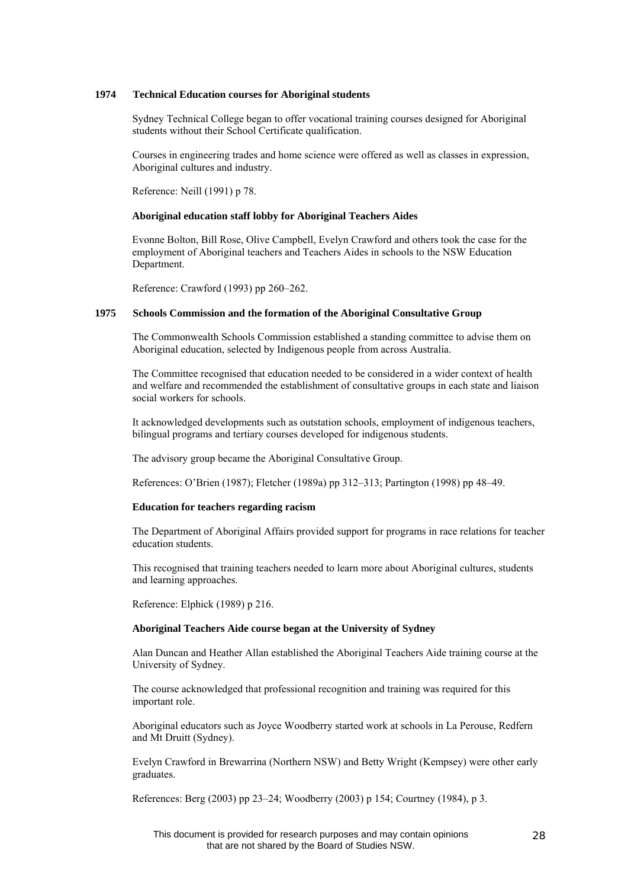**1974 Technical Education courses for Aboriginal students**

Sydney Technical College began to offer vocational training courses designed for Aboriginal students without their School Certificate qualification.

Courses in engineering trades and home science were offered as well as classes in expression, Aboriginal cultures and industry.

Reference: Neill (1991) p 78.

**Aboriginal education staff lobby for Aboriginal Teachers Aides**

Evonne Bolton, Bill Rose, Olive Campbell, Evelyn Crawford and others took the case for the employment of Aboriginal teachers and Teachers Aides in schools to the NSW Education Department.

Reference: Crawford (1993) pp 260–262.

**1975 Schools Commission and the formation of the Aboriginal Consultative Group**

The Commonwealth Schools Commission established a standing committee to advise them on Aboriginal education, selected by Indigenous people from across Australia.

The Committee recognised that education needed to be considered in a wider context of health and welfare and recommended the establishment of consultative groups in each state and liaison social workers for schools.

It acknowledged developments such as outstation schools, employment of indigenous teachers, bilingual programs and tertiary courses developed for indigenous students.

The advisory group became the Aboriginal Consultative Group.

References: O'Brien (1987); Fletcher (1989a) pp 312–313; Partington (1998) pp 48–49.

**Education for teachers regarding racism**

The Department of Aboriginal Affairs provided support for programs in race relations for teacher education students.

This recognised that training teachers needed to learn more about Aboriginal cultures, students and learning approaches.

Reference: Elphick (1989) p 216.

**Aboriginal Teachers Aide course began at the University of Sydney**

Alan Duncan and Heather Allan established the Aboriginal Teachers Aide training course at the University of Sydney.

The course acknowledged that professional recognition and training was required for this important role.

Aboriginal educators such as Joyce Woodberry started work at schools in La Perouse, Redfern and Mt Druitt (Sydney).

Evelyn Crawford in Brewarrina (Northern NSW) and Betty Wright (Kempsey) were other early graduates.

References: Berg (2003) pp 23–24; Woodberry (2003) p 154; Courtney (1984), p 3.

This document is provided for research purposes and may contain opinions that are not shared by the Board of Studies NSW.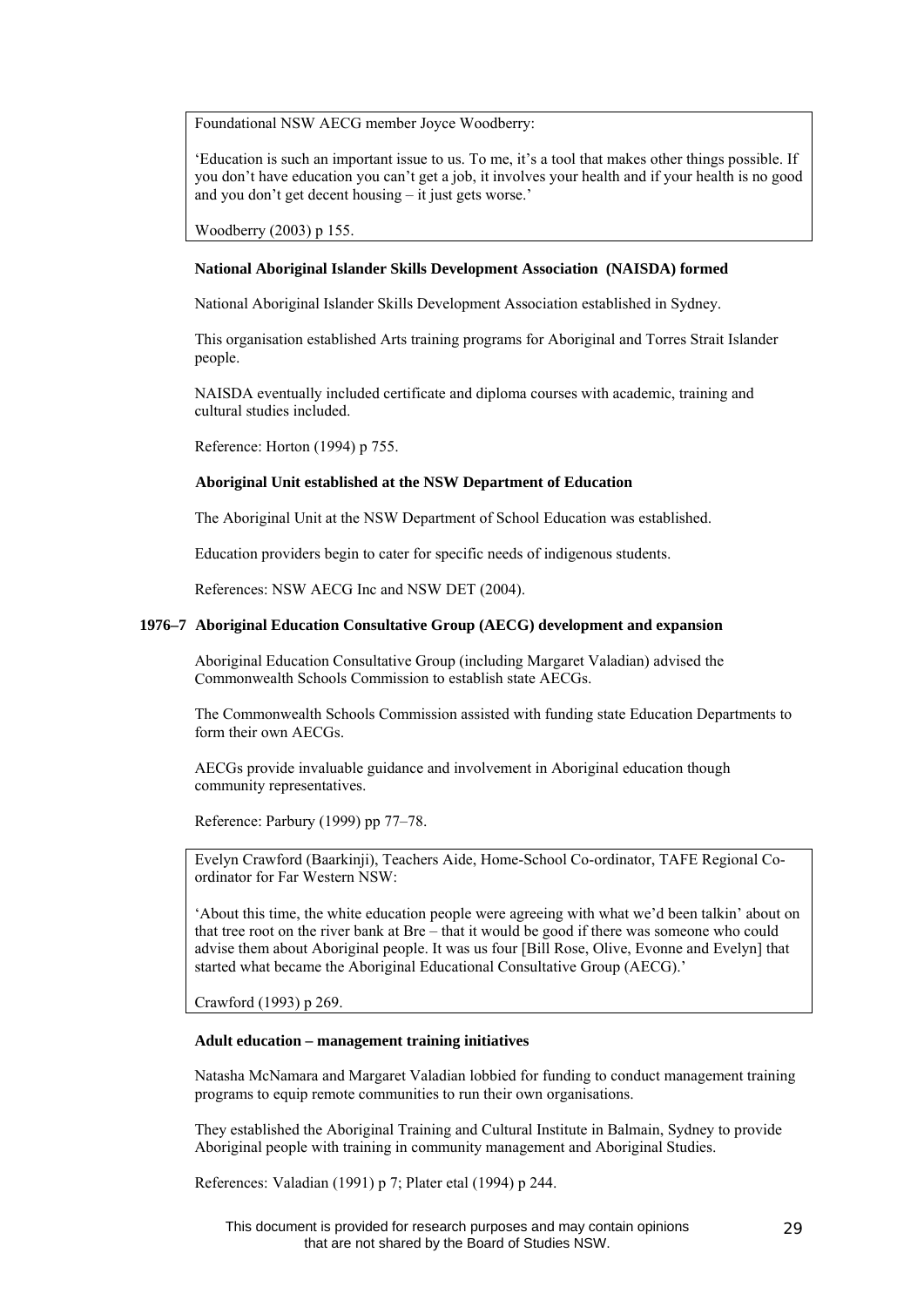> Foundational NSW AECG member Joyce Woodberry:
>
> 'Education is such an important issue to us. To me, it's a tool that makes other things possible. If you don't have education you can't get a job, it involves your health and if your health is no good and you don't get decent housing – it just gets worse.'
>
> Woodberry (2003) p 155.

**National Aboriginal Islander Skills Development Association (NAISDA) formed**

National Aboriginal Islander Skills Development Association established in Sydney.

This organisation established Arts training programs for Aboriginal and Torres Strait Islander people.

NAISDA eventually included certificate and diploma courses with academic, training and cultural studies included.

Reference: Horton (1994) p 755.

**Aboriginal Unit established at the NSW Department of Education**

The Aboriginal Unit at the NSW Department of School Education was established.

Education providers begin to cater for specific needs of indigenous students.

References: NSW AECG Inc and NSW DET (2004).

**1976–7 Aboriginal Education Consultative Group (AECG) development and expansion**

Aboriginal Education Consultative Group (including Margaret Valadian) advised the Commonwealth Schools Commission to establish state AECGs.

The Commonwealth Schools Commission assisted with funding state Education Departments to form their own AECGs.

AECGs provide invaluable guidance and involvement in Aboriginal education though community representatives.

Reference: Parbury (1999) pp 77–78.

> Evelyn Crawford (Baarkinji), Teachers Aide, Home-School Co-ordinator, TAFE Regional Co-ordinator for Far Western NSW:
>
> 'About this time, the white education people were agreeing with what we'd been talkin' about on that tree root on the river bank at Bre – that it would be good if there was someone who could advise them about Aboriginal people. It was us four [Bill Rose, Olive, Evonne and Evelyn] that started what became the Aboriginal Educational Consultative Group (AECG).'
>
> Crawford (1993) p 269.

**Adult education – management training initiatives**

Natasha McNamara and Margaret Valadian lobbied for funding to conduct management training programs to equip remote communities to run their own organisations.

They established the Aboriginal Training and Cultural Institute in Balmain, Sydney to provide Aboriginal people with training in community management and Aboriginal Studies.

References: Valadian (1991) p 7; Plater etal (1994) p 244.

This document is provided for research purposes and may contain opinions that are not shared by the Board of Studies NSW.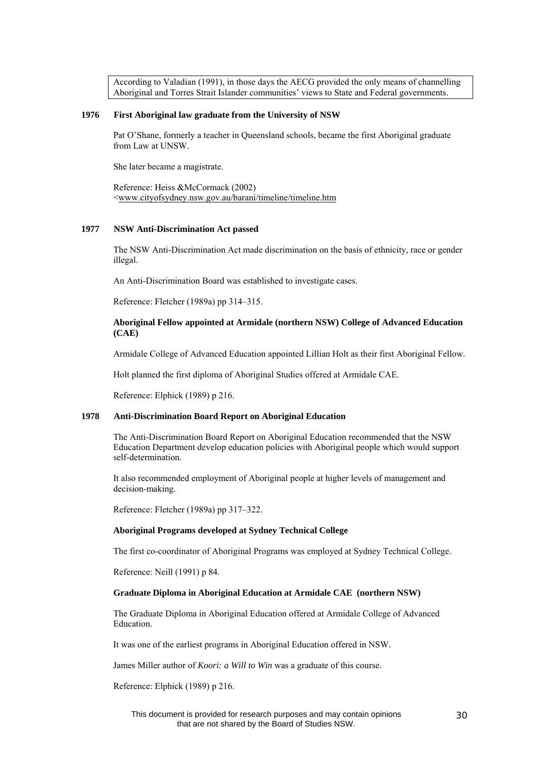> According to Valadian (1991), in those days the AECG provided the only means of channelling Aboriginal and Torres Strait Islander communities' views to State and Federal governments.

**1976 First Aboriginal law graduate from the University of NSW**

Pat O'Shane, formerly a teacher in Queensland schools, became the first Aboriginal graduate from Law at UNSW.

She later became a magistrate.

Reference: Heiss &McCormack (2002) <www.cityofsydney.nsw.gov.au/barani/timeline/timeline.htm

**1977 NSW Anti-Discrimination Act passed**

The NSW Anti-Discrimination Act made discrimination on the basis of ethnicity, race or gender illegal.

An Anti-Discrimination Board was established to investigate cases.

Reference: Fletcher (1989a) pp 314–315.

**Aboriginal Fellow appointed at Armidale (northern NSW) College of Advanced Education (CAE)**

Armidale College of Advanced Education appointed Lillian Holt as their first Aboriginal Fellow.

Holt planned the first diploma of Aboriginal Studies offered at Armidale CAE.

Reference: Elphick (1989) p 216.

**1978 Anti-Discrimination Board Report on Aboriginal Education**

The Anti-Discrimination Board Report on Aboriginal Education recommended that the NSW Education Department develop education policies with Aboriginal people which would support self-determination.

It also recommended employment of Aboriginal people at higher levels of management and decision-making.

Reference: Fletcher (1989a) pp 317–322.

**Aboriginal Programs developed at Sydney Technical College**

The first co-coordinator of Aboriginal Programs was employed at Sydney Technical College.

Reference: Neill (1991) p 84.

**Graduate Diploma in Aboriginal Education at Armidale CAE (northern NSW)**

The Graduate Diploma in Aboriginal Education offered at Armidale College of Advanced Education.

It was one of the earliest programs in Aboriginal Education offered in NSW.

James Miller author of *Koori: a Will to Win* was a graduate of this course.

Reference: Elphick (1989) p 216.

This document is provided for research purposes and may contain opinions that are not shared by the Board of Studies NSW.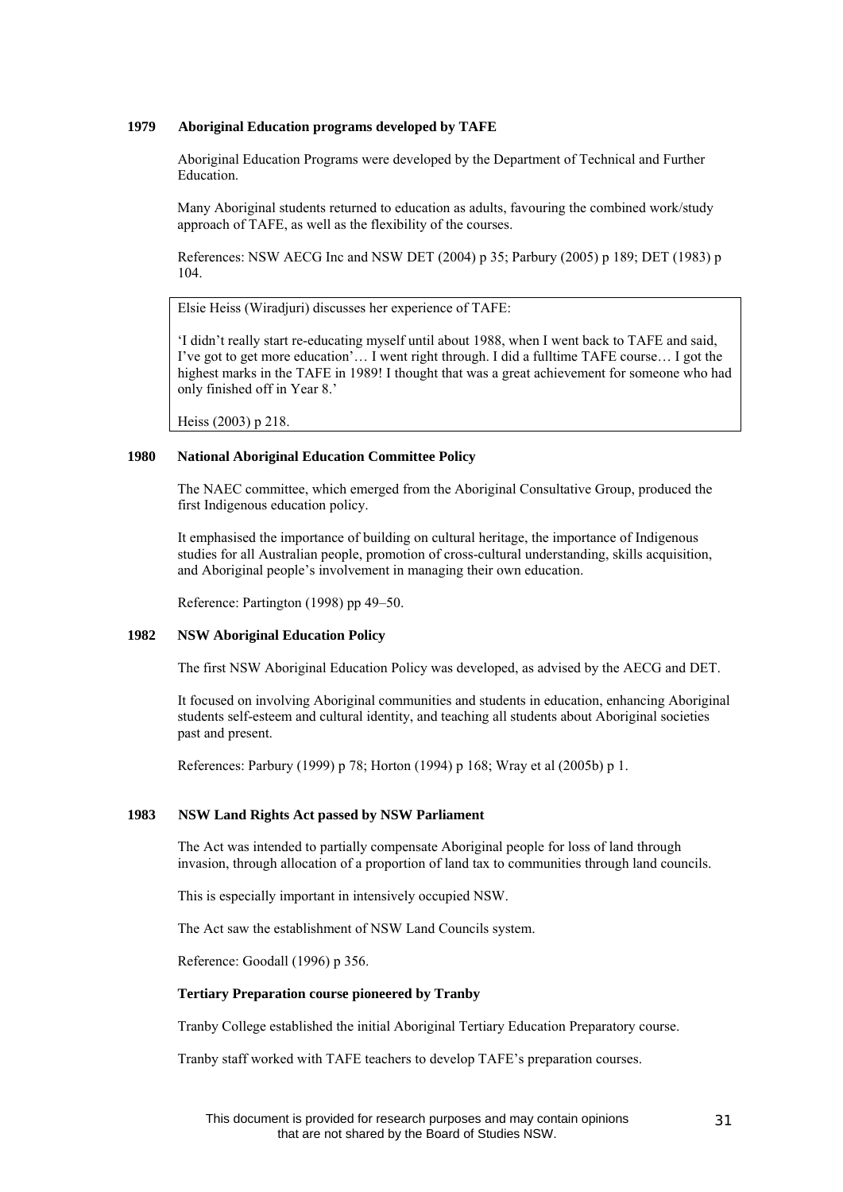**1979 Aboriginal Education programs developed by TAFE**

Aboriginal Education Programs were developed by the Department of Technical and Further Education.

Many Aboriginal students returned to education as adults, favouring the combined work/study approach of TAFE, as well as the flexibility of the courses.

References: NSW AECG Inc and NSW DET (2004) p 35; Parbury (2005) p 189; DET (1983) p 104.

> Elsie Heiss (Wiradjuri) discusses her experience of TAFE:
>
> 'I didn't really start re-educating myself until about 1988, when I went back to TAFE and said, I've got to get more education'… I went right through. I did a fulltime TAFE course… I got the highest marks in the TAFE in 1989! I thought that was a great achievement for someone who had only finished off in Year 8.'
>
> Heiss (2003) p 218.

**1980 National Aboriginal Education Committee Policy**

The NAEC committee, which emerged from the Aboriginal Consultative Group, produced the first Indigenous education policy.

It emphasised the importance of building on cultural heritage, the importance of Indigenous studies for all Australian people, promotion of cross-cultural understanding, skills acquisition, and Aboriginal people's involvement in managing their own education.

Reference: Partington (1998) pp 49–50.

**1982 NSW Aboriginal Education Policy**

The first NSW Aboriginal Education Policy was developed, as advised by the AECG and DET.

It focused on involving Aboriginal communities and students in education, enhancing Aboriginal students self-esteem and cultural identity, and teaching all students about Aboriginal societies past and present.

References: Parbury (1999) p 78; Horton (1994) p 168; Wray et al (2005b) p 1.

**1983 NSW Land Rights Act passed by NSW Parliament**

The Act was intended to partially compensate Aboriginal people for loss of land through invasion, through allocation of a proportion of land tax to communities through land councils.

This is especially important in intensively occupied NSW.

The Act saw the establishment of NSW Land Councils system.

Reference: Goodall (1996) p 356.

**Tertiary Preparation course pioneered by Tranby**

Tranby College established the initial Aboriginal Tertiary Education Preparatory course.

Tranby staff worked with TAFE teachers to develop TAFE's preparation courses.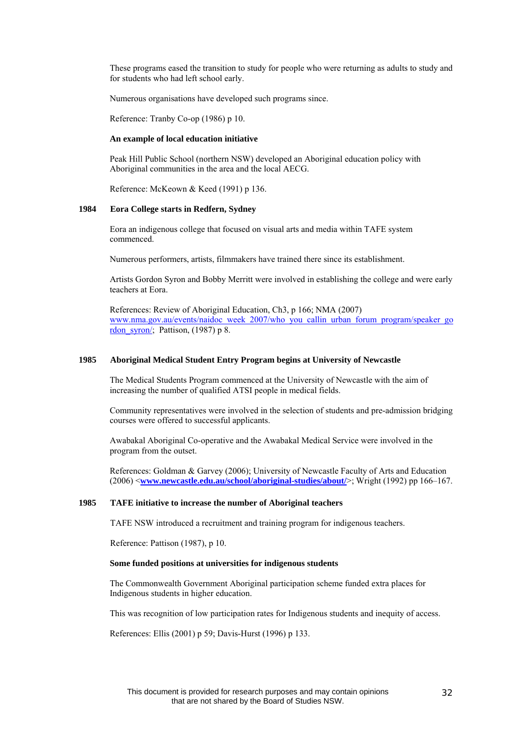These programs eased the transition to study for people who were returning as adults to study and for students who had left school early.

Numerous organisations have developed such programs since.

Reference: Tranby Co-op (1986) p 10.

**An example of local education initiative**

Peak Hill Public School (northern NSW) developed an Aboriginal education policy with Aboriginal communities in the area and the local AECG.

Reference: McKeown & Keed (1991) p 136.

**1984 Eora College starts in Redfern, Sydney**

Eora an indigenous college that focused on visual arts and media within TAFE system commenced.

Numerous performers, artists, filmmakers have trained there since its establishment.

Artists Gordon Syron and Bobby Merritt were involved in establishing the college and were early teachers at Eora.

References: Review of Aboriginal Education, Ch3, p 166; NMA (2007) www.nma.gov.au/events/naidoc_week_2007/who_you_callin_urban_forum_program/speaker_gordon_syron/; Pattison, (1987) p 8.

**1985 Aboriginal Medical Student Entry Program begins at University of Newcastle**

The Medical Students Program commenced at the University of Newcastle with the aim of increasing the number of qualified ATSI people in medical fields.

Community representatives were involved in the selection of students and pre-admission bridging courses were offered to successful applicants.

Awabakal Aboriginal Co-operative and the Awabakal Medical Service were involved in the program from the outset.

References: Goldman & Garvey (2006); University of Newcastle Faculty of Arts and Education (2006) <**www.newcastle.edu.au/school/aboriginal-studies/about/**>; Wright (1992) pp 166–167.

**1985 TAFE initiative to increase the number of Aboriginal teachers**

TAFE NSW introduced a recruitment and training program for indigenous teachers.

Reference: Pattison (1987), p 10.

**Some funded positions at universities for indigenous students**

The Commonwealth Government Aboriginal participation scheme funded extra places for Indigenous students in higher education.

This was recognition of low participation rates for Indigenous students and inequity of access.

References: Ellis (2001) p 59; Davis-Hurst (1996) p 133.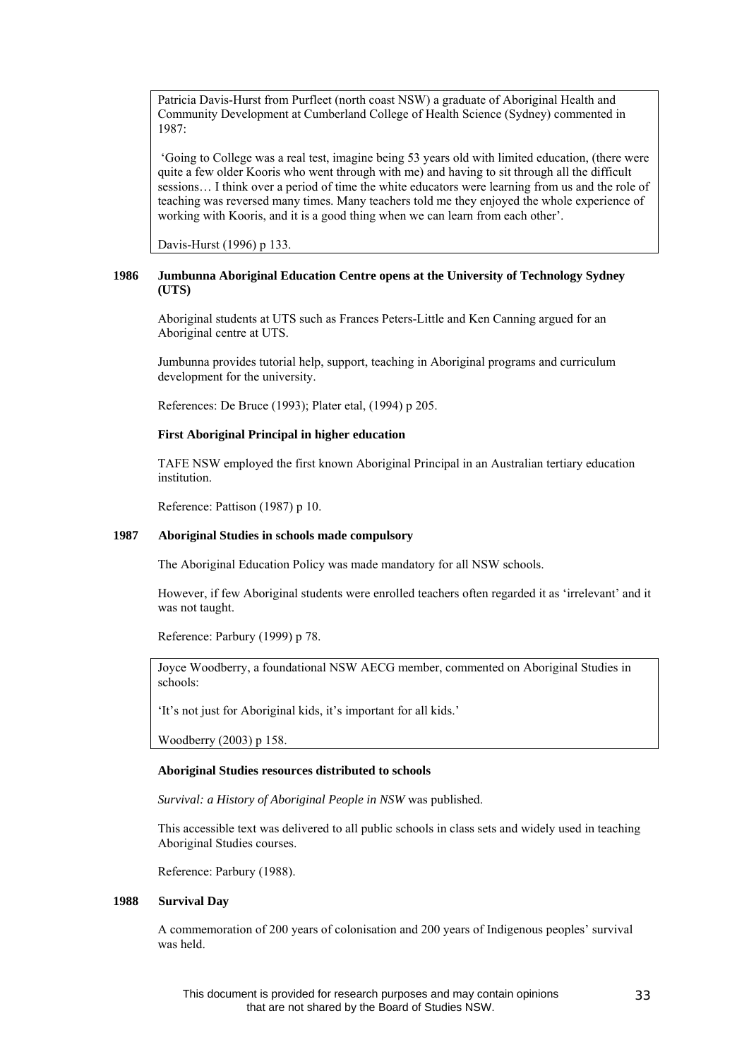Patricia Davis-Hurst from Purfleet (north coast NSW) a graduate of Aboriginal Health and Community Development at Cumberland College of Health Science (Sydney) commented in 1987:

'Going to College was a real test, imagine being 53 years old with limited education, (there were quite a few older Kooris who went through with me) and having to sit through all the difficult sessions… I think over a period of time the white educators were learning from us and the role of teaching was reversed many times. Many teachers told me they enjoyed the whole experience of working with Kooris, and it is a good thing when we can learn from each other'.

Davis-Hurst (1996) p 133.

**1986 Jumbunna Aboriginal Education Centre opens at the University of Technology Sydney (UTS)**

Aboriginal students at UTS such as Frances Peters-Little and Ken Canning argued for an Aboriginal centre at UTS.

Jumbunna provides tutorial help, support, teaching in Aboriginal programs and curriculum development for the university.

References: De Bruce (1993); Plater etal, (1994) p 205.

**First Aboriginal Principal in higher education**

TAFE NSW employed the first known Aboriginal Principal in an Australian tertiary education institution.

Reference: Pattison (1987) p 10.

**1987 Aboriginal Studies in schools made compulsory**

The Aboriginal Education Policy was made mandatory for all NSW schools.

However, if few Aboriginal students were enrolled teachers often regarded it as 'irrelevant' and it was not taught.

Reference: Parbury (1999) p 78.

Joyce Woodberry, a foundational NSW AECG member, commented on Aboriginal Studies in schools:

'It's not just for Aboriginal kids, it's important for all kids.'

Woodberry (2003) p 158.

**Aboriginal Studies resources distributed to schools**

*Survival: a History of Aboriginal People in NSW* was published.

This accessible text was delivered to all public schools in class sets and widely used in teaching Aboriginal Studies courses.

Reference: Parbury (1988).

**1988 Survival Day**

A commemoration of 200 years of colonisation and 200 years of Indigenous peoples' survival was held.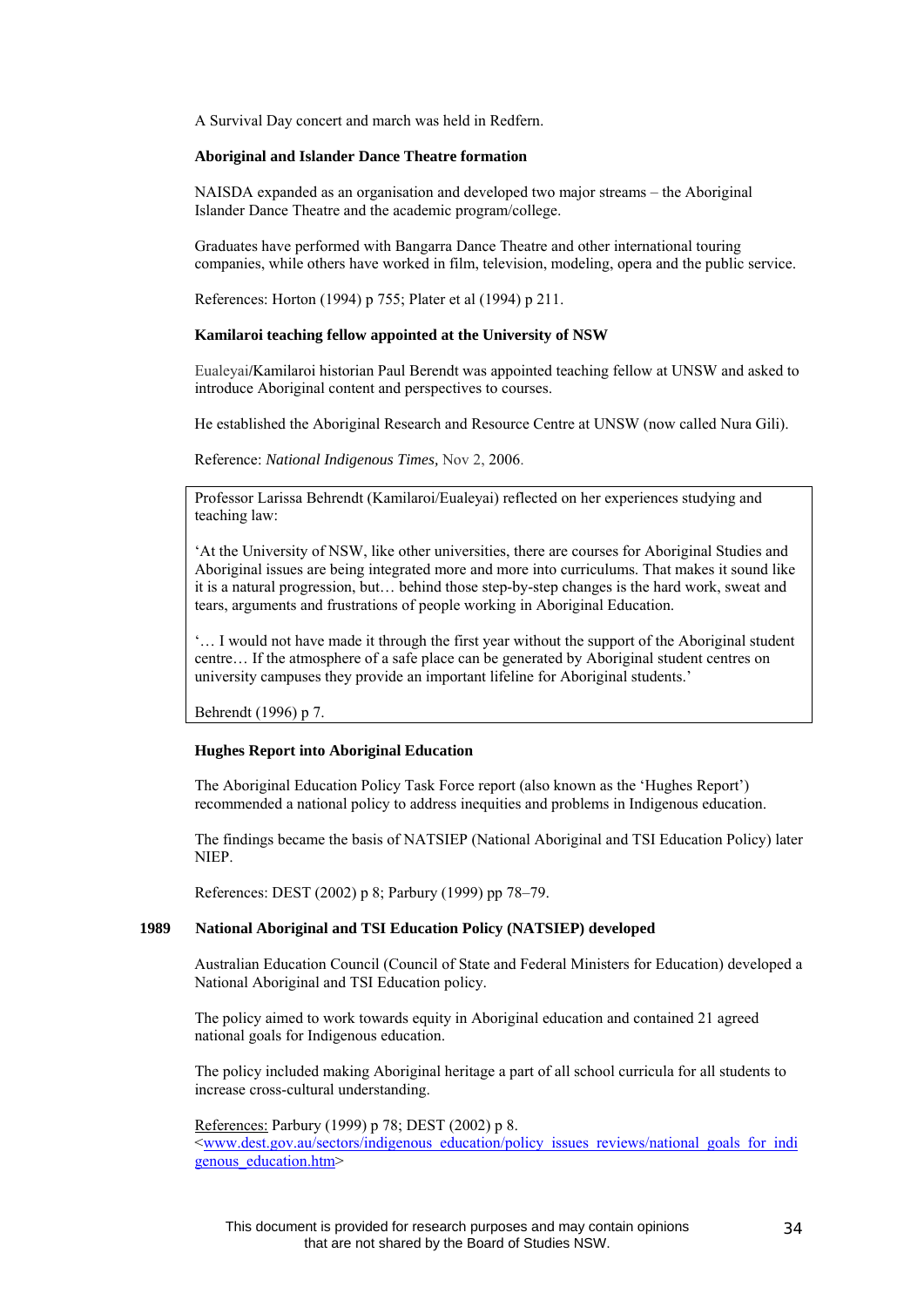A Survival Day concert and march was held in Redfern.

**Aboriginal and Islander Dance Theatre formation**

NAISDA expanded as an organisation and developed two major streams – the Aboriginal Islander Dance Theatre and the academic program/college.

Graduates have performed with Bangarra Dance Theatre and other international touring companies, while others have worked in film, television, modeling, opera and the public service.

References: Horton (1994) p 755; Plater et al (1994) p 211.

**Kamilaroi teaching fellow appointed at the University of NSW**

Eualeyai/Kamilaroi historian Paul Berendt was appointed teaching fellow at UNSW and asked to introduce Aboriginal content and perspectives to courses.

He established the Aboriginal Research and Resource Centre at UNSW (now called Nura Gili).

Reference: *National Indigenous Times,* Nov 2, 2006.

> Professor Larissa Behrendt (Kamilaroi/Eualeyai) reflected on her experiences studying and teaching law:
>
> 'At the University of NSW, like other universities, there are courses for Aboriginal Studies and Aboriginal issues are being integrated more and more into curriculums. That makes it sound like it is a natural progression, but… behind those step-by-step changes is the hard work, sweat and tears, arguments and frustrations of people working in Aboriginal Education.
>
> '… I would not have made it through the first year without the support of the Aboriginal student centre… If the atmosphere of a safe place can be generated by Aboriginal student centres on university campuses they provide an important lifeline for Aboriginal students.'
>
> Behrendt (1996) p 7.

**Hughes Report into Aboriginal Education**

The Aboriginal Education Policy Task Force report (also known as the 'Hughes Report') recommended a national policy to address inequities and problems in Indigenous education.

The findings became the basis of NATSIEP (National Aboriginal and TSI Education Policy) later NIEP.

References: DEST (2002) p 8; Parbury (1999) pp 78–79.

**1989 National Aboriginal and TSI Education Policy (NATSIEP) developed**

Australian Education Council (Council of State and Federal Ministers for Education) developed a National Aboriginal and TSI Education policy.

The policy aimed to work towards equity in Aboriginal education and contained 21 agreed national goals for Indigenous education.

The policy included making Aboriginal heritage a part of all school curricula for all students to increase cross-cultural understanding.

References: Parbury (1999) p 78; DEST (2002) p 8.
<www.dest.gov.au/sectors/indigenous_education/policy_issues_reviews/national_goals_for_indigenous_education.htm>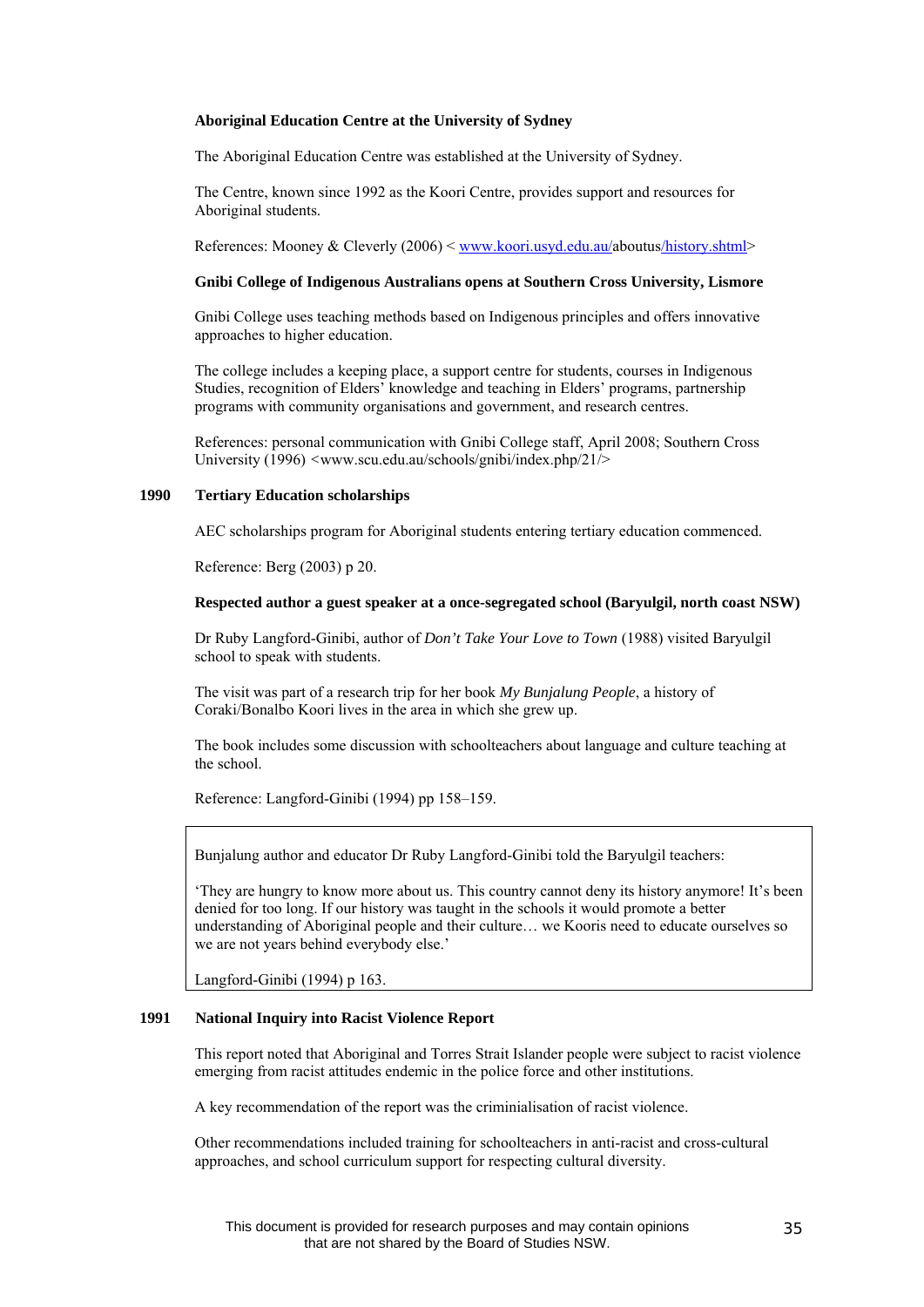**Aboriginal Education Centre at the University of Sydney**

The Aboriginal Education Centre was established at the University of Sydney.

The Centre, known since 1992 as the Koori Centre, provides support and resources for Aboriginal students.

References: Mooney & Cleverly (2006) < www.koori.usyd.edu.au/aboutus/history.shtml>

**Gnibi College of Indigenous Australians opens at Southern Cross University, Lismore**

Gnibi College uses teaching methods based on Indigenous principles and offers innovative approaches to higher education.

The college includes a keeping place, a support centre for students, courses in Indigenous Studies, recognition of Elders' knowledge and teaching in Elders' programs, partnership programs with community organisations and government, and research centres.

References: personal communication with Gnibi College staff, April 2008; Southern Cross University (1996) <www.scu.edu.au/schools/gnibi/index.php/21/>

**1990 Tertiary Education scholarships**

AEC scholarships program for Aboriginal students entering tertiary education commenced.

Reference: Berg (2003) p 20.

**Respected author a guest speaker at a once-segregated school (Baryulgil, north coast NSW)**

Dr Ruby Langford-Ginibi, author of *Don't Take Your Love to Town* (1988) visited Baryulgil school to speak with students.

The visit was part of a research trip for her book *My Bunjalung People*, a history of Coraki/Bonalbo Koori lives in the area in which she grew up.

The book includes some discussion with schoolteachers about language and culture teaching at the school.

Reference: Langford-Ginibi (1994) pp 158–159.

> Bunjalung author and educator Dr Ruby Langford-Ginibi told the Baryulgil teachers:
>
> 'They are hungry to know more about us. This country cannot deny its history anymore! It's been denied for too long. If our history was taught in the schools it would promote a better understanding of Aboriginal people and their culture… we Kooris need to educate ourselves so we are not years behind everybody else.'
>
> Langford-Ginibi (1994) p 163.

**1991 National Inquiry into Racist Violence Report**

This report noted that Aboriginal and Torres Strait Islander people were subject to racist violence emerging from racist attitudes endemic in the police force and other institutions.

A key recommendation of the report was the criminialisation of racist violence.

Other recommendations included training for schoolteachers in anti-racist and cross-cultural approaches, and school curriculum support for respecting cultural diversity.

This document is provided for research purposes and may contain opinions that are not shared by the Board of Studies NSW.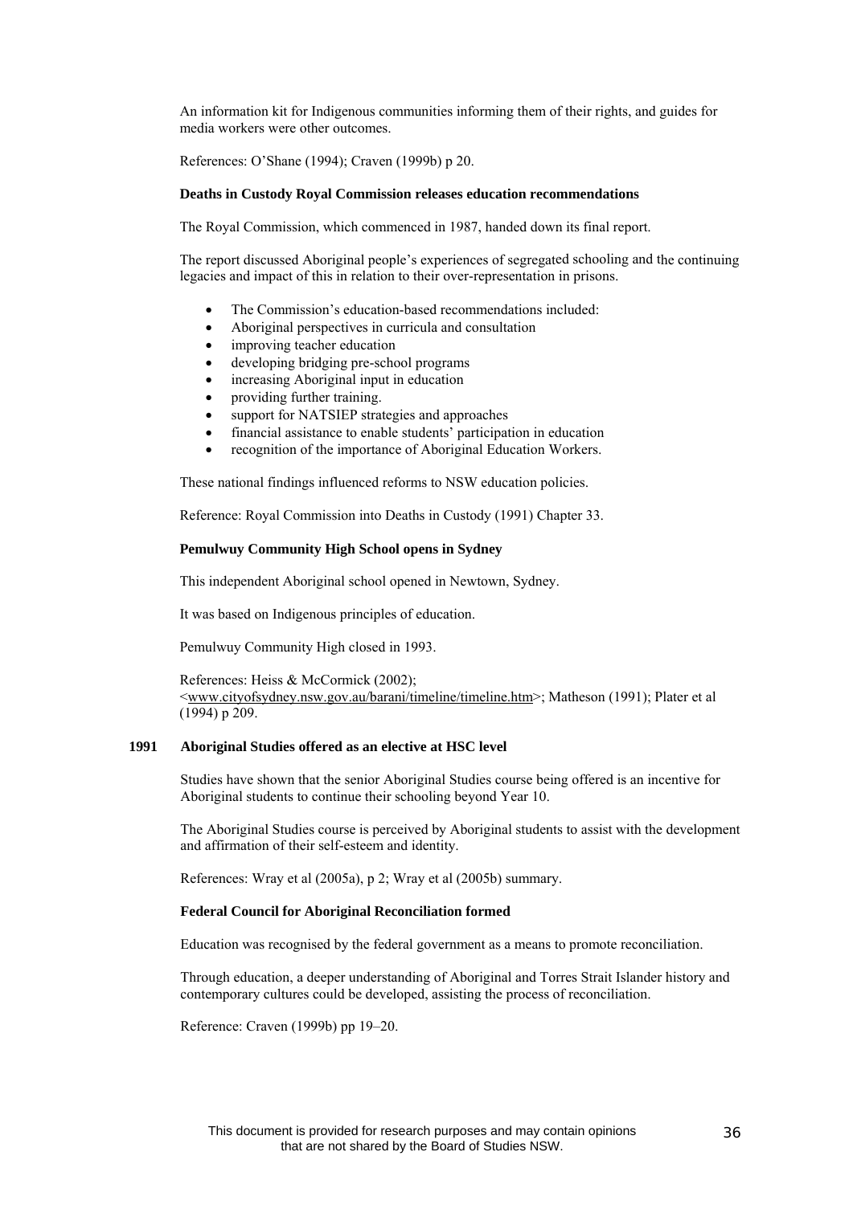An information kit for Indigenous communities informing them of their rights, and guides for media workers were other outcomes.

References: O'Shane (1994); Craven (1999b) p 20.

**Deaths in Custody Royal Commission releases education recommendations**

The Royal Commission, which commenced in 1987, handed down its final report.

The report discussed Aboriginal people's experiences of segregated schooling and the continuing legacies and impact of this in relation to their over-representation in prisons.

- The Commission's education-based recommendations included:
- Aboriginal perspectives in curricula and consultation
- improving teacher education
- developing bridging pre-school programs
- increasing Aboriginal input in education
- providing further training.
- support for NATSIEP strategies and approaches
- financial assistance to enable students' participation in education
- recognition of the importance of Aboriginal Education Workers.

These national findings influenced reforms to NSW education policies.

Reference: Royal Commission into Deaths in Custody (1991) Chapter 33.

**Pemulwuy Community High School opens in Sydney**

This independent Aboriginal school opened in Newtown, Sydney.

It was based on Indigenous principles of education.

Pemulwuy Community High closed in 1993.

References: Heiss & McCormick (2002); <www.cityofsydney.nsw.gov.au/barani/timeline/timeline.htm>; Matheson (1991); Plater et al (1994) p 209.

**1991 Aboriginal Studies offered as an elective at HSC level**

Studies have shown that the senior Aboriginal Studies course being offered is an incentive for Aboriginal students to continue their schooling beyond Year 10.

The Aboriginal Studies course is perceived by Aboriginal students to assist with the development and affirmation of their self-esteem and identity.

References: Wray et al (2005a), p 2; Wray et al (2005b) summary.

**Federal Council for Aboriginal Reconciliation formed**

Education was recognised by the federal government as a means to promote reconciliation.

Through education, a deeper understanding of Aboriginal and Torres Strait Islander history and contemporary cultures could be developed, assisting the process of reconciliation.

Reference: Craven (1999b) pp 19–20.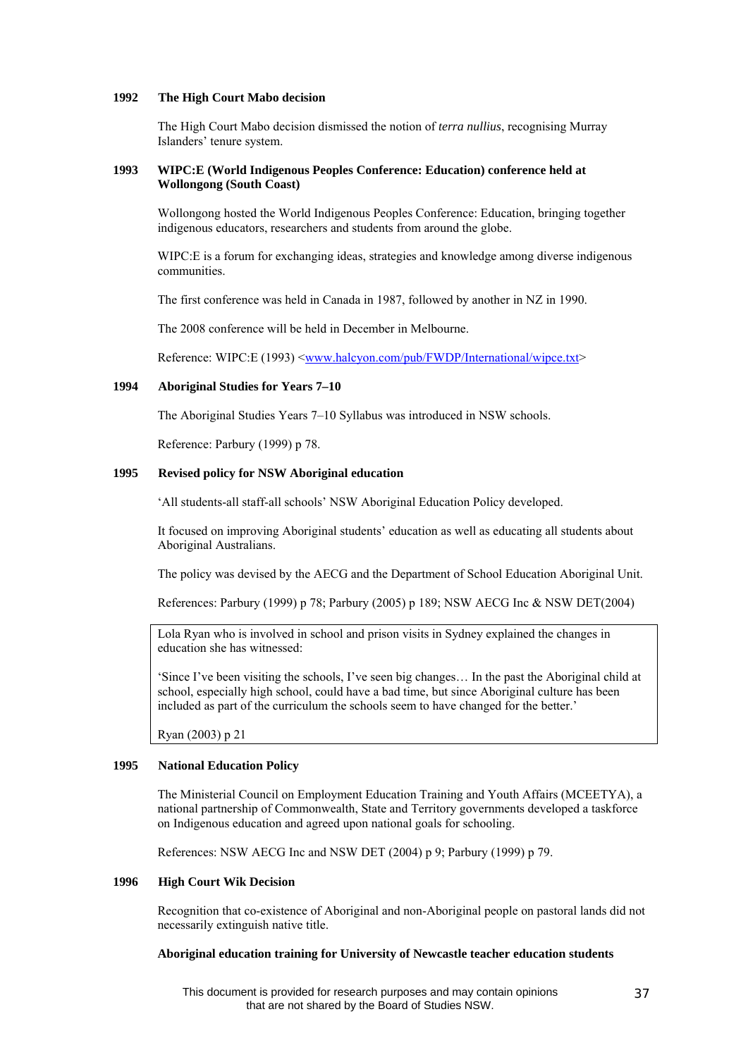**1992 The High Court Mabo decision**

The High Court Mabo decision dismissed the notion of *terra nullius*, recognising Murray Islanders' tenure system.

**1993 WIPC:E (World Indigenous Peoples Conference: Education) conference held at Wollongong (South Coast)**

Wollongong hosted the World Indigenous Peoples Conference: Education, bringing together indigenous educators, researchers and students from around the globe.

WIPC:E is a forum for exchanging ideas, strategies and knowledge among diverse indigenous communities.

The first conference was held in Canada in 1987, followed by another in NZ in 1990.

The 2008 conference will be held in December in Melbourne.

Reference: WIPC:E (1993) <www.halcyon.com/pub/FWDP/International/wipce.txt>

**1994 Aboriginal Studies for Years 7–10**

The Aboriginal Studies Years 7–10 Syllabus was introduced in NSW schools.

Reference: Parbury (1999) p 78.

**1995 Revised policy for NSW Aboriginal education**

'All students-all staff-all schools' NSW Aboriginal Education Policy developed.

It focused on improving Aboriginal students' education as well as educating all students about Aboriginal Australians.

The policy was devised by the AECG and the Department of School Education Aboriginal Unit.

References: Parbury (1999) p 78; Parbury (2005) p 189; NSW AECG Inc & NSW DET(2004)

> Lola Ryan who is involved in school and prison visits in Sydney explained the changes in education she has witnessed:
>
> 'Since I've been visiting the schools, I've seen big changes… In the past the Aboriginal child at school, especially high school, could have a bad time, but since Aboriginal culture has been included as part of the curriculum the schools seem to have changed for the better.'
>
> Ryan (2003) p 21

**1995 National Education Policy**

The Ministerial Council on Employment Education Training and Youth Affairs (MCEETYA), a national partnership of Commonwealth, State and Territory governments developed a taskforce on Indigenous education and agreed upon national goals for schooling.

References: NSW AECG Inc and NSW DET (2004) p 9; Parbury (1999) p 79.

**1996 High Court Wik Decision**

Recognition that co-existence of Aboriginal and non-Aboriginal people on pastoral lands did not necessarily extinguish native title.

**Aboriginal education training for University of Newcastle teacher education students**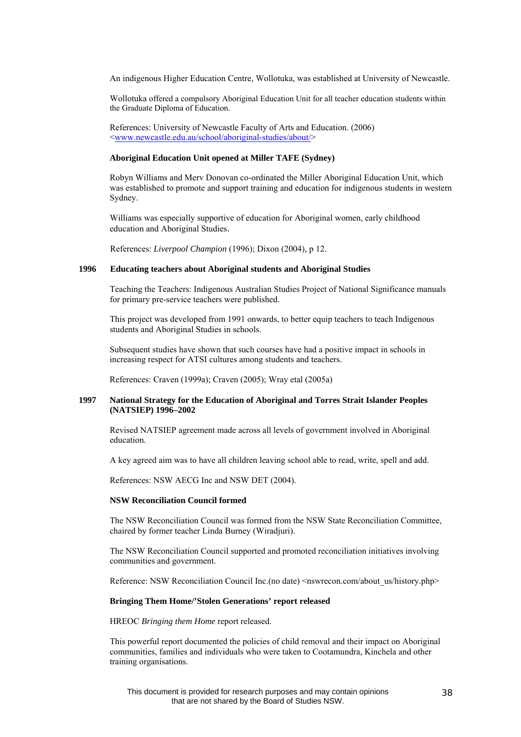An indigenous Higher Education Centre, Wollotuka, was established at University of Newcastle.

Wollotuka offered a compulsory Aboriginal Education Unit for all teacher education students within the Graduate Diploma of Education.

References: University of Newcastle Faculty of Arts and Education. (2006) <www.newcastle.edu.au/school/aboriginal-studies/about/>

**Aboriginal Education Unit opened at Miller TAFE (Sydney)**

Robyn Williams and Merv Donovan co-ordinated the Miller Aboriginal Education Unit, which was established to promote and support training and education for indigenous students in western Sydney.

Williams was especially supportive of education for Aboriginal women, early childhood education and Aboriginal Studies.

References: *Liverpool Champion* (1996); Dixon (2004), p 12.

**1996 Educating teachers about Aboriginal students and Aboriginal Studies**

Teaching the Teachers: Indigenous Australian Studies Project of National Significance manuals for primary pre-service teachers were published.

This project was developed from 1991 onwards, to better equip teachers to teach Indigenous students and Aboriginal Studies in schools.

Subsequent studies have shown that such courses have had a positive impact in schools in increasing respect for ATSI cultures among students and teachers.

References: Craven (1999a); Craven (2005); Wray etal (2005a)

**1997 National Strategy for the Education of Aboriginal and Torres Strait Islander Peoples (NATSIEP) 1996–2002**

Revised NATSIEP agreement made across all levels of government involved in Aboriginal education.

A key agreed aim was to have all children leaving school able to read, write, spell and add.

References: NSW AECG Inc and NSW DET (2004).

**NSW Reconciliation Council formed**

The NSW Reconciliation Council was formed from the NSW State Reconciliation Committee, chaired by former teacher Linda Burney (Wiradjuri).

The NSW Reconciliation Council supported and promoted reconciliation initiatives involving communities and government.

Reference: NSW Reconciliation Council Inc.(no date) <nswrecon.com/about_us/history.php>

**Bringing Them Home/'Stolen Generations' report released**

HREOC *Bringing them Home* report released.

This powerful report documented the policies of child removal and their impact on Aboriginal communities, families and individuals who were taken to Cootamundra, Kinchela and other training organisations.

This document is provided for research purposes and may contain opinions that are not shared by the Board of Studies NSW.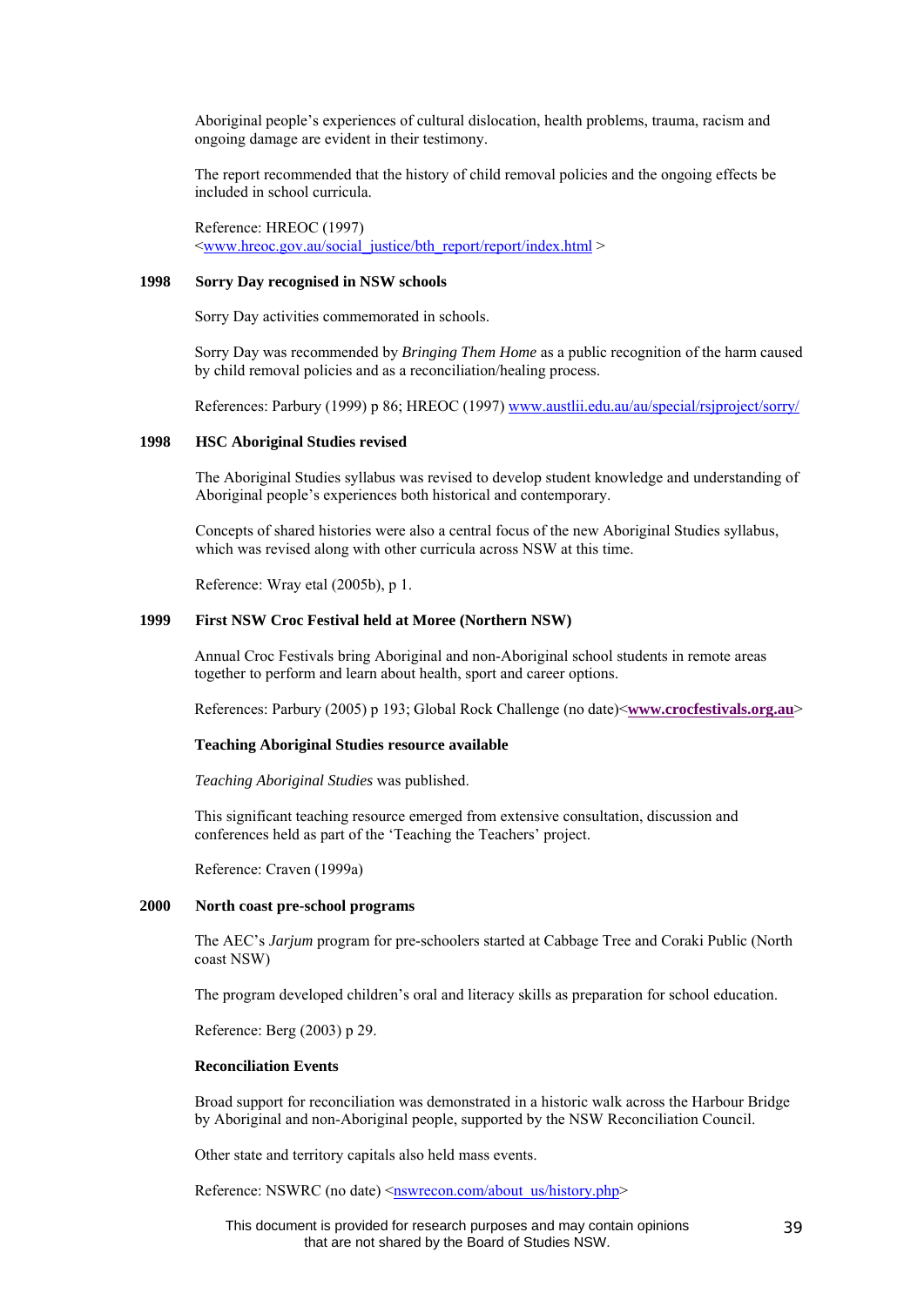Aboriginal people's experiences of cultural dislocation, health problems, trauma, racism and ongoing damage are evident in their testimony.

The report recommended that the history of child removal policies and the ongoing effects be included in school curricula.

Reference: HREOC (1997) <www.hreoc.gov.au/social_justice/bth_report/report/index.html >

**1998 Sorry Day recognised in NSW schools**

Sorry Day activities commemorated in schools.

Sorry Day was recommended by *Bringing Them Home* as a public recognition of the harm caused by child removal policies and as a reconciliation/healing process.

References: Parbury (1999) p 86; HREOC (1997) www.austlii.edu.au/au/special/rsjproject/sorry/

**1998 HSC Aboriginal Studies revised**

The Aboriginal Studies syllabus was revised to develop student knowledge and understanding of Aboriginal people's experiences both historical and contemporary.

Concepts of shared histories were also a central focus of the new Aboriginal Studies syllabus, which was revised along with other curricula across NSW at this time.

Reference: Wray etal (2005b), p 1.

**1999 First NSW Croc Festival held at Moree (Northern NSW)**

Annual Croc Festivals bring Aboriginal and non-Aboriginal school students in remote areas together to perform and learn about health, sport and career options.

References: Parbury (2005) p 193; Global Rock Challenge (no date)<**www.crocfestivals.org.au**>

**Teaching Aboriginal Studies resource available**

*Teaching Aboriginal Studies* was published.

This significant teaching resource emerged from extensive consultation, discussion and conferences held as part of the 'Teaching the Teachers' project.

Reference: Craven (1999a)

**2000 North coast pre-school programs**

The AEC's *Jarjum* program for pre-schoolers started at Cabbage Tree and Coraki Public (North coast NSW)

The program developed children's oral and literacy skills as preparation for school education.

Reference: Berg (2003) p 29.

**Reconciliation Events**

Broad support for reconciliation was demonstrated in a historic walk across the Harbour Bridge by Aboriginal and non-Aboriginal people, supported by the NSW Reconciliation Council.

Other state and territory capitals also held mass events.

Reference: NSWRC (no date) <nswrecon.com/about_us/history.php>

This document is provided for research purposes and may contain opinions that are not shared by the Board of Studies NSW.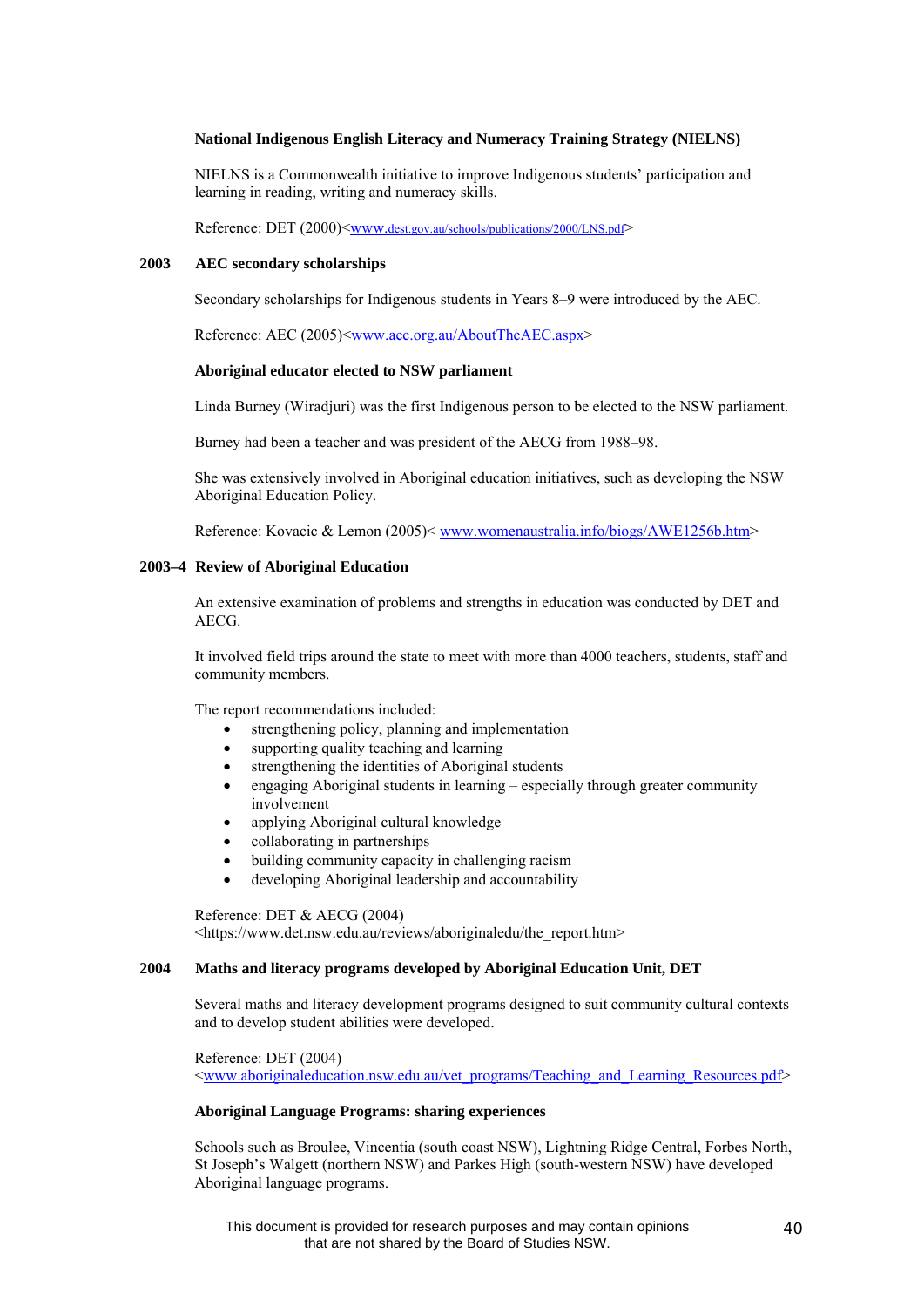**National Indigenous English Literacy and Numeracy Training Strategy (NIELNS)**

NIELNS is a Commonwealth initiative to improve Indigenous students' participation and learning in reading, writing and numeracy skills.

Reference: DET (2000)<www.dest.gov.au/schools/publications/2000/LNS.pdf>

**2003 AEC secondary scholarships**

Secondary scholarships for Indigenous students in Years 8–9 were introduced by the AEC.

Reference: AEC (2005)<www.aec.org.au/AboutTheAEC.aspx>

**Aboriginal educator elected to NSW parliament**

Linda Burney (Wiradjuri) was the first Indigenous person to be elected to the NSW parliament.

Burney had been a teacher and was president of the AECG from 1988–98.

She was extensively involved in Aboriginal education initiatives, such as developing the NSW Aboriginal Education Policy.

Reference: Kovacic & Lemon (2005)< www.womenaustralia.info/biogs/AWE1256b.htm>

**2003–4 Review of Aboriginal Education**

An extensive examination of problems and strengths in education was conducted by DET and AECG.

It involved field trips around the state to meet with more than 4000 teachers, students, staff and community members.

The report recommendations included:

- strengthening policy, planning and implementation
- supporting quality teaching and learning
- strengthening the identities of Aboriginal students
- engaging Aboriginal students in learning – especially through greater community involvement
- applying Aboriginal cultural knowledge
- collaborating in partnerships
- building community capacity in challenging racism
- developing Aboriginal leadership and accountability

Reference: DET & AECG (2004)
<https://www.det.nsw.edu.au/reviews/aboriginaledu/the_report.htm>

**2004 Maths and literacy programs developed by Aboriginal Education Unit, DET**

Several maths and literacy development programs designed to suit community cultural contexts and to develop student abilities were developed.

Reference: DET (2004)
<www.aboriginaleducation.nsw.edu.au/vet_programs/Teaching_and_Learning_Resources.pdf>

**Aboriginal Language Programs: sharing experiences**

Schools such as Broulee, Vincentia (south coast NSW), Lightning Ridge Central, Forbes North, St Joseph's Walgett (northern NSW) and Parkes High (south-western NSW) have developed Aboriginal language programs.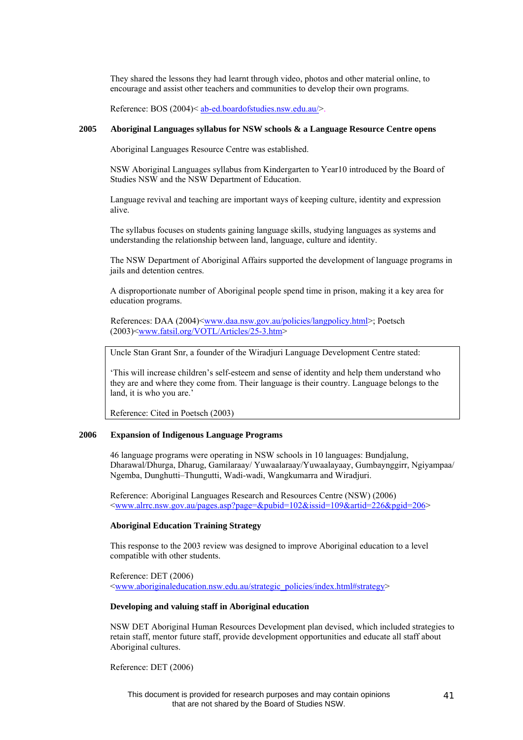They shared the lessons they had learnt through video, photos and other material online, to encourage and assist other teachers and communities to develop their own programs.

Reference: BOS (2004)< ab-ed.boardofstudies.nsw.edu.au/>.

**2005 Aboriginal Languages syllabus for NSW schools & a Language Resource Centre opens**

Aboriginal Languages Resource Centre was established.

NSW Aboriginal Languages syllabus from Kindergarten to Year10 introduced by the Board of Studies NSW and the NSW Department of Education.

Language revival and teaching are important ways of keeping culture, identity and expression alive.

The syllabus focuses on students gaining language skills, studying languages as systems and understanding the relationship between land, language, culture and identity.

The NSW Department of Aboriginal Affairs supported the development of language programs in jails and detention centres.

A disproportionate number of Aboriginal people spend time in prison, making it a key area for education programs.

References: DAA (2004)<www.daa.nsw.gov.au/policies/langpolicy.html>; Poetsch (2003)<www.fatsil.org/VOTL/Articles/25-3.htm>

> Uncle Stan Grant Snr, a founder of the Wiradjuri Language Development Centre stated:
>
> 'This will increase children's self-esteem and sense of identity and help them understand who they are and where they come from. Their language is their country. Language belongs to the land, it is who you are.'
>
> Reference: Cited in Poetsch (2003)

**2006 Expansion of Indigenous Language Programs**

46 language programs were operating in NSW schools in 10 languages: Bundjalung, Dharawal/Dhurga, Dharug, Gamilaraay/ Yuwaalaraay/Yuwaalayaay, Gumbaynggirr, Ngiyampaa/ Ngemba, Dunghutti–Thungutti, Wadi-wadi, Wangkumarra and Wiradjuri.

Reference: Aboriginal Languages Research and Resources Centre (NSW) (2006) <www.alrrc.nsw.gov.au/pages.asp?page=&pubid=102&issid=109&artid=226&pgid=206>

**Aboriginal Education Training Strategy**

This response to the 2003 review was designed to improve Aboriginal education to a level compatible with other students.

Reference: DET (2006) <www.aboriginaleducation.nsw.edu.au/strategic_policies/index.html#strategy>

**Developing and valuing staff in Aboriginal education**

NSW DET Aboriginal Human Resources Development plan devised, which included strategies to retain staff, mentor future staff, provide development opportunities and educate all staff about Aboriginal cultures.

Reference: DET (2006)

This document is provided for research purposes and may contain opinions that are not shared by the Board of Studies NSW.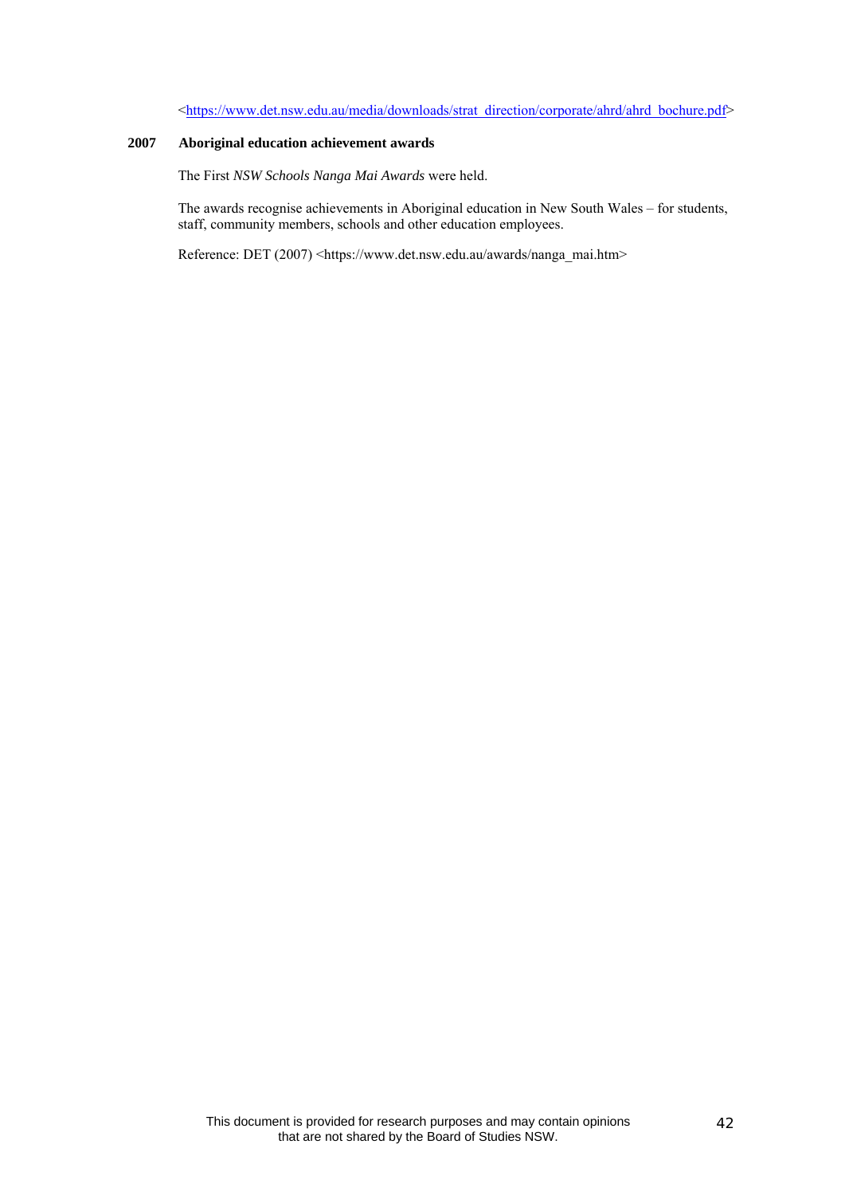<https://www.det.nsw.edu.au/media/downloads/strat_direction/corporate/ahrd/ahrd_bochure.pdf>

**2007 Aboriginal education achievement awards**

The First *NSW Schools Nanga Mai Awards* were held.

The awards recognise achievements in Aboriginal education in New South Wales – for students, staff, community members, schools and other education employees.

Reference: DET (2007) <https://www.det.nsw.edu.au/awards/nanga_mai.htm>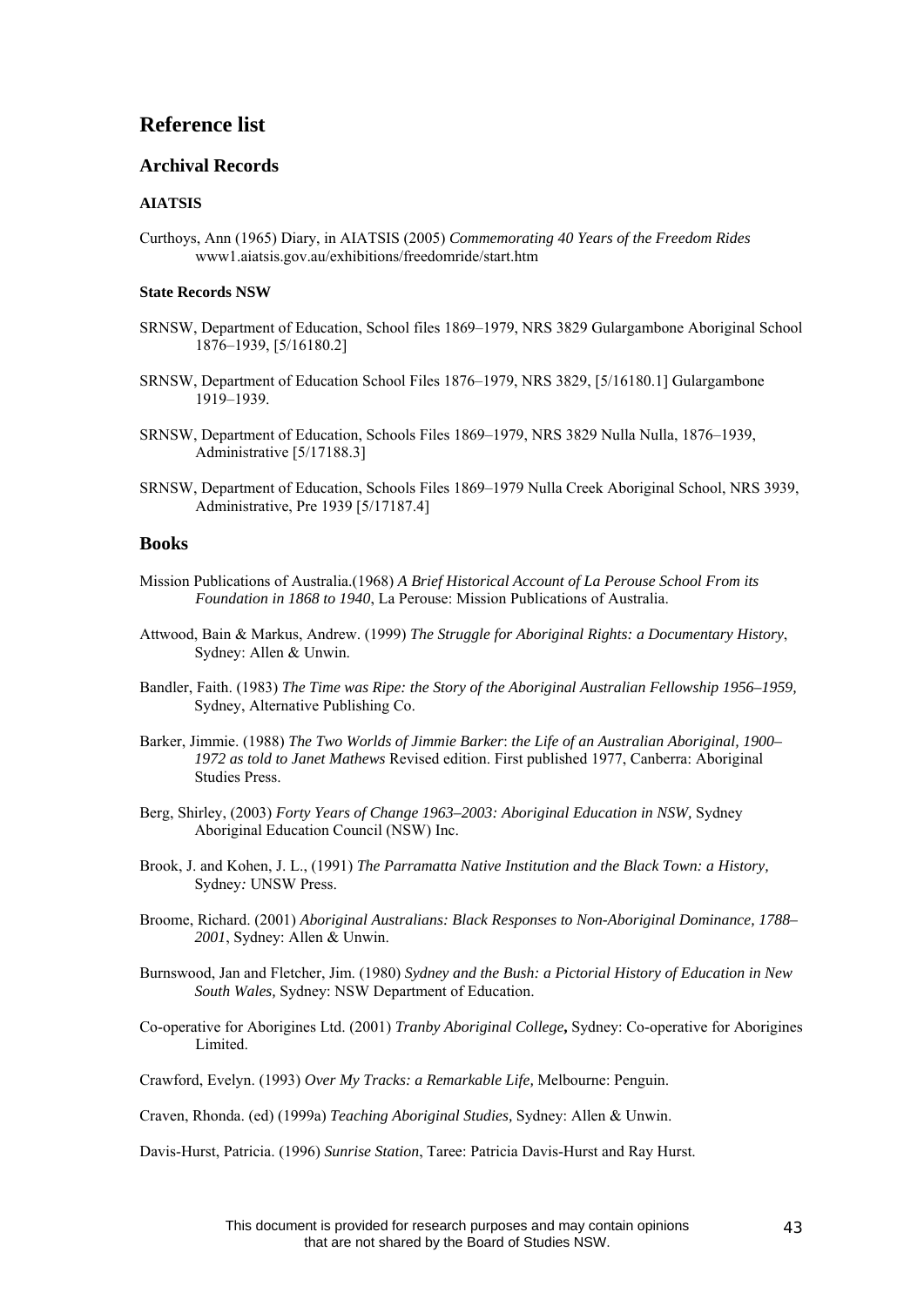# Reference list

## Archival Records

### AIATSIS

Curthoys, Ann (1965) Diary, in AIATSIS (2005) *Commemorating 40 Years of the Freedom Rides* www1.aiatsis.gov.au/exhibitions/freedomride/start.htm

### State Records NSW

SRNSW, Department of Education, School files 1869–1979, NRS 3829 Gulargambone Aboriginal School 1876–1939, [5/16180.2]

SRNSW, Department of Education School Files 1876–1979, NRS 3829, [5/16180.1] Gulargambone 1919–1939.

SRNSW, Department of Education, Schools Files 1869–1979, NRS 3829 Nulla Nulla, 1876–1939, Administrative [5/17188.3]

SRNSW, Department of Education, Schools Files 1869–1979 Nulla Creek Aboriginal School, NRS 3939, Administrative, Pre 1939 [5/17187.4]

## Books

Mission Publications of Australia.(1968) *A Brief Historical Account of La Perouse School From its Foundation in 1868 to 1940*, La Perouse: Mission Publications of Australia.

Attwood, Bain & Markus, Andrew. (1999) *The Struggle for Aboriginal Rights: a Documentary History*, Sydney: Allen & Unwin.

Bandler, Faith. (1983) *The Time was Ripe: the Story of the Aboriginal Australian Fellowship 1956–1959,* Sydney, Alternative Publishing Co.

Barker, Jimmie. (1988) *The Two Worlds of Jimmie Barker*: *the Life of an Australian Aboriginal, 1900–1972 as told to Janet Mathews* Revised edition. First published 1977, Canberra: Aboriginal Studies Press.

Berg, Shirley, (2003) *Forty Years of Change 1963–2003: Aboriginal Education in NSW,* Sydney Aboriginal Education Council (NSW) Inc.

Brook, J. and Kohen, J. L., (1991) *The Parramatta Native Institution and the Black Town: a History,* Sydney*:* UNSW Press.

Broome, Richard. (2001) *Aboriginal Australians: Black Responses to Non-Aboriginal Dominance, 1788–2001*, Sydney: Allen & Unwin.

Burnswood, Jan and Fletcher, Jim. (1980) *Sydney and the Bush: a Pictorial History of Education in New South Wales,* Sydney: NSW Department of Education.

Co-operative for Aborigines Ltd. (2001) *Tranby Aboriginal College***,** Sydney: Co-operative for Aborigines Limited.

Crawford, Evelyn. (1993) *Over My Tracks: a Remarkable Life,* Melbourne: Penguin.

Craven, Rhonda. (ed) (1999a) *Teaching Aboriginal Studies,* Sydney: Allen & Unwin.

Davis-Hurst, Patricia. (1996) *Sunrise Station*, Taree: Patricia Davis-Hurst and Ray Hurst.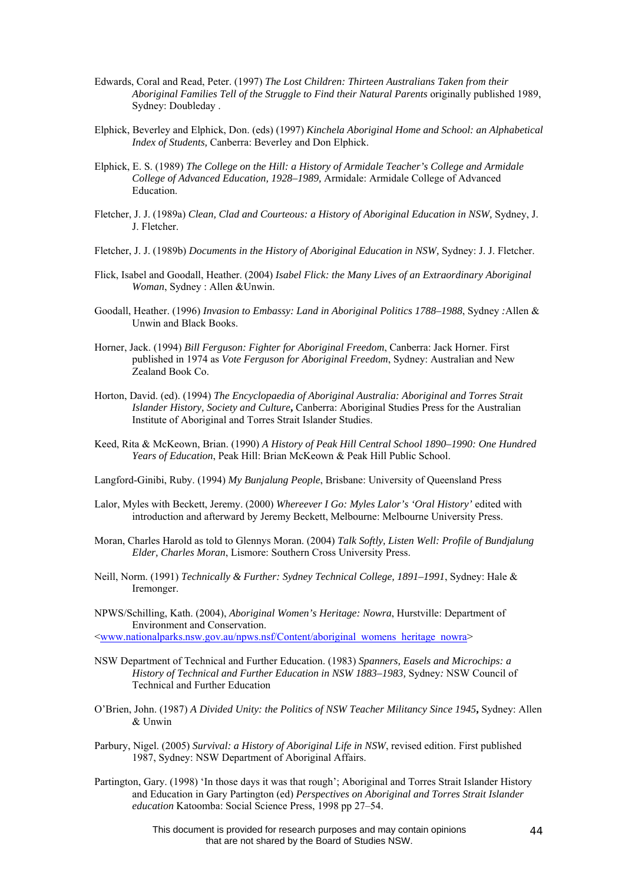Edwards, Coral and Read, Peter. (1997) *The Lost Children: Thirteen Australians Taken from their Aboriginal Families Tell of the Struggle to Find their Natural Parents* originally published 1989, Sydney: Doubleday .

Elphick, Beverley and Elphick, Don. (eds) (1997) *Kinchela Aboriginal Home and School: an Alphabetical Index of Students,* Canberra: Beverley and Don Elphick.

Elphick, E. S. (1989) *The College on the Hill: a History of Armidale Teacher's College and Armidale College of Advanced Education, 1928–1989,* Armidale: Armidale College of Advanced Education.

Fletcher, J. J. (1989a) *Clean, Clad and Courteous: a History of Aboriginal Education in NSW,* Sydney, J. J. Fletcher.

Fletcher, J. J. (1989b) *Documents in the History of Aboriginal Education in NSW,* Sydney: J. J. Fletcher.

Flick, Isabel and Goodall, Heather. (2004) *Isabel Flick: the Many Lives of an Extraordinary Aboriginal Woman*, Sydney : Allen &Unwin.

Goodall, Heather. (1996) *Invasion to Embassy: Land in Aboriginal Politics 1788–1988*, Sydney :Allen & Unwin and Black Books.

Horner, Jack. (1994) *Bill Ferguson: Fighter for Aboriginal Freedom*, Canberra: Jack Horner. First published in 1974 as *Vote Ferguson for Aboriginal Freedom*, Sydney: Australian and New Zealand Book Co.

Horton, David. (ed). (1994) *The Encyclopaedia of Aboriginal Australia: Aboriginal and Torres Strait Islander History, Society and Culture***,** Canberra: Aboriginal Studies Press for the Australian Institute of Aboriginal and Torres Strait Islander Studies.

Keed, Rita & McKeown, Brian. (1990) *A History of Peak Hill Central School 1890–1990: One Hundred Years of Education*, Peak Hill: Brian McKeown & Peak Hill Public School.

Langford-Ginibi, Ruby. (1994) *My Bunjalung People*, Brisbane: University of Queensland Press

Lalor, Myles with Beckett, Jeremy. (2000) *Whereever I Go: Myles Lalor's 'Oral History'* edited with introduction and afterward by Jeremy Beckett, Melbourne: Melbourne University Press.

Moran, Charles Harold as told to Glennys Moran. (2004) *Talk Softly, Listen Well: Profile of Bundjalung Elder, Charles Moran*, Lismore: Southern Cross University Press.

Neill, Norm. (1991) *Technically & Further: Sydney Technical College, 1891–1991*, Sydney: Hale & Iremonger.

NPWS/Schilling, Kath. (2004), *Aboriginal Women's Heritage: Nowra*, Hurstville: Department of Environment and Conservation. <www.nationalparks.nsw.gov.au/npws.nsf/Content/aboriginal_womens_heritage_nowra>

NSW Department of Technical and Further Education. (1983) *Spanners, Easels and Microchips: a History of Technical and Further Education in NSW 1883–1983,* Sydney: NSW Council of Technical and Further Education

O'Brien, John. (1987) *A Divided Unity: the Politics of NSW Teacher Militancy Since 1945***,** Sydney: Allen & Unwin

Parbury, Nigel. (2005) *Survival: a History of Aboriginal Life in NSW*, revised edition. First published 1987, Sydney: NSW Department of Aboriginal Affairs.

Partington, Gary. (1998) 'In those days it was that rough'; Aboriginal and Torres Strait Islander History and Education in Gary Partington (ed) *Perspectives on Aboriginal and Torres Strait Islander education* Katoomba: Social Science Press, 1998 pp 27–54.

This document is provided for research purposes and may contain opinions that are not shared by the Board of Studies NSW.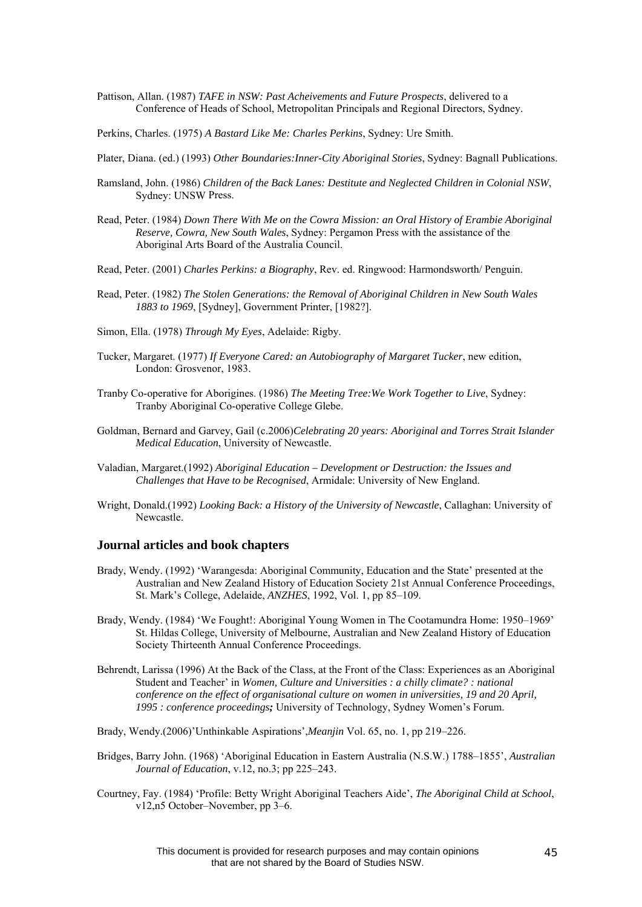Pattison, Allan. (1987) *TAFE in NSW: Past Acheivements and Future Prospects*, delivered to a Conference of Heads of School, Metropolitan Principals and Regional Directors, Sydney.

Perkins, Charles. (1975) *A Bastard Like Me: Charles Perkins*, Sydney: Ure Smith.

Plater, Diana. (ed.) (1993) *Other Boundaries:Inner-City Aboriginal Stories*, Sydney: Bagnall Publications.

Ramsland, John. (1986) *Children of the Back Lanes: Destitute and Neglected Children in Colonial NSW*, Sydney: UNSW Press.

Read, Peter. (1984) *Down There With Me on the Cowra Mission: an Oral History of Erambie Aboriginal Reserve, Cowra, New South Wales*, Sydney: Pergamon Press with the assistance of the Aboriginal Arts Board of the Australia Council.

Read, Peter. (2001) *Charles Perkins: a Biography*, Rev. ed. Ringwood: Harmondsworth/ Penguin.

Read, Peter. (1982) *The Stolen Generations: the Removal of Aboriginal Children in New South Wales 1883 to 1969*, [Sydney], Government Printer, [1982?].

Simon, Ella. (1978) *Through My Eyes*, Adelaide: Rigby.

Tucker, Margaret. (1977) *If Everyone Cared: an Autobiography of Margaret Tucker*, new edition, London: Grosvenor, 1983.

Tranby Co-operative for Aborigines. (1986) *The Meeting Tree:We Work Together to Live*, Sydney: Tranby Aboriginal Co-operative College Glebe.

Goldman, Bernard and Garvey, Gail (c.2006)*Celebrating 20 years: Aboriginal and Torres Strait Islander Medical Education*, University of Newcastle.

Valadian, Margaret.(1992) *Aboriginal Education – Development or Destruction: the Issues and Challenges that Have to be Recognised*, Armidale: University of New England.

Wright, Donald.(1992) *Looking Back: a History of the University of Newcastle*, Callaghan: University of Newcastle.

### Journal articles and book chapters

Brady, Wendy. (1992) 'Warangesda: Aboriginal Community, Education and the State' presented at the Australian and New Zealand History of Education Society 21st Annual Conference Proceedings, St. Mark's College, Adelaide, *ANZHES*, 1992, Vol. 1, pp 85–109.

Brady, Wendy. (1984) 'We Fought!: Aboriginal Young Women in The Cootamundra Home: 1950–1969' St. Hildas College, University of Melbourne, Australian and New Zealand History of Education Society Thirteenth Annual Conference Proceedings.

Behrendt, Larissa (1996) At the Back of the Class, at the Front of the Class: Experiences as an Aboriginal Student and Teacher' in *Women, Culture and Universities : a chilly climate? : national conference on the effect of organisational culture on women in universities, 19 and 20 April, 1995 : conference proceedings;* University of Technology, Sydney Women's Forum.

Brady, Wendy.(2006)'Unthinkable Aspirations',*Meanjin* Vol. 65, no. 1, pp 219–226.

Bridges, Barry John. (1968) 'Aboriginal Education in Eastern Australia (N.S.W.) 1788–1855', *Australian Journal of Education*, v.12, no.3; pp 225–243.

Courtney, Fay. (1984) 'Profile: Betty Wright Aboriginal Teachers Aide', *The Aboriginal Child at School*, v12,n5 October–November, pp 3–6.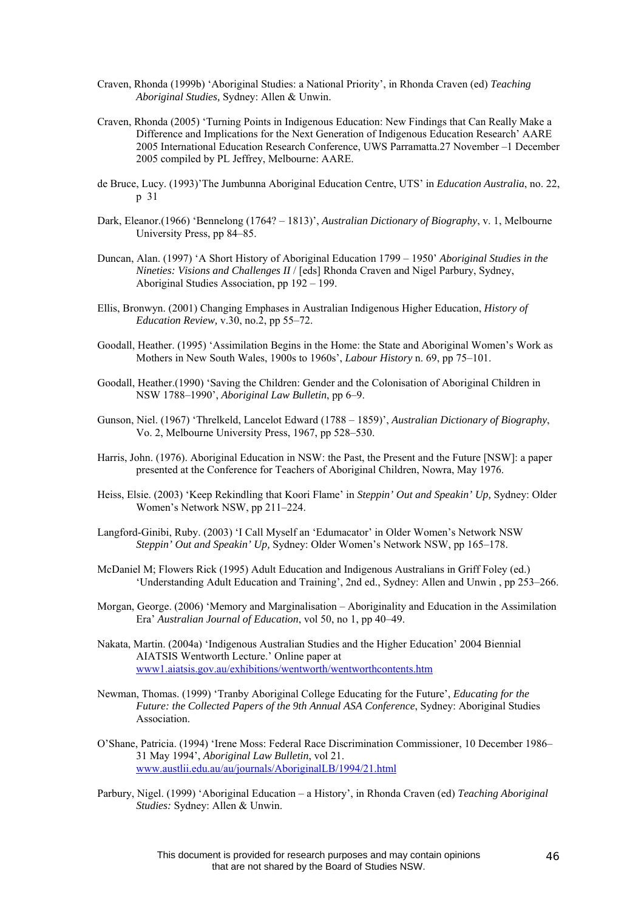Craven, Rhonda (1999b) 'Aboriginal Studies: a National Priority', in Rhonda Craven (ed) *Teaching Aboriginal Studies,* Sydney: Allen & Unwin.

Craven, Rhonda (2005) 'Turning Points in Indigenous Education: New Findings that Can Really Make a Difference and Implications for the Next Generation of Indigenous Education Research' AARE 2005 International Education Research Conference, UWS Parramatta.27 November –1 December 2005 compiled by PL Jeffrey, Melbourne: AARE.

de Bruce, Lucy. (1993)'The Jumbunna Aboriginal Education Centre, UTS' in *Education Australia*, no. 22, p 31

Dark, Eleanor.(1966) 'Bennelong (1764? – 1813)', *Australian Dictionary of Biography*, v. 1, Melbourne University Press, pp 84–85.

Duncan, Alan. (1997) 'A Short History of Aboriginal Education 1799 – 1950' *Aboriginal Studies in the Nineties: Visions and Challenges II* / [eds] Rhonda Craven and Nigel Parbury, Sydney, Aboriginal Studies Association, pp 192 – 199.

Ellis, Bronwyn. (2001) Changing Emphases in Australian Indigenous Higher Education, *History of Education Review,* v.30, no.2, pp 55–72.

Goodall, Heather. (1995) 'Assimilation Begins in the Home: the State and Aboriginal Women's Work as Mothers in New South Wales, 1900s to 1960s', *Labour History* n. 69, pp 75–101.

Goodall, Heather.(1990) 'Saving the Children: Gender and the Colonisation of Aboriginal Children in NSW 1788–1990', *Aboriginal Law Bulletin*, pp 6–9.

Gunson, Niel. (1967) 'Threlkeld, Lancelot Edward (1788 – 1859)', *Australian Dictionary of Biography*, Vo. 2, Melbourne University Press, 1967, pp 528–530.

Harris, John. (1976). Aboriginal Education in NSW: the Past, the Present and the Future [NSW]: a paper presented at the Conference for Teachers of Aboriginal Children, Nowra, May 1976.

Heiss, Elsie. (2003) 'Keep Rekindling that Koori Flame' in *Steppin' Out and Speakin' Up,* Sydney: Older Women's Network NSW, pp 211–224.

Langford-Ginibi, Ruby. (2003) 'I Call Myself an 'Edumacator' in Older Women's Network NSW *Steppin' Out and Speakin' Up,* Sydney: Older Women's Network NSW, pp 165–178.

McDaniel M; Flowers Rick (1995) Adult Education and Indigenous Australians in Griff Foley (ed.) 'Understanding Adult Education and Training', 2nd ed., Sydney: Allen and Unwin , pp 253–266.

Morgan, George. (2006) 'Memory and Marginalisation – Aboriginality and Education in the Assimilation Era' *Australian Journal of Education*, vol 50, no 1, pp 40–49.

Nakata, Martin. (2004a) 'Indigenous Australian Studies and the Higher Education' 2004 Biennial AIATSIS Wentworth Lecture.' Online paper at www1.aiatsis.gov.au/exhibitions/wentworth/wentworthcontents.htm

Newman, Thomas. (1999) 'Tranby Aboriginal College Educating for the Future', *Educating for the Future: the Collected Papers of the 9th Annual ASA Conference*, Sydney: Aboriginal Studies Association.

O'Shane, Patricia. (1994) 'Irene Moss: Federal Race Discrimination Commissioner, 10 December 1986– 31 May 1994', *Aboriginal Law Bulletin*, vol 21. www.austlii.edu.au/au/journals/AboriginalLB/1994/21.html

Parbury, Nigel. (1999) 'Aboriginal Education – a History', in Rhonda Craven (ed) *Teaching Aboriginal Studies:* Sydney: Allen & Unwin.

This document is provided for research purposes and may contain opinions that are not shared by the Board of Studies NSW.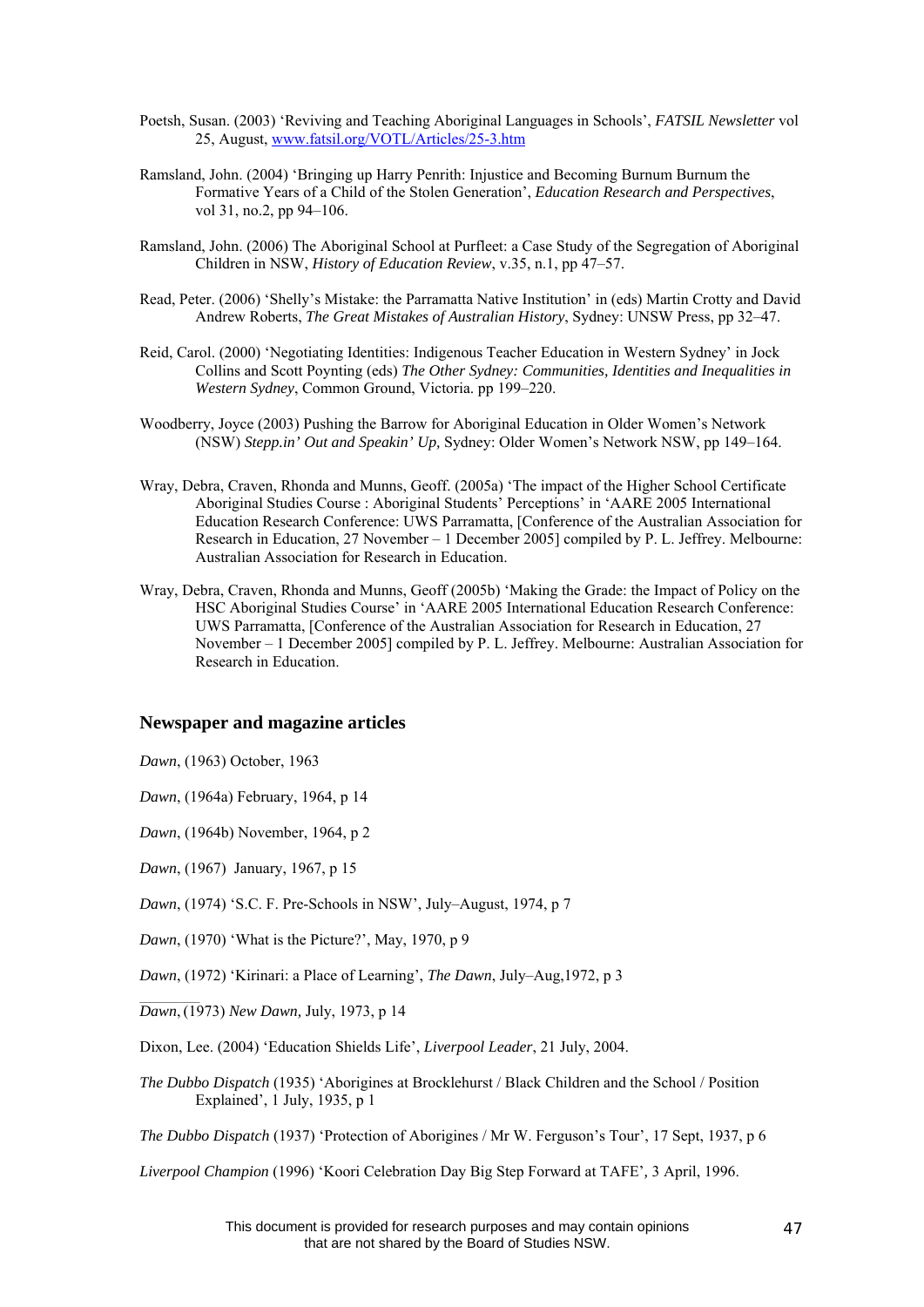Poetsh, Susan. (2003) 'Reviving and Teaching Aboriginal Languages in Schools', *FATSIL Newsletter* vol 25, August, www.fatsil.org/VOTL/Articles/25-3.htm

Ramsland, John. (2004) 'Bringing up Harry Penrith: Injustice and Becoming Burnum Burnum the Formative Years of a Child of the Stolen Generation', *Education Research and Perspectives*, vol 31, no.2, pp 94–106.

Ramsland, John. (2006) The Aboriginal School at Purfleet: a Case Study of the Segregation of Aboriginal Children in NSW, *History of Education Review*, v.35, n.1, pp 47–57.

Read, Peter. (2006) 'Shelly's Mistake: the Parramatta Native Institution' in (eds) Martin Crotty and David Andrew Roberts, *The Great Mistakes of Australian History*, Sydney: UNSW Press, pp 32–47.

Reid, Carol. (2000) 'Negotiating Identities: Indigenous Teacher Education in Western Sydney' in Jock Collins and Scott Poynting (eds) *The Other Sydney: Communities, Identities and Inequalities in Western Sydney*, Common Ground, Victoria. pp 199–220.

Woodberry, Joyce (2003) Pushing the Barrow for Aboriginal Education in Older Women's Network (NSW) *Stepp.in' Out and Speakin' Up,* Sydney: Older Women's Network NSW, pp 149–164.

Wray, Debra, Craven, Rhonda and Munns, Geoff. (2005a) 'The impact of the Higher School Certificate Aboriginal Studies Course : Aboriginal Students' Perceptions' in 'AARE 2005 International Education Research Conference: UWS Parramatta, [Conference of the Australian Association for Research in Education, 27 November – 1 December 2005] compiled by P. L. Jeffrey. Melbourne: Australian Association for Research in Education.

Wray, Debra, Craven, Rhonda and Munns, Geoff (2005b) 'Making the Grade: the Impact of Policy on the HSC Aboriginal Studies Course' in 'AARE 2005 International Education Research Conference: UWS Parramatta, [Conference of the Australian Association for Research in Education, 27 November – 1 December 2005] compiled by P. L. Jeffrey. Melbourne: Australian Association for Research in Education.

## Newspaper and magazine articles

*Dawn*, (1963) October, 1963

*Dawn*, (1964a) February, 1964, p 14

*Dawn*, (1964b) November, 1964, p 2

*Dawn*, (1967) January, 1967, p 15

*Dawn*, (1974) 'S.C. F. Pre-Schools in NSW', July–August, 1974, p 7

*Dawn*, (1970) 'What is the Picture?', May, 1970, p 9

*Dawn*, (1972) 'Kirinari: a Place of Learning', *The Dawn*, July–Aug,1972, p 3

*Dawn*, (1973) *New Dawn,* July, 1973, p 14

Dixon, Lee. (2004) 'Education Shields Life', *Liverpool Leader*, 21 July, 2004.

*The Dubbo Dispatch* (1935) 'Aborigines at Brocklehurst / Black Children and the School / Position Explained', 1 July, 1935, p 1

*The Dubbo Dispatch* (1937) 'Protection of Aborigines / Mr W. Ferguson's Tour', 17 Sept, 1937, p 6

*Liverpool Champion* (1996) 'Koori Celebration Day Big Step Forward at TAFE', 3 April, 1996.

This document is provided for research purposes and may contain opinions that are not shared by the Board of Studies NSW.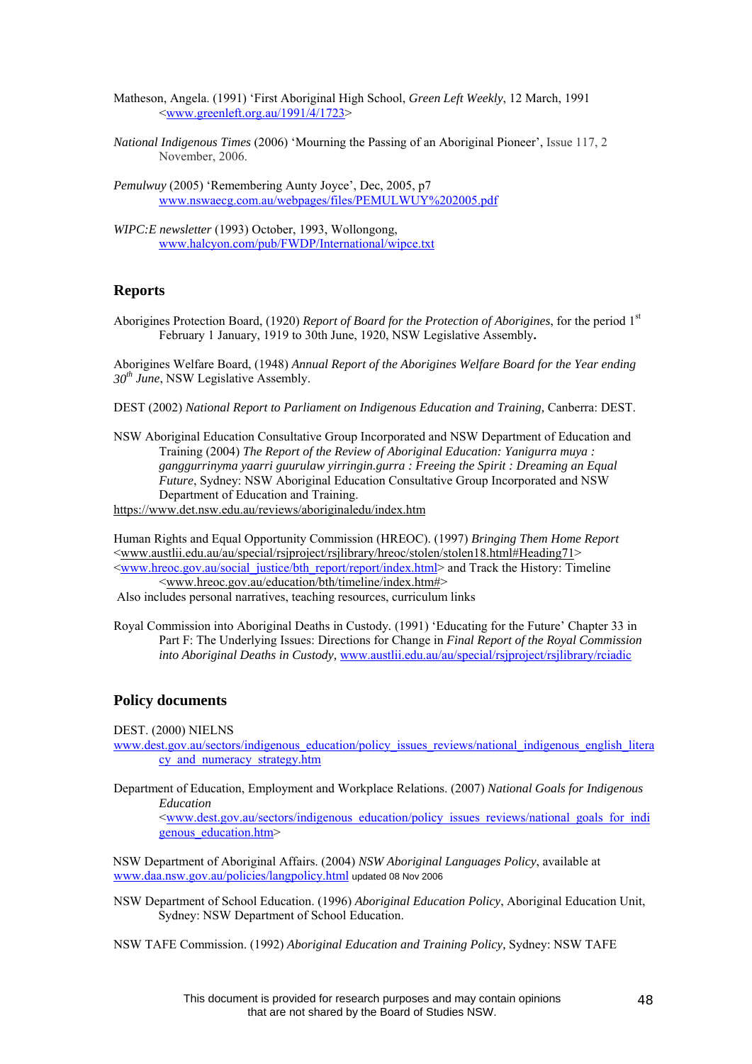Matheson, Angela. (1991) 'First Aboriginal High School, *Green Left Weekly*, 12 March, 1991 <www.greenleft.org.au/1991/4/1723>

*National Indigenous Times* (2006) 'Mourning the Passing of an Aboriginal Pioneer', Issue 117, 2 November, 2006.

*Pemulwuy* (2005) 'Remembering Aunty Joyce', Dec, 2005, p7 www.nswaecg.com.au/webpages/files/PEMULWUY%202005.pdf

*WIPC:E newsletter* (1993) October, 1993, Wollongong, www.halcyon.com/pub/FWDP/International/wipce.txt

## Reports

Aborigines Protection Board, (1920) *Report of Board for the Protection of Aborigines*, for the period 1st February 1 January, 1919 to 30th June, 1920, NSW Legislative Assembly**.**

Aborigines Welfare Board, (1948) *Annual Report of the Aborigines Welfare Board for the Year ending 30th June*, NSW Legislative Assembly.

DEST (2002) *National Report to Parliament on Indigenous Education and Training,* Canberra: DEST.

NSW Aboriginal Education Consultative Group Incorporated and NSW Department of Education and Training (2004) *The Report of the Review of Aboriginal Education: Yanigurra muya : ganggurrinyma yaarri guurulaw yirringin.gurra : Freeing the Spirit : Dreaming an Equal Future*, Sydney: NSW Aboriginal Education Consultative Group Incorporated and NSW Department of Education and Training.
https://www.det.nsw.edu.au/reviews/aboriginaledu/index.htm

Human Rights and Equal Opportunity Commission (HREOC). (1997) *Bringing Them Home Report* <www.austlii.edu.au/au/special/rsjproject/rsjlibrary/hreoc/stolen/stolen18.html#Heading71> <www.hreoc.gov.au/social_justice/bth_report/report/index.html> and Track the History: Timeline <www.hreoc.gov.au/education/bth/timeline/index.htm#>
Also includes personal narratives, teaching resources, curriculum links

Royal Commission into Aboriginal Deaths in Custody. (1991) 'Educating for the Future' Chapter 33 in Part F: The Underlying Issues: Directions for Change in *Final Report of the Royal Commission into Aboriginal Deaths in Custody,* www.austlii.edu.au/au/special/rsjproject/rsjlibrary/rciadic

## Policy documents

DEST. (2000) NIELNS
www.dest.gov.au/sectors/indigenous_education/policy_issues_reviews/national_indigenous_english_literacy_and_numeracy_strategy.htm

Department of Education, Employment and Workplace Relations. (2007) *National Goals for Indigenous Education* <www.dest.gov.au/sectors/indigenous_education/policy_issues_reviews/national_goals_for_indigenous_education.htm>

NSW Department of Aboriginal Affairs. (2004) *NSW Aboriginal Languages Policy*, available at www.daa.nsw.gov.au/policies/langpolicy.html updated 08 Nov 2006

NSW Department of School Education. (1996) *Aboriginal Education Policy*, Aboriginal Education Unit, Sydney: NSW Department of School Education.

NSW TAFE Commission. (1992) *Aboriginal Education and Training Policy,* Sydney: NSW TAFE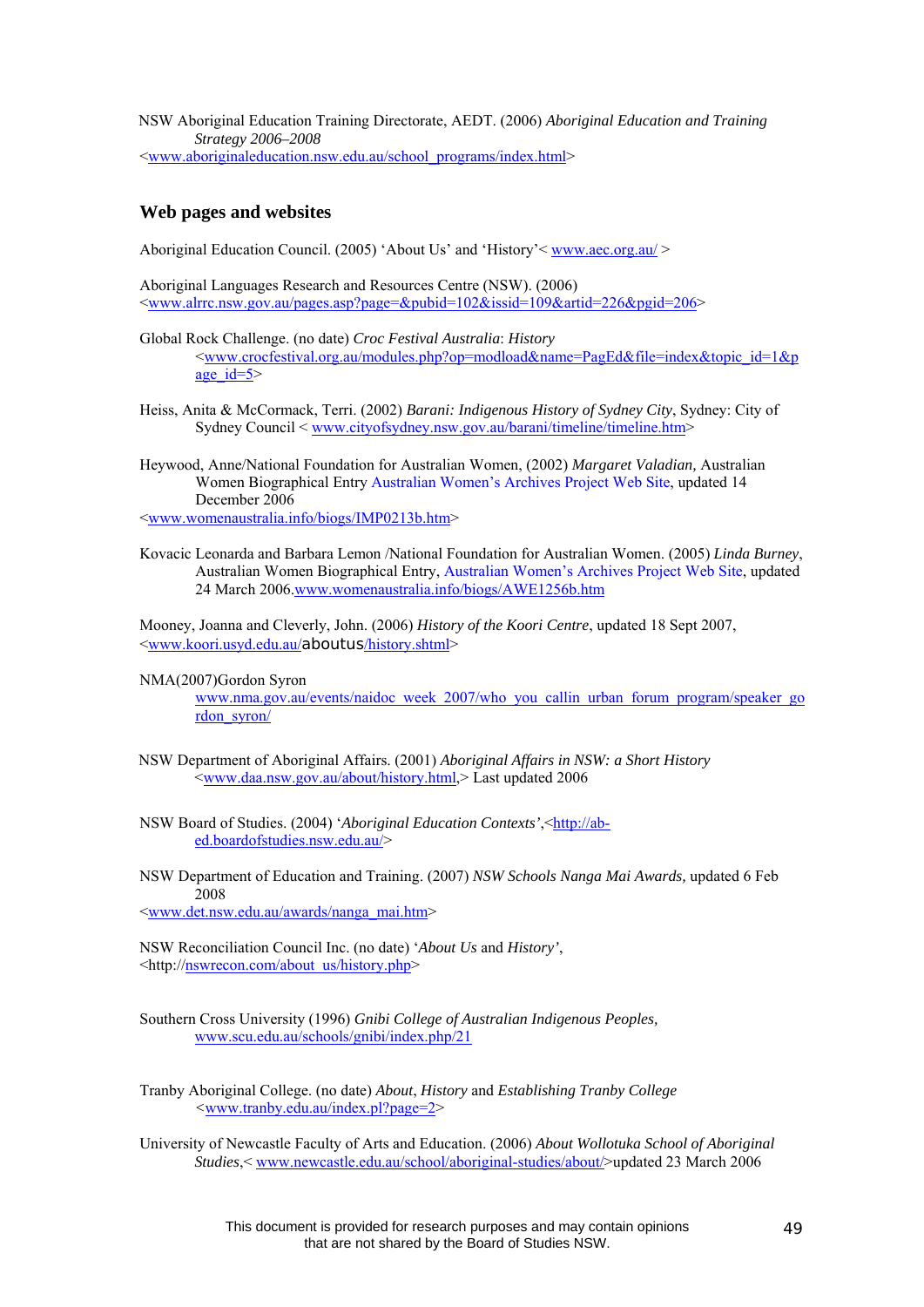NSW Aboriginal Education Training Directorate, AEDT. (2006) *Aboriginal Education and Training Strategy 2006–2008* <www.aboriginaleducation.nsw.edu.au/school_programs/index.html>

## Web pages and websites

Aboriginal Education Council. (2005) 'About Us' and 'History'< www.aec.org.au/ >

Aboriginal Languages Research and Resources Centre (NSW). (2006) <www.alrrc.nsw.gov.au/pages.asp?page=&pubid=102&issid=109&artid=226&pgid=206>

Global Rock Challenge. (no date) *Croc Festival Australia*: *History* <www.crocfestival.org.au/modules.php?op=modload&name=PagEd&file=index&topic_id=1&page_id=5>

Heiss, Anita & McCormack, Terri. (2002) *Barani: Indigenous History of Sydney City*, Sydney: City of Sydney Council < www.cityofsydney.nsw.gov.au/barani/timeline/timeline.htm>

Heywood, Anne/National Foundation for Australian Women, (2002) *Margaret Valadian,* Australian Women Biographical Entry Australian Women's Archives Project Web Site, updated 14 December 2006 <www.womenaustralia.info/biogs/IMP0213b.htm>

Kovacic Leonarda and Barbara Lemon /National Foundation for Australian Women. (2005) *Linda Burney*, Australian Women Biographical Entry, Australian Women's Archives Project Web Site, updated 24 March 2006.www.womenaustralia.info/biogs/AWE1256b.htm

Mooney, Joanna and Cleverly, John. (2006) *History of the Koori Centre*, updated 18 Sept 2007, <www.koori.usyd.edu.au/aboutus/history.shtml>

NMA(2007)Gordon Syron www.nma.gov.au/events/naidoc_week_2007/who_you_callin_urban_forum_program/speaker_gordon_syron/

NSW Department of Aboriginal Affairs. (2001) *Aboriginal Affairs in NSW: a Short History* <www.daa.nsw.gov.au/about/history.html,> Last updated 2006

NSW Board of Studies. (2004) '*Aboriginal Education Contexts'*,<http://ab-ed.boardofstudies.nsw.edu.au/>

NSW Department of Education and Training. (2007) *NSW Schools Nanga Mai Awards,* updated 6 Feb 2008 <www.det.nsw.edu.au/awards/nanga_mai.htm>

NSW Reconciliation Council Inc. (no date) '*About Us* and *History'*, <http://nswrecon.com/about_us/history.php>

Southern Cross University (1996) *Gnibi College of Australian Indigenous Peoples,* www.scu.edu.au/schools/gnibi/index.php/21

Tranby Aboriginal College. (no date) *About*, *History* and *Establishing Tranby College* <www.tranby.edu.au/index.pl?page=2>

University of Newcastle Faculty of Arts and Education. (2006) *About Wollotuka School of Aboriginal Studies*,< www.newcastle.edu.au/school/aboriginal-studies/about/>updated 23 March 2006

This document is provided for research purposes and may contain opinions that are not shared by the Board of Studies NSW.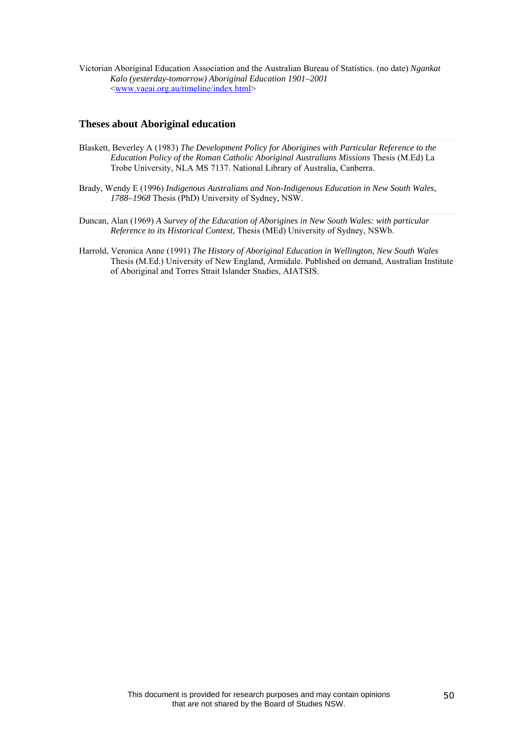Victorian Aboriginal Education Association and the Australian Bureau of Statistics. (no date) *Ngankat Kalo (yesterday-tomorrow) Aboriginal Education 1901–2001* <www.vaeai.org.au/timeline/index.html>

### Theses about Aboriginal education

Blaskett, Beverley A (1983) *The Development Policy for Aborigines with Particular Reference to the Education Policy of the Roman Catholic Aboriginal Australians Missions* Thesis (M.Ed) La Trobe University, NLA MS 7137. National Library of Australia, Canberra.

Brady, Wendy E (1996) *Indigenous Australians and Non-Indigenous Education in New South Wales, 1788–1968* Thesis (PhD) University of Sydney, NSW.

Duncan, Alan (1969) *A Survey of the Education of Aborigines in New South Wales: with particular Reference to its Historical Context*, Thesis (MEd) University of Sydney, NSWb.

Harrold, Veronica Anne (1991) *The History of Aboriginal Education in Wellington, New South Wales* Thesis (M.Ed.) University of New England, Armidale. Published on demand, Australian Institute of Aboriginal and Torres Strait Islander Studies, AIATSIS.

This document is provided for research purposes and may contain opinions that are not shared by the Board of Studies NSW.